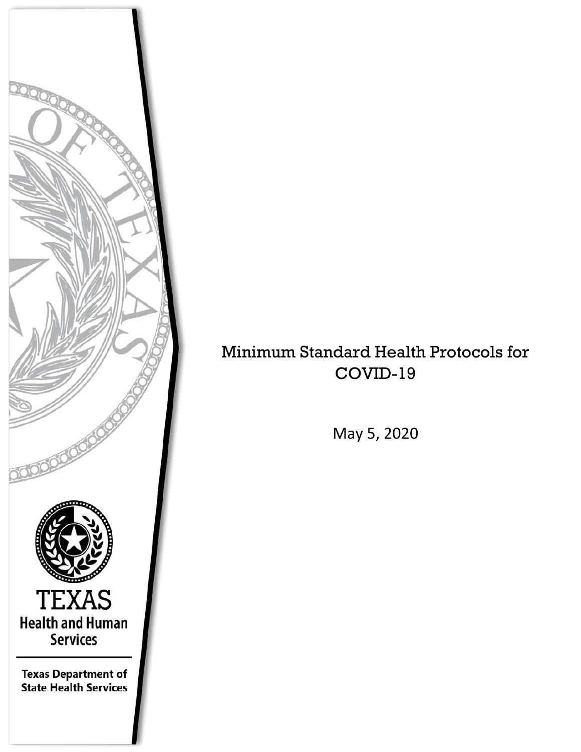# Minimum Standard Health Protocols for COVID-19

May 5, 2020

TEXAS
Health and Human Services

Texas Department of State Health Services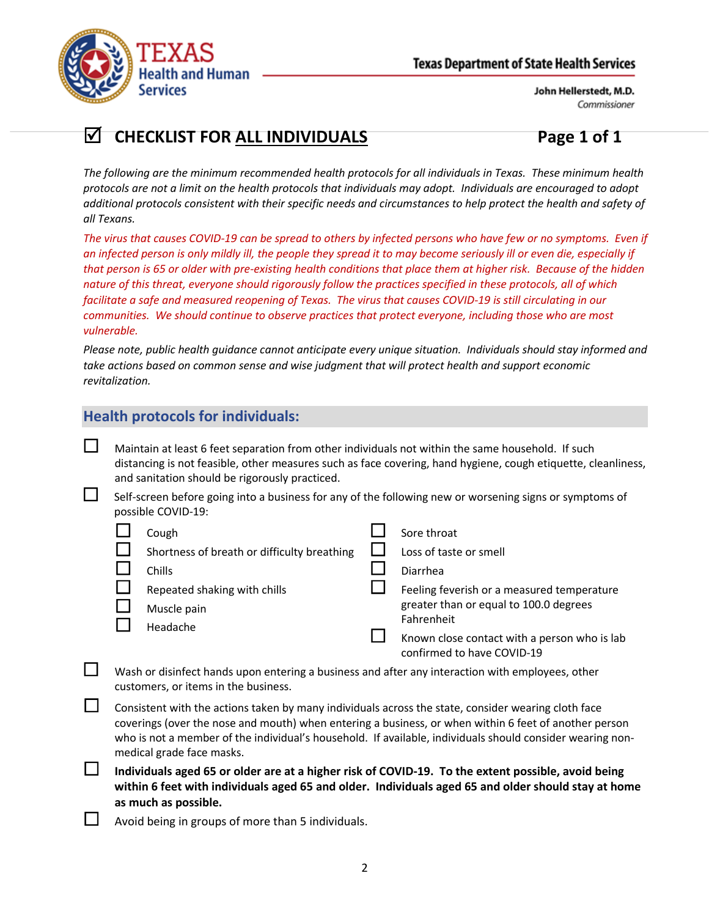Texas Health and Human Services

Texas Department of State Health Services

John Hellerstedt, M.D.
*Commissioner*

# ☑ CHECKLIST FOR ALL INDIVIDUALS — Page 1 of 1

*The following are the minimum recommended health protocols for all individuals in Texas. These minimum health protocols are not a limit on the health protocols that individuals may adopt. Individuals are encouraged to adopt additional protocols consistent with their specific needs and circumstances to help protect the health and safety of all Texans.*

*The virus that causes COVID-19 can be spread to others by infected persons who have few or no symptoms. Even if an infected person is only mildly ill, the people they spread it to may become seriously ill or even die, especially if that person is 65 or older with pre-existing health conditions that place them at higher risk. Because of the hidden nature of this threat, everyone should rigorously follow the practices specified in these protocols, all of which facilitate a safe and measured reopening of Texas. The virus that causes COVID-19 is still circulating in our communities. We should continue to observe practices that protect everyone, including those who are most vulnerable.*

*Please note, public health guidance cannot anticipate every unique situation. Individuals should stay informed and take actions based on common sense and wise judgment that will protect health and support economic revitalization.*

## Health protocols for individuals:

- ☐ Maintain at least 6 feet separation from other individuals not within the same household. If such distancing is not feasible, other measures such as face covering, hand hygiene, cough etiquette, cleanliness, and sanitation should be rigorously practiced.
- ☐ Self-screen before going into a business for any of the following new or worsening signs or symptoms of possible COVID-19:
  - ☐ Cough
  - ☐ Shortness of breath or difficulty breathing
  - ☐ Chills
  - ☐ Repeated shaking with chills
  - ☐ Muscle pain
  - ☐ Headache
  - ☐ Sore throat
  - ☐ Loss of taste or smell
  - ☐ Diarrhea
  - ☐ Feeling feverish or a measured temperature greater than or equal to 100.0 degrees Fahrenheit
  - ☐ Known close contact with a person who is lab confirmed to have COVID-19
- ☐ Wash or disinfect hands upon entering a business and after any interaction with employees, other customers, or items in the business.
- ☐ Consistent with the actions taken by many individuals across the state, consider wearing cloth face coverings (over the nose and mouth) when entering a business, or when within 6 feet of another person who is not a member of the individual's household. If available, individuals should consider wearing non-medical grade face masks.
- ☐ **Individuals aged 65 or older are at a higher risk of COVID-19. To the extent possible, avoid being within 6 feet with individuals aged 65 and older. Individuals aged 65 and older should stay at home as much as possible.**
- ☐ Avoid being in groups of more than 5 individuals.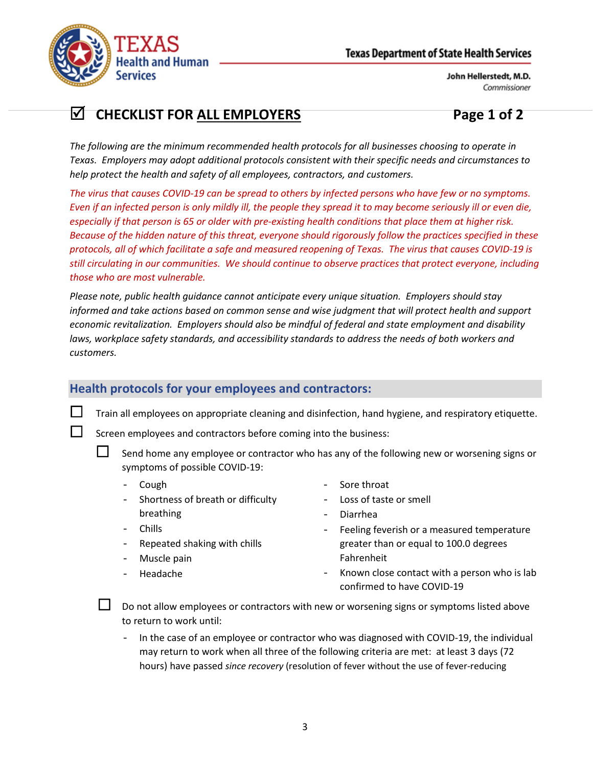Texas Health and Human Services

Texas Department of State Health Services

John Hellerstedt, M.D.
*Commissioner*

# ☑ CHECKLIST FOR ALL EMPLOYERS

**Page 1 of 2**

*The following are the minimum recommended health protocols for all businesses choosing to operate in Texas. Employers may adopt additional protocols consistent with their specific needs and circumstances to help protect the health and safety of all employees, contractors, and customers.*

*The virus that causes COVID-19 can be spread to others by infected persons who have few or no symptoms. Even if an infected person is only mildly ill, the people they spread it to may become seriously ill or even die, especially if that person is 65 or older with pre-existing health conditions that place them at higher risk. Because of the hidden nature of this threat, everyone should rigorously follow the practices specified in these protocols, all of which facilitate a safe and measured reopening of Texas. The virus that causes COVID-19 is still circulating in our communities. We should continue to observe practices that protect everyone, including those who are most vulnerable.*

*Please note, public health guidance cannot anticipate every unique situation. Employers should stay informed and take actions based on common sense and wise judgment that will protect health and support economic revitalization. Employers should also be mindful of federal and state employment and disability laws, workplace safety standards, and accessibility standards to address the needs of both workers and customers.*

## Health protocols for your employees and contractors:

- ☐ Train all employees on appropriate cleaning and disinfection, hand hygiene, and respiratory etiquette.
- ☐ Screen employees and contractors before coming into the business:
  - ☐ Send home any employee or contractor who has any of the following new or worsening signs or symptoms of possible COVID-19:
    - Cough
    - Shortness of breath or difficulty breathing
    - Chills
    - Repeated shaking with chills
    - Muscle pain
    - Headache
    - Sore throat
    - Loss of taste or smell
    - Diarrhea
    - Feeling feverish or a measured temperature greater than or equal to 100.0 degrees Fahrenheit
    - Known close contact with a person who is lab confirmed to have COVID-19
  - ☐ Do not allow employees or contractors with new or worsening signs or symptoms listed above to return to work until:
    - In the case of an employee or contractor who was diagnosed with COVID-19, the individual may return to work when all three of the following criteria are met: at least 3 days (72 hours) have passed *since recovery* (resolution of fever without the use of fever-reducing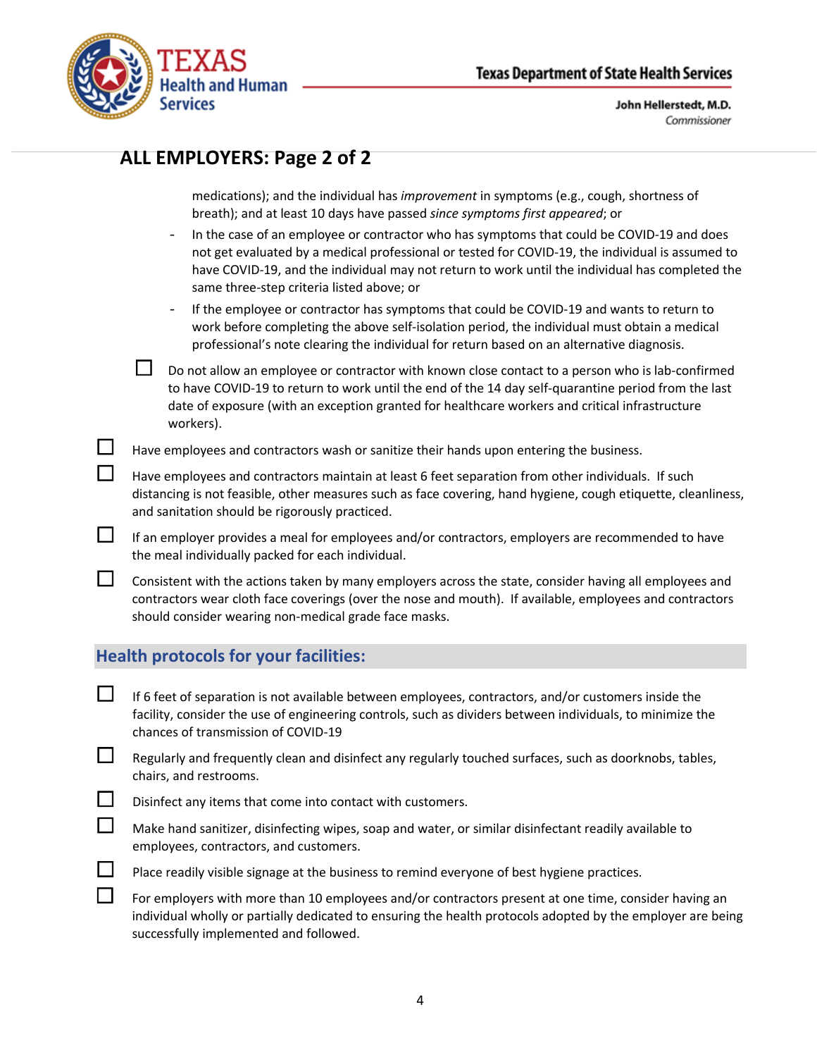## ALL EMPLOYERS: Page 2 of 2

medications); and the individual has *improvement* in symptoms (e.g., cough, shortness of breath); and at least 10 days have passed *since symptoms first appeared*; or

- In the case of an employee or contractor who has symptoms that could be COVID-19 and does not get evaluated by a medical professional or tested for COVID-19, the individual is assumed to have COVID-19, and the individual may not return to work until the individual has completed the same three-step criteria listed above; or
- If the employee or contractor has symptoms that could be COVID-19 and wants to return to work before completing the above self-isolation period, the individual must obtain a medical professional's note clearing the individual for return based on an alternative diagnosis.

  - ☐ Do not allow an employee or contractor with known close contact to a person who is lab-confirmed to have COVID-19 to return to work until the end of the 14 day self-quarantine period from the last date of exposure (with an exception granted for healthcare workers and critical infrastructure workers).

- ☐ Have employees and contractors wash or sanitize their hands upon entering the business.
- ☐ Have employees and contractors maintain at least 6 feet separation from other individuals. If such distancing is not feasible, other measures such as face covering, hand hygiene, cough etiquette, cleanliness, and sanitation should be rigorously practiced.
- ☐ If an employer provides a meal for employees and/or contractors, employers are recommended to have the meal individually packed for each individual.
- ☐ Consistent with the actions taken by many employers across the state, consider having all employees and contractors wear cloth face coverings (over the nose and mouth). If available, employees and contractors should consider wearing non-medical grade face masks.

### Health protocols for your facilities:

- ☐ If 6 feet of separation is not available between employees, contractors, and/or customers inside the facility, consider the use of engineering controls, such as dividers between individuals, to minimize the chances of transmission of COVID-19
- ☐ Regularly and frequently clean and disinfect any regularly touched surfaces, such as doorknobs, tables, chairs, and restrooms.
- ☐ Disinfect any items that come into contact with customers.
- ☐ Make hand sanitizer, disinfecting wipes, soap and water, or similar disinfectant readily available to employees, contractors, and customers.
- ☐ Place readily visible signage at the business to remind everyone of best hygiene practices.
- ☐ For employers with more than 10 employees and/or contractors present at one time, consider having an individual wholly or partially dedicated to ensuring the health protocols adopted by the employer are being successfully implemented and followed.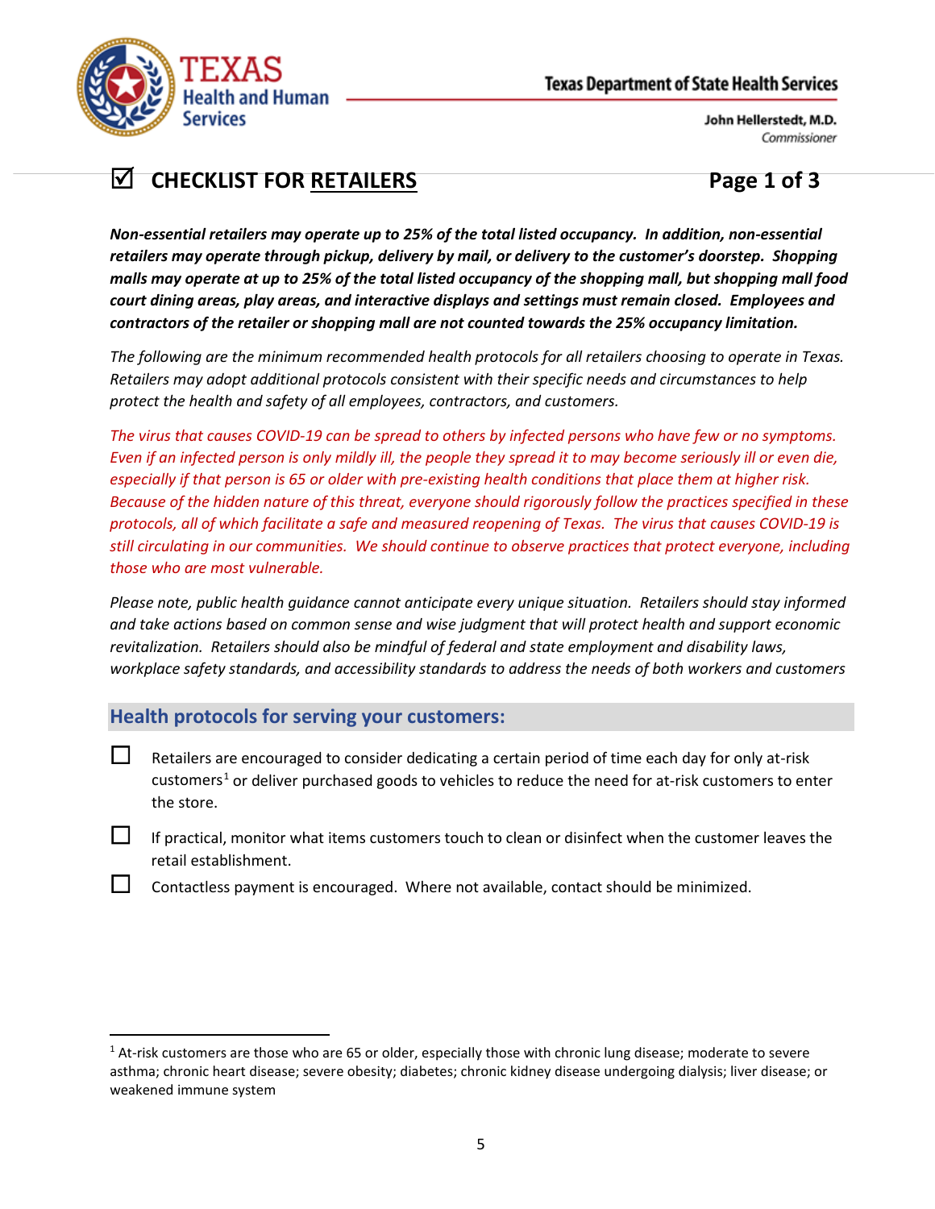# ☑ CHECKLIST FOR RETAILERS

Page 1 of 3

***Non-essential retailers may operate up to 25% of the total listed occupancy. In addition, non-essential retailers may operate through pickup, delivery by mail, or delivery to the customer's doorstep. Shopping malls may operate at up to 25% of the total listed occupancy of the shopping mall, but shopping mall food court dining areas, play areas, and interactive displays and settings must remain closed. Employees and contractors of the retailer or shopping mall are not counted towards the 25% occupancy limitation.***

*The following are the minimum recommended health protocols for all retailers choosing to operate in Texas. Retailers may adopt additional protocols consistent with their specific needs and circumstances to help protect the health and safety of all employees, contractors, and customers.*

*The virus that causes COVID-19 can be spread to others by infected persons who have few or no symptoms. Even if an infected person is only mildly ill, the people they spread it to may become seriously ill or even die, especially if that person is 65 or older with pre-existing health conditions that place them at higher risk. Because of the hidden nature of this threat, everyone should rigorously follow the practices specified in these protocols, all of which facilitate a safe and measured reopening of Texas. The virus that causes COVID-19 is still circulating in our communities. We should continue to observe practices that protect everyone, including those who are most vulnerable.*

*Please note, public health guidance cannot anticipate every unique situation. Retailers should stay informed and take actions based on common sense and wise judgment that will protect health and support economic revitalization. Retailers should also be mindful of federal and state employment and disability laws, workplace safety standards, and accessibility standards to address the needs of both workers and customers*

## Health protocols for serving your customers:

- ☐ Retailers are encouraged to consider dedicating a certain period of time each day for only at-risk customers[1] or deliver purchased goods to vehicles to reduce the need for at-risk customers to enter the store.
- ☐ If practical, monitor what items customers touch to clean or disinfect when the customer leaves the retail establishment.
- ☐ Contactless payment is encouraged. Where not available, contact should be minimized.

---

[1] At-risk customers are those who are 65 or older, especially those with chronic lung disease; moderate to severe asthma; chronic heart disease; severe obesity; diabetes; chronic kidney disease undergoing dialysis; liver disease; or weakened immune system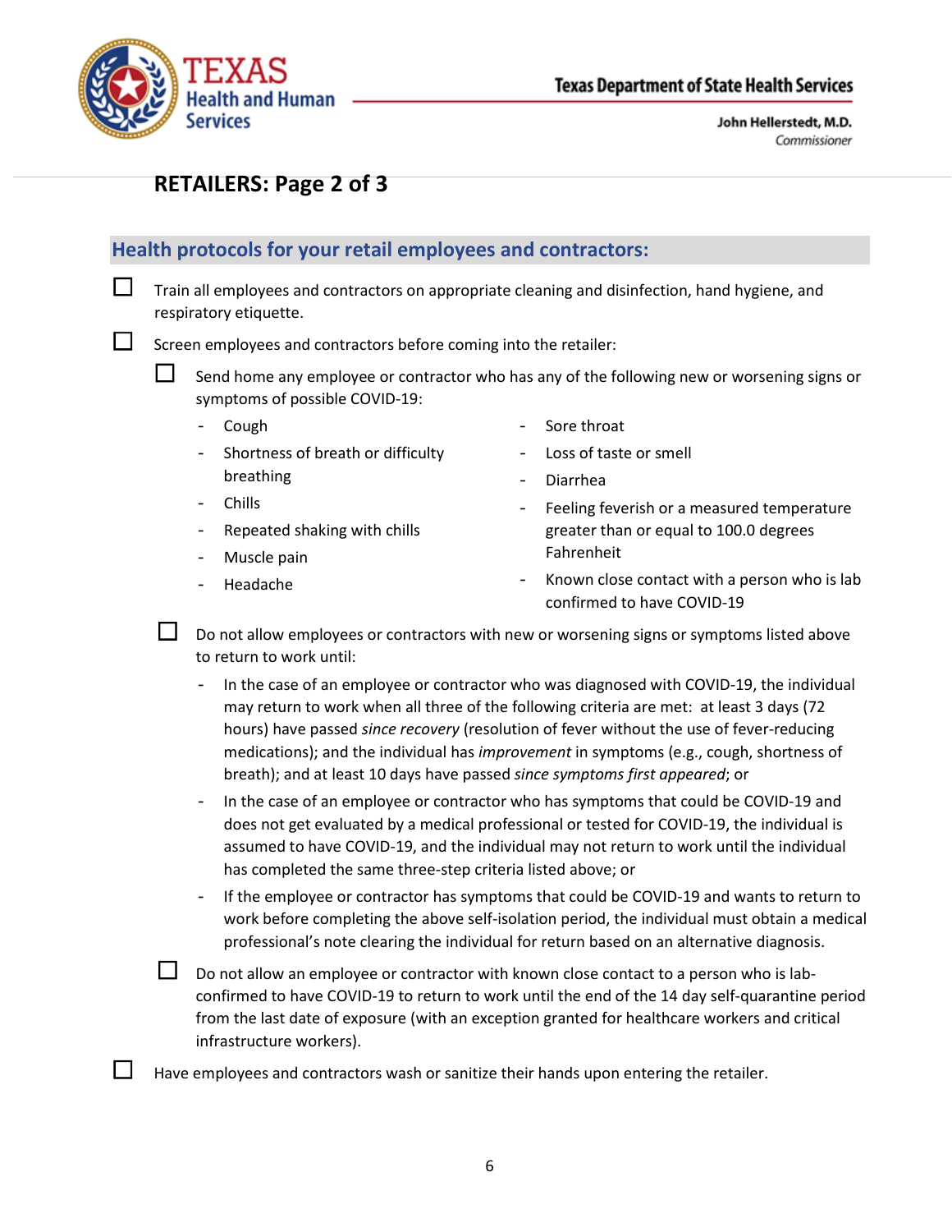## RETAILERS: Page 2 of 3

### Health protocols for your retail employees and contractors:

- ☐ Train all employees and contractors on appropriate cleaning and disinfection, hand hygiene, and respiratory etiquette.
- ☐ Screen employees and contractors before coming into the retailer:
  - ☐ Send home any employee or contractor who has any of the following new or worsening signs or symptoms of possible COVID-19:
    - Cough
    - Shortness of breath or difficulty breathing
    - Chills
    - Repeated shaking with chills
    - Muscle pain
    - Headache
    - Sore throat
    - Loss of taste or smell
    - Diarrhea
    - Feeling feverish or a measured temperature greater than or equal to 100.0 degrees Fahrenheit
    - Known close contact with a person who is lab confirmed to have COVID-19
  - ☐ Do not allow employees or contractors with new or worsening signs or symptoms listed above to return to work until:
    - In the case of an employee or contractor who was diagnosed with COVID-19, the individual may return to work when all three of the following criteria are met: at least 3 days (72 hours) have passed *since recovery* (resolution of fever without the use of fever-reducing medications); and the individual has *improvement* in symptoms (e.g., cough, shortness of breath); and at least 10 days have passed *since symptoms first appeared*; or
    - In the case of an employee or contractor who has symptoms that could be COVID-19 and does not get evaluated by a medical professional or tested for COVID-19, the individual is assumed to have COVID-19, and the individual may not return to work until the individual has completed the same three-step criteria listed above; or
    - If the employee or contractor has symptoms that could be COVID-19 and wants to return to work before completing the above self-isolation period, the individual must obtain a medical professional's note clearing the individual for return based on an alternative diagnosis.
  - ☐ Do not allow an employee or contractor with known close contact to a person who is lab-confirmed to have COVID-19 to return to work until the end of the 14 day self-quarantine period from the last date of exposure (with an exception granted for healthcare workers and critical infrastructure workers).
- ☐ Have employees and contractors wash or sanitize their hands upon entering the retailer.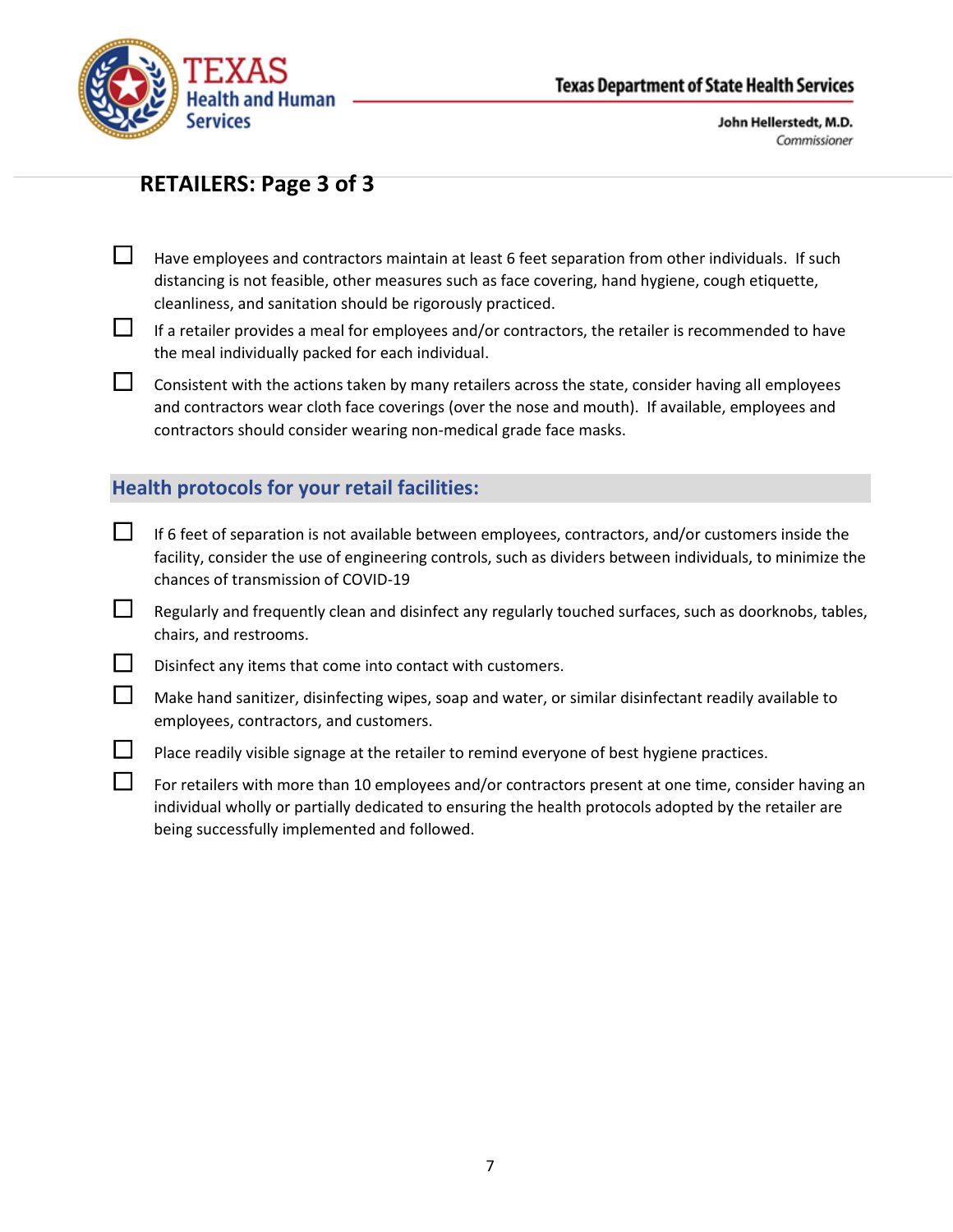## RETAILERS: Page 3 of 3

- ☐ Have employees and contractors maintain at least 6 feet separation from other individuals. If such distancing is not feasible, other measures such as face covering, hand hygiene, cough etiquette, cleanliness, and sanitation should be rigorously practiced.
- ☐ If a retailer provides a meal for employees and/or contractors, the retailer is recommended to have the meal individually packed for each individual.
- ☐ Consistent with the actions taken by many retailers across the state, consider having all employees and contractors wear cloth face coverings (over the nose and mouth). If available, employees and contractors should consider wearing non-medical grade face masks.

### Health protocols for your retail facilities:

- ☐ If 6 feet of separation is not available between employees, contractors, and/or customers inside the facility, consider the use of engineering controls, such as dividers between individuals, to minimize the chances of transmission of COVID-19
- ☐ Regularly and frequently clean and disinfect any regularly touched surfaces, such as doorknobs, tables, chairs, and restrooms.
- ☐ Disinfect any items that come into contact with customers.
- ☐ Make hand sanitizer, disinfecting wipes, soap and water, or similar disinfectant readily available to employees, contractors, and customers.
- ☐ Place readily visible signage at the retailer to remind everyone of best hygiene practices.
- ☐ For retailers with more than 10 employees and/or contractors present at one time, consider having an individual wholly or partially dedicated to ensuring the health protocols adopted by the retailer are being successfully implemented and followed.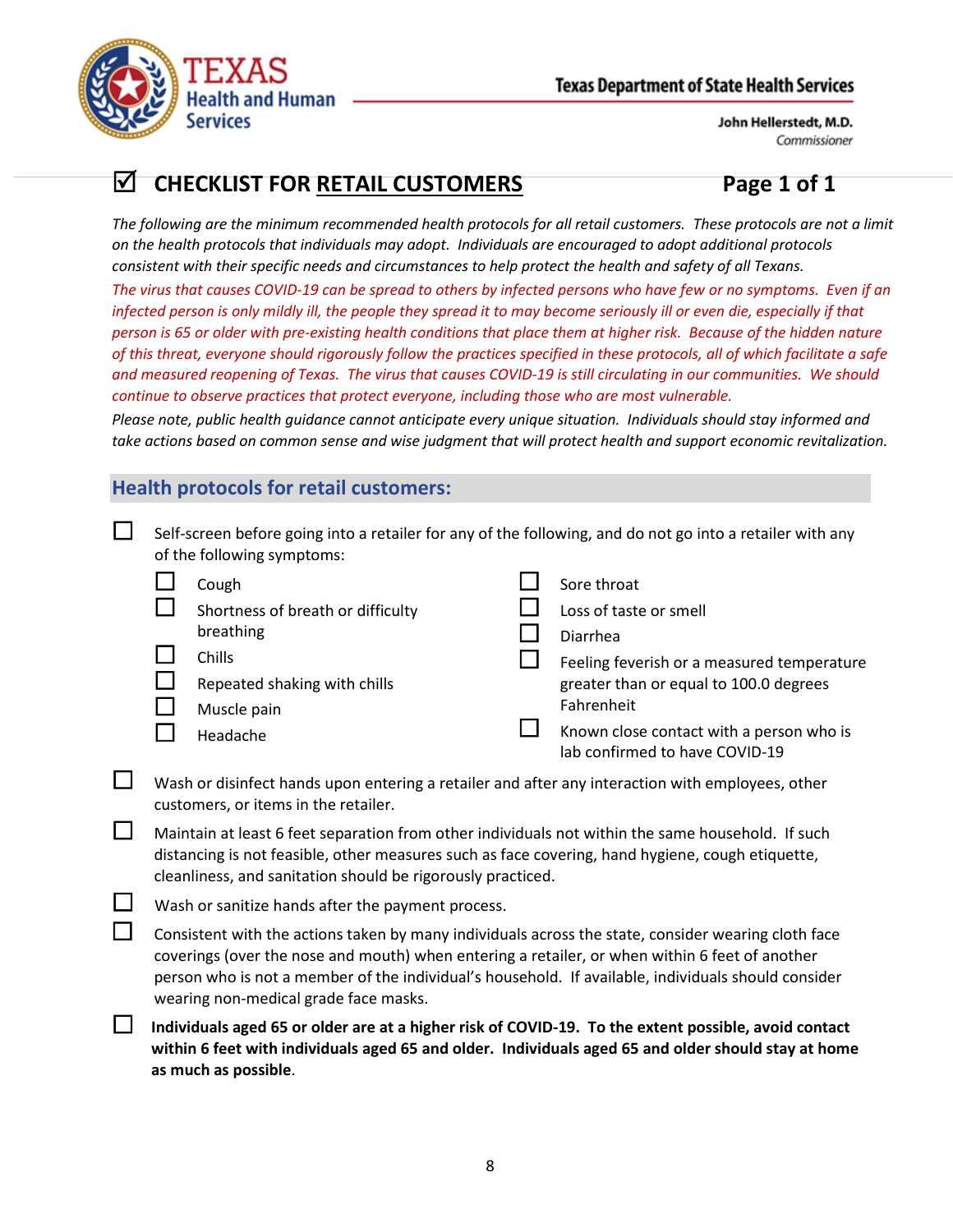Texas Health and Human Services

Texas Department of State Health Services

John Hellerstedt, M.D.
*Commissioner*

# ☑ CHECKLIST FOR RETAIL CUSTOMERS

**Page 1 of 1**

*The following are the minimum recommended health protocols for all retail customers. These protocols are not a limit on the health protocols that individuals may adopt. Individuals are encouraged to adopt additional protocols consistent with their specific needs and circumstances to help protect the health and safety of all Texans.*

*The virus that causes COVID-19 can be spread to others by infected persons who have few or no symptoms. Even if an infected person is only mildly ill, the people they spread it to may become seriously ill or even die, especially if that person is 65 or older with pre-existing health conditions that place them at higher risk. Because of the hidden nature of this threat, everyone should rigorously follow the practices specified in these protocols, all of which facilitate a safe and measured reopening of Texas. The virus that causes COVID-19 is still circulating in our communities. We should continue to observe practices that protect everyone, including those who are most vulnerable.*

*Please note, public health guidance cannot anticipate every unique situation. Individuals should stay informed and take actions based on common sense and wise judgment that will protect health and support economic revitalization.*

## Health protocols for retail customers:

- ☐ Self-screen before going into a retailer for any of the following, and do not go into a retailer with any of the following symptoms:
  - ☐ Cough
  - ☐ Shortness of breath or difficulty breathing
  - ☐ Chills
  - ☐ Repeated shaking with chills
  - ☐ Muscle pain
  - ☐ Headache
  - ☐ Sore throat
  - ☐ Loss of taste or smell
  - ☐ Diarrhea
  - ☐ Feeling feverish or a measured temperature greater than or equal to 100.0 degrees Fahrenheit
  - ☐ Known close contact with a person who is lab confirmed to have COVID-19
- ☐ Wash or disinfect hands upon entering a retailer and after any interaction with employees, other customers, or items in the retailer.
- ☐ Maintain at least 6 feet separation from other individuals not within the same household. If such distancing is not feasible, other measures such as face covering, hand hygiene, cough etiquette, cleanliness, and sanitation should be rigorously practiced.
- ☐ Wash or sanitize hands after the payment process.
- ☐ Consistent with the actions taken by many individuals across the state, consider wearing cloth face coverings (over the nose and mouth) when entering a retailer, or when within 6 feet of another person who is not a member of the individual's household. If available, individuals should consider wearing non-medical grade face masks.
- ☐ **Individuals aged 65 or older are at a higher risk of COVID-19. To the extent possible, avoid contact within 6 feet with individuals aged 65 and older. Individuals aged 65 and older should stay at home as much as possible**.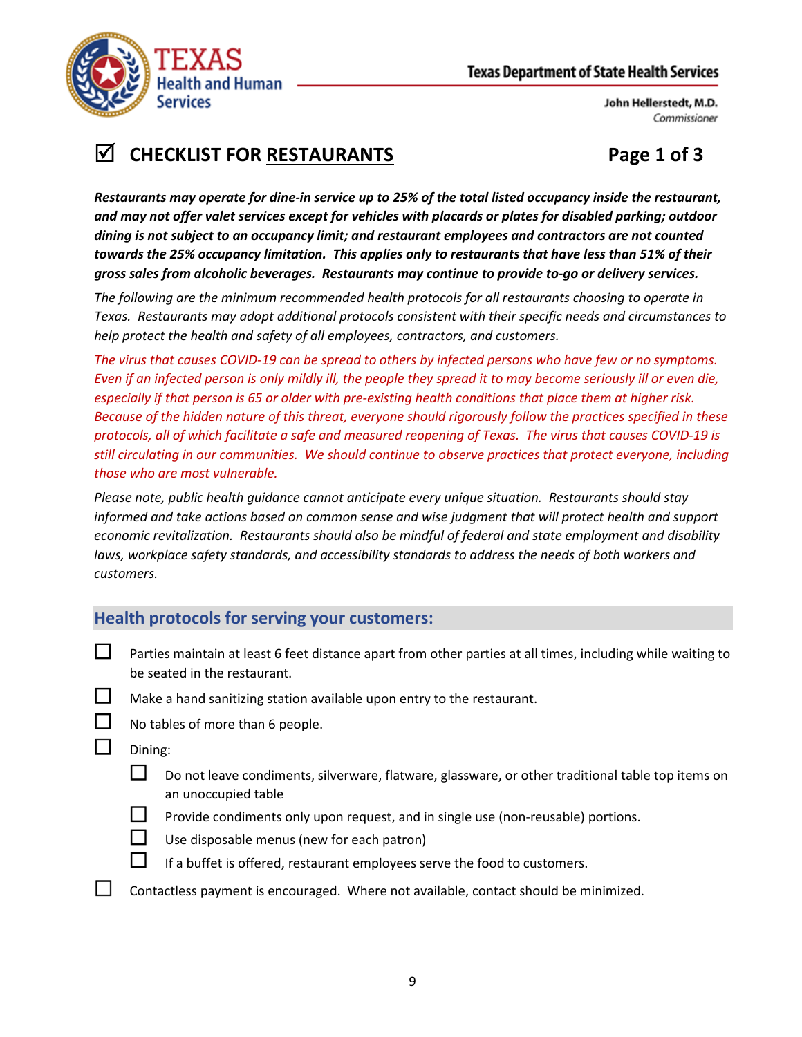Texas Department of State Health Services

John Hellerstedt, M.D.
*Commissioner*

# ☑ CHECKLIST FOR RESTAURANTS

***Restaurants may operate for dine-in service up to 25% of the total listed occupancy inside the restaurant, and may not offer valet services except for vehicles with placards or plates for disabled parking; outdoor dining is not subject to an occupancy limit; and restaurant employees and contractors are not counted towards the 25% occupancy limitation. This applies only to restaurants that have less than 51% of their gross sales from alcoholic beverages. Restaurants may continue to provide to-go or delivery services.***

*The following are the minimum recommended health protocols for all restaurants choosing to operate in Texas. Restaurants may adopt additional protocols consistent with their specific needs and circumstances to help protect the health and safety of all employees, contractors, and customers.*

*The virus that causes COVID-19 can be spread to others by infected persons who have few or no symptoms. Even if an infected person is only mildly ill, the people they spread it to may become seriously ill or even die, especially if that person is 65 or older with pre-existing health conditions that place them at higher risk. Because of the hidden nature of this threat, everyone should rigorously follow the practices specified in these protocols, all of which facilitate a safe and measured reopening of Texas. The virus that causes COVID-19 is still circulating in our communities. We should continue to observe practices that protect everyone, including those who are most vulnerable.*

*Please note, public health guidance cannot anticipate every unique situation. Restaurants should stay informed and take actions based on common sense and wise judgment that will protect health and support economic revitalization. Restaurants should also be mindful of federal and state employment and disability laws, workplace safety standards, and accessibility standards to address the needs of both workers and customers.*

## Health protocols for serving your customers:

- ☐ Parties maintain at least 6 feet distance apart from other parties at all times, including while waiting to be seated in the restaurant.
- ☐ Make a hand sanitizing station available upon entry to the restaurant.
- ☐ No tables of more than 6 people.
- ☐ Dining:
  - ☐ Do not leave condiments, silverware, flatware, glassware, or other traditional table top items on an unoccupied table
  - ☐ Provide condiments only upon request, and in single use (non-reusable) portions.
  - ☐ Use disposable menus (new for each patron)
  - ☐ If a buffet is offered, restaurant employees serve the food to customers.
- ☐ Contactless payment is encouraged. Where not available, contact should be minimized.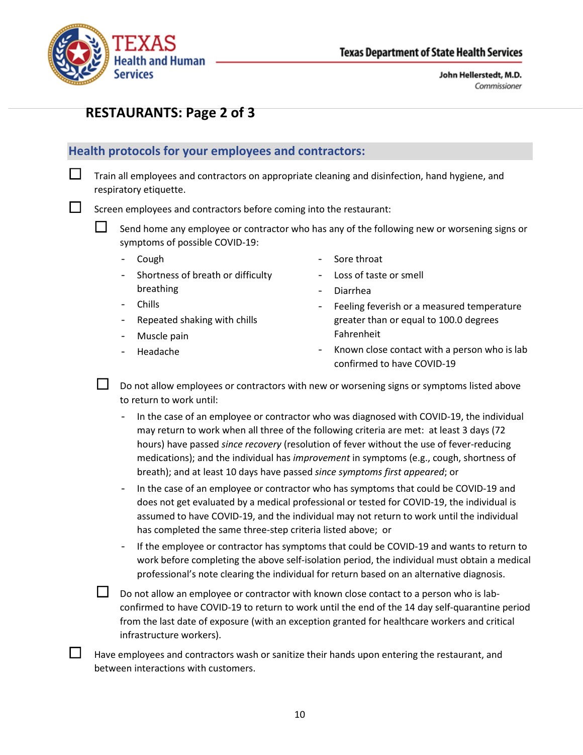## RESTAURANTS: Page 2 of 3

### Health protocols for your employees and contractors:

- ☐ Train all employees and contractors on appropriate cleaning and disinfection, hand hygiene, and respiratory etiquette.
- ☐ Screen employees and contractors before coming into the restaurant:
  - ☐ Send home any employee or contractor who has any of the following new or worsening signs or symptoms of possible COVID-19:
    - Cough
    - Shortness of breath or difficulty breathing
    - Chills
    - Repeated shaking with chills
    - Muscle pain
    - Headache
    - Sore throat
    - Loss of taste or smell
    - Diarrhea
    - Feeling feverish or a measured temperature greater than or equal to 100.0 degrees Fahrenheit
    - Known close contact with a person who is lab confirmed to have COVID-19
  - ☐ Do not allow employees or contractors with new or worsening signs or symptoms listed above to return to work until:
    - In the case of an employee or contractor who was diagnosed with COVID-19, the individual may return to work when all three of the following criteria are met: at least 3 days (72 hours) have passed *since recovery* (resolution of fever without the use of fever-reducing medications); and the individual has *improvement* in symptoms (e.g., cough, shortness of breath); and at least 10 days have passed *since symptoms first appeared*; or
    - In the case of an employee or contractor who has symptoms that could be COVID-19 and does not get evaluated by a medical professional or tested for COVID-19, the individual is assumed to have COVID-19, and the individual may not return to work until the individual has completed the same three-step criteria listed above; or
    - If the employee or contractor has symptoms that could be COVID-19 and wants to return to work before completing the above self-isolation period, the individual must obtain a medical professional's note clearing the individual for return based on an alternative diagnosis.
  - ☐ Do not allow an employee or contractor with known close contact to a person who is lab-confirmed to have COVID-19 to return to work until the end of the 14 day self-quarantine period from the last date of exposure (with an exception granted for healthcare workers and critical infrastructure workers).
- ☐ Have employees and contractors wash or sanitize their hands upon entering the restaurant, and between interactions with customers.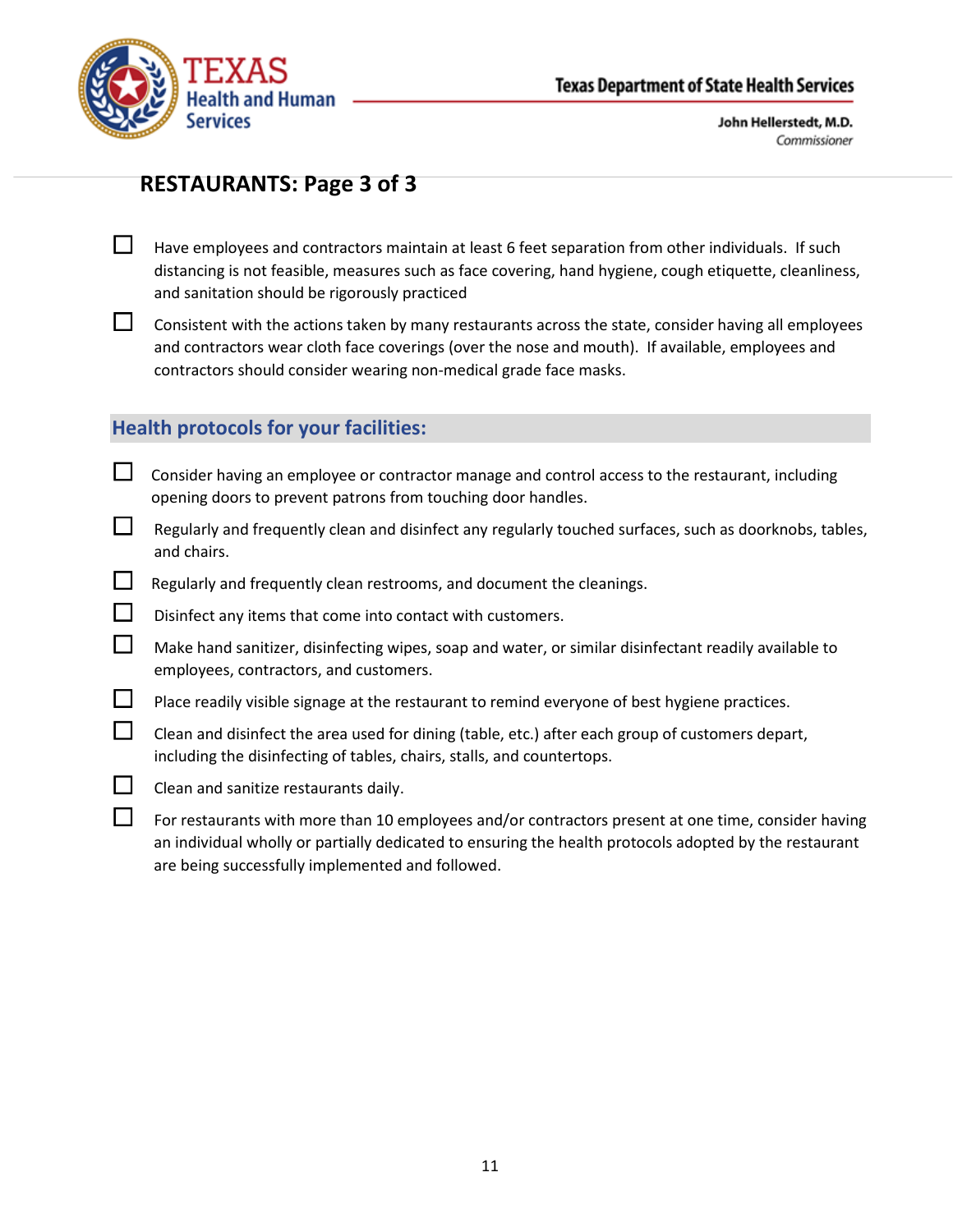## RESTAURANTS: Page 3 of 3

- ☐ Have employees and contractors maintain at least 6 feet separation from other individuals. If such distancing is not feasible, measures such as face covering, hand hygiene, cough etiquette, cleanliness, and sanitation should be rigorously practiced
- ☐ Consistent with the actions taken by many restaurants across the state, consider having all employees and contractors wear cloth face coverings (over the nose and mouth). If available, employees and contractors should consider wearing non-medical grade face masks.

### Health protocols for your facilities:

- ☐ Consider having an employee or contractor manage and control access to the restaurant, including opening doors to prevent patrons from touching door handles.
- ☐ Regularly and frequently clean and disinfect any regularly touched surfaces, such as doorknobs, tables, and chairs.
- ☐ Regularly and frequently clean restrooms, and document the cleanings.
- ☐ Disinfect any items that come into contact with customers.
- ☐ Make hand sanitizer, disinfecting wipes, soap and water, or similar disinfectant readily available to employees, contractors, and customers.
- ☐ Place readily visible signage at the restaurant to remind everyone of best hygiene practices.
- ☐ Clean and disinfect the area used for dining (table, etc.) after each group of customers depart, including the disinfecting of tables, chairs, stalls, and countertops.
- ☐ Clean and sanitize restaurants daily.
- ☐ For restaurants with more than 10 employees and/or contractors present at one time, consider having an individual wholly or partially dedicated to ensuring the health protocols adopted by the restaurant are being successfully implemented and followed.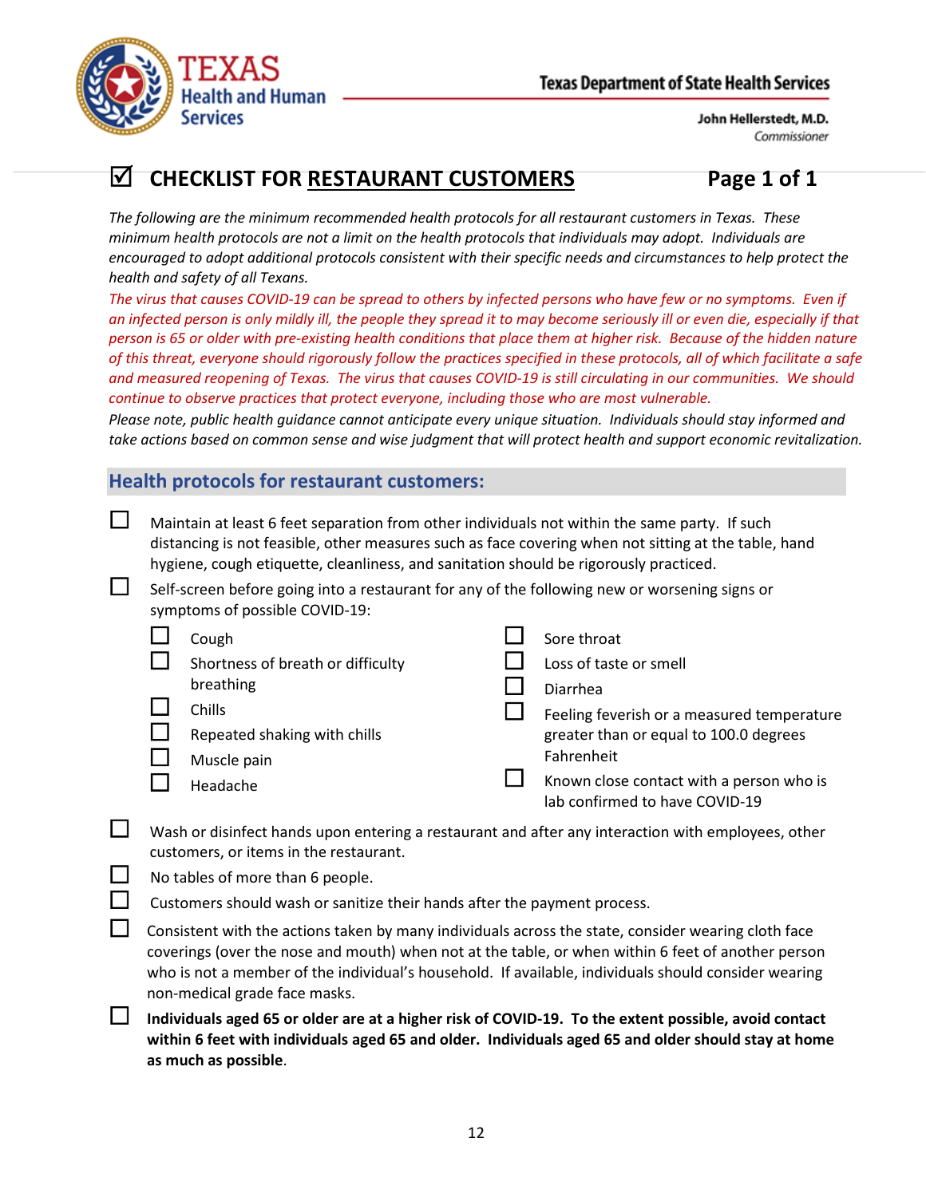Texas Health and Human Services

Texas Department of State Health Services

John Hellerstedt, M.D.
*Commissioner*

# ☑ CHECKLIST FOR RESTAURANT CUSTOMERS

*The following are the minimum recommended health protocols for all restaurant customers in Texas. These minimum health protocols are not a limit on the health protocols that individuals may adopt. Individuals are encouraged to adopt additional protocols consistent with their specific needs and circumstances to help protect the health and safety of all Texans.*

*The virus that causes COVID-19 can be spread to others by infected persons who have few or no symptoms. Even if an infected person is only mildly ill, the people they spread it to may become seriously ill or even die, especially if that person is 65 or older with pre-existing health conditions that place them at higher risk. Because of the hidden nature of this threat, everyone should rigorously follow the practices specified in these protocols, all of which facilitate a safe and measured reopening of Texas. The virus that causes COVID-19 is still circulating in our communities. We should continue to observe practices that protect everyone, including those who are most vulnerable.*

*Please note, public health guidance cannot anticipate every unique situation. Individuals should stay informed and take actions based on common sense and wise judgment that will protect health and support economic revitalization.*

## Health protocols for restaurant customers:

- ☐ Maintain at least 6 feet separation from other individuals not within the same party. If such distancing is not feasible, other measures such as face covering when not sitting at the table, hand hygiene, cough etiquette, cleanliness, and sanitation should be rigorously practiced.
- ☐ Self-screen before going into a restaurant for any of the following new or worsening signs or symptoms of possible COVID-19:
  - ☐ Cough
  - ☐ Shortness of breath or difficulty breathing
  - ☐ Chills
  - ☐ Repeated shaking with chills
  - ☐ Muscle pain
  - ☐ Headache
  - ☐ Sore throat
  - ☐ Loss of taste or smell
  - ☐ Diarrhea
  - ☐ Feeling feverish or a measured temperature greater than or equal to 100.0 degrees Fahrenheit
  - ☐ Known close contact with a person who is lab confirmed to have COVID-19
- ☐ Wash or disinfect hands upon entering a restaurant and after any interaction with employees, other customers, or items in the restaurant.
- ☐ No tables of more than 6 people.
- ☐ Customers should wash or sanitize their hands after the payment process.
- ☐ Consistent with the actions taken by many individuals across the state, consider wearing cloth face coverings (over the nose and mouth) when not at the table, or when within 6 feet of another person who is not a member of the individual's household. If available, individuals should consider wearing non-medical grade face masks.
- ☐ **Individuals aged 65 or older are at a higher risk of COVID-19. To the extent possible, avoid contact within 6 feet with individuals aged 65 and older. Individuals aged 65 and older should stay at home as much as possible**.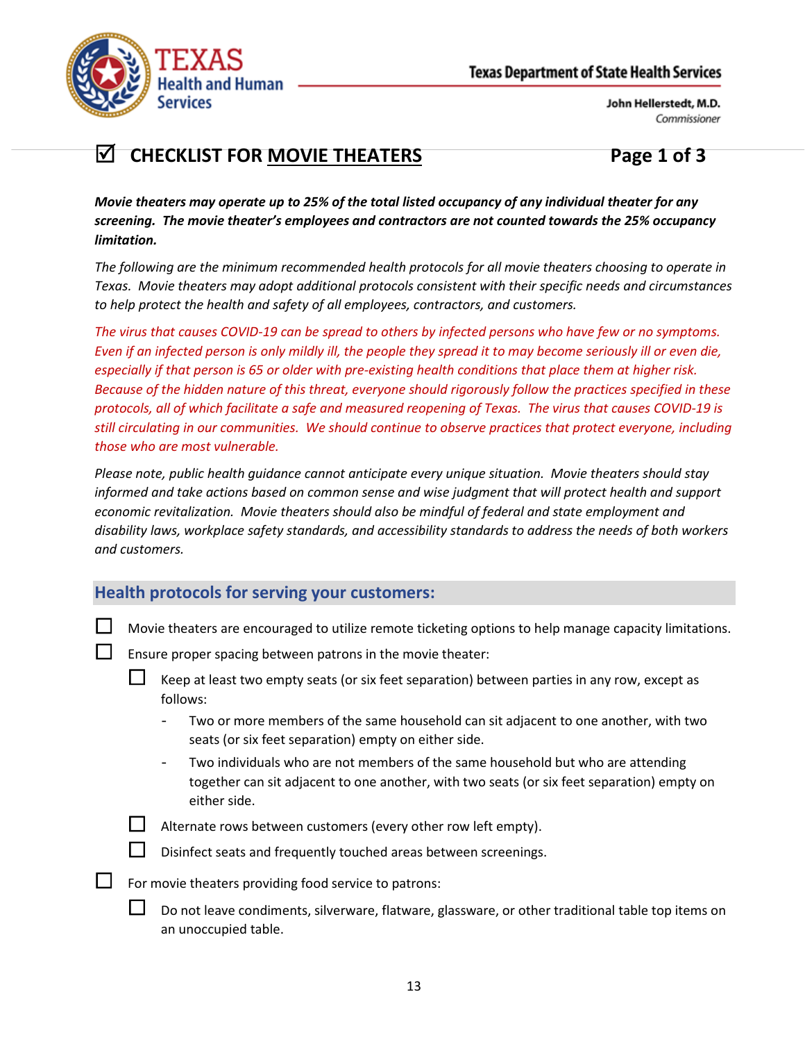# ☑ CHECKLIST FOR MOVIE THEATERS

***Movie theaters may operate up to 25% of the total listed occupancy of any individual theater for any screening. The movie theater's employees and contractors are not counted towards the 25% occupancy limitation.***

*The following are the minimum recommended health protocols for all movie theaters choosing to operate in Texas. Movie theaters may adopt additional protocols consistent with their specific needs and circumstances to help protect the health and safety of all employees, contractors, and customers.*

*The virus that causes COVID-19 can be spread to others by infected persons who have few or no symptoms. Even if an infected person is only mildly ill, the people they spread it to may become seriously ill or even die, especially if that person is 65 or older with pre-existing health conditions that place them at higher risk. Because of the hidden nature of this threat, everyone should rigorously follow the practices specified in these protocols, all of which facilitate a safe and measured reopening of Texas. The virus that causes COVID-19 is still circulating in our communities. We should continue to observe practices that protect everyone, including those who are most vulnerable.*

*Please note, public health guidance cannot anticipate every unique situation. Movie theaters should stay informed and take actions based on common sense and wise judgment that will protect health and support economic revitalization. Movie theaters should also be mindful of federal and state employment and disability laws, workplace safety standards, and accessibility standards to address the needs of both workers and customers.*

## Health protocols for serving your customers:

- ☐ Movie theaters are encouraged to utilize remote ticketing options to help manage capacity limitations.
- ☐ Ensure proper spacing between patrons in the movie theater:
  - ☐ Keep at least two empty seats (or six feet separation) between parties in any row, except as follows:
    - Two or more members of the same household can sit adjacent to one another, with two seats (or six feet separation) empty on either side.
    - Two individuals who are not members of the same household but who are attending together can sit adjacent to one another, with two seats (or six feet separation) empty on either side.
  - ☐ Alternate rows between customers (every other row left empty).
  - ☐ Disinfect seats and frequently touched areas between screenings.
- ☐ For movie theaters providing food service to patrons:
  - ☐ Do not leave condiments, silverware, flatware, glassware, or other traditional table top items on an unoccupied table.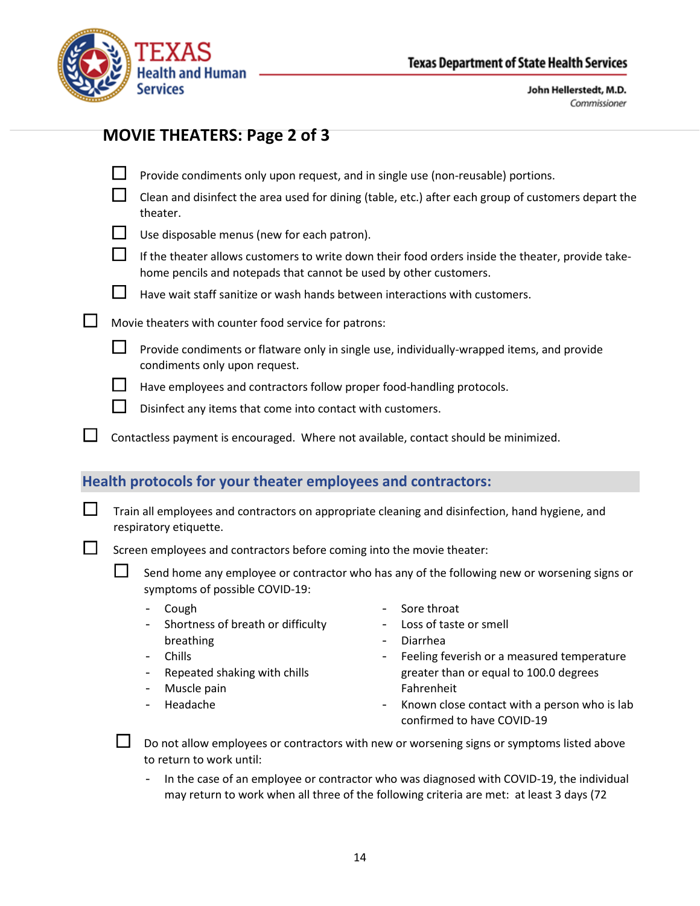## MOVIE THEATERS: Page 2 of 3

- ☐ Provide condiments only upon request, and in single use (non-reusable) portions.
- ☐ Clean and disinfect the area used for dining (table, etc.) after each group of customers depart the theater.
- ☐ Use disposable menus (new for each patron).
- ☐ If the theater allows customers to write down their food orders inside the theater, provide take-home pencils and notepads that cannot be used by other customers.
- ☐ Have wait staff sanitize or wash hands between interactions with customers.

☐ Movie theaters with counter food service for patrons:

- ☐ Provide condiments or flatware only in single use, individually-wrapped items, and provide condiments only upon request.
- ☐ Have employees and contractors follow proper food-handling protocols.
- ☐ Disinfect any items that come into contact with customers.

☐ Contactless payment is encouraged. Where not available, contact should be minimized.

### Health protocols for your theater employees and contractors:

☐ Train all employees and contractors on appropriate cleaning and disinfection, hand hygiene, and respiratory etiquette.

☐ Screen employees and contractors before coming into the movie theater:

- ☐ Send home any employee or contractor who has any of the following new or worsening signs or symptoms of possible COVID-19:
  - Cough
  - Shortness of breath or difficulty breathing
  - Chills
  - Repeated shaking with chills
  - Muscle pain
  - Headache
  - Sore throat
  - Loss of taste or smell
  - Diarrhea
  - Feeling feverish or a measured temperature greater than or equal to 100.0 degrees Fahrenheit
  - Known close contact with a person who is lab confirmed to have COVID-19
- ☐ Do not allow employees or contractors with new or worsening signs or symptoms listed above to return to work until:
  - In the case of an employee or contractor who was diagnosed with COVID-19, the individual may return to work when all three of the following criteria are met: at least 3 days (72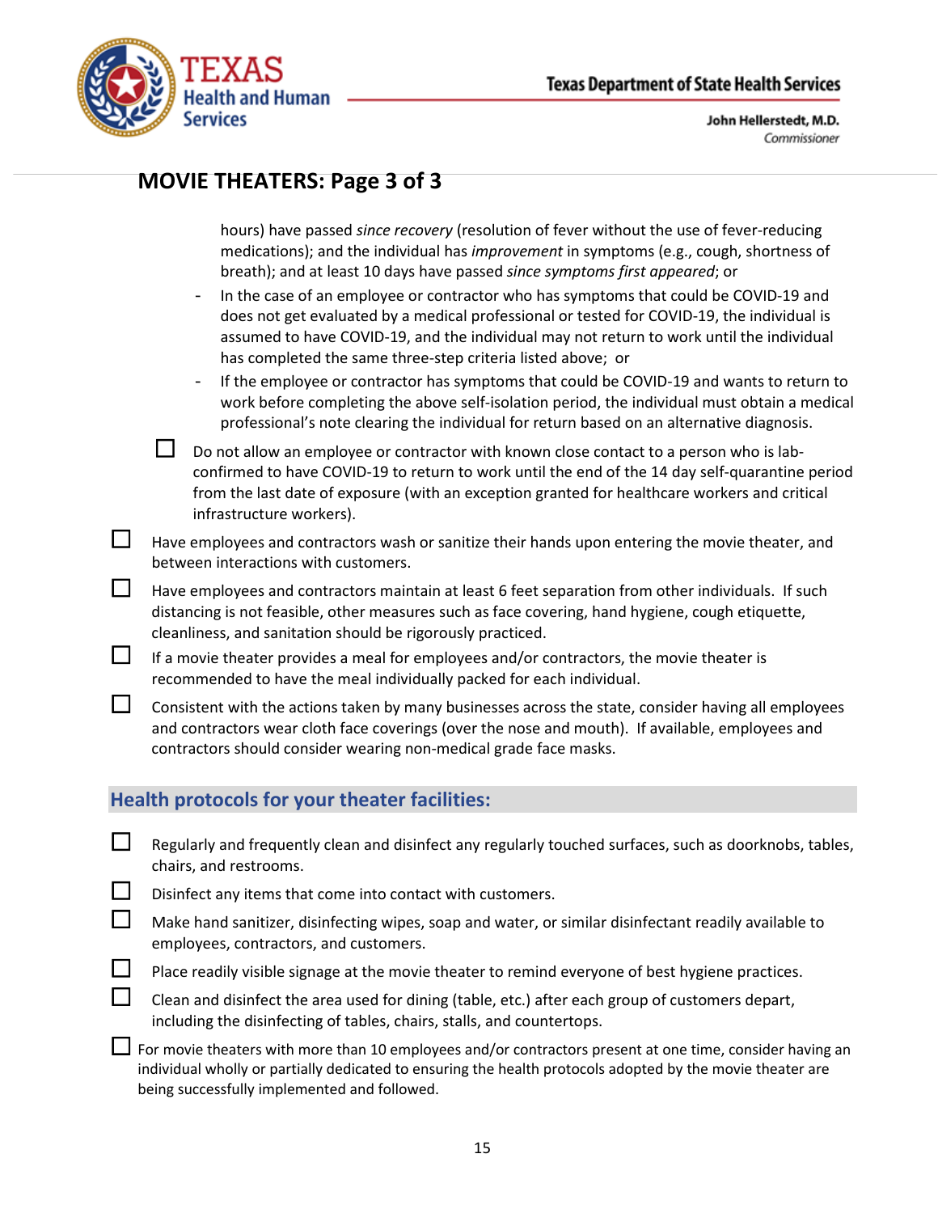## MOVIE THEATERS: Page 3 of 3

hours) have passed *since recovery* (resolution of fever without the use of fever-reducing medications); and the individual has *improvement* in symptoms (e.g., cough, shortness of breath); and at least 10 days have passed *since symptoms first appeared*; or

  - In the case of an employee or contractor who has symptoms that could be COVID-19 and does not get evaluated by a medical professional or tested for COVID-19, the individual is assumed to have COVID-19, and the individual may not return to work until the individual has completed the same three-step criteria listed above; or
  - If the employee or contractor has symptoms that could be COVID-19 and wants to return to work before completing the above self-isolation period, the individual must obtain a medical professional's note clearing the individual for return based on an alternative diagnosis.

  - ☐ Do not allow an employee or contractor with known close contact to a person who is lab-confirmed to have COVID-19 to return to work until the end of the 14 day self-quarantine period from the last date of exposure (with an exception granted for healthcare workers and critical infrastructure workers).

- ☐ Have employees and contractors wash or sanitize their hands upon entering the movie theater, and between interactions with customers.
- ☐ Have employees and contractors maintain at least 6 feet separation from other individuals. If such distancing is not feasible, other measures such as face covering, hand hygiene, cough etiquette, cleanliness, and sanitation should be rigorously practiced.
- ☐ If a movie theater provides a meal for employees and/or contractors, the movie theater is recommended to have the meal individually packed for each individual.
- ☐ Consistent with the actions taken by many businesses across the state, consider having all employees and contractors wear cloth face coverings (over the nose and mouth). If available, employees and contractors should consider wearing non-medical grade face masks.

### Health protocols for your theater facilities:

- ☐ Regularly and frequently clean and disinfect any regularly touched surfaces, such as doorknobs, tables, chairs, and restrooms.
- ☐ Disinfect any items that come into contact with customers.
- ☐ Make hand sanitizer, disinfecting wipes, soap and water, or similar disinfectant readily available to employees, contractors, and customers.
- ☐ Place readily visible signage at the movie theater to remind everyone of best hygiene practices.
- ☐ Clean and disinfect the area used for dining (table, etc.) after each group of customers depart, including the disinfecting of tables, chairs, stalls, and countertops.
- ☐ For movie theaters with more than 10 employees and/or contractors present at one time, consider having an individual wholly or partially dedicated to ensuring the health protocols adopted by the movie theater are being successfully implemented and followed.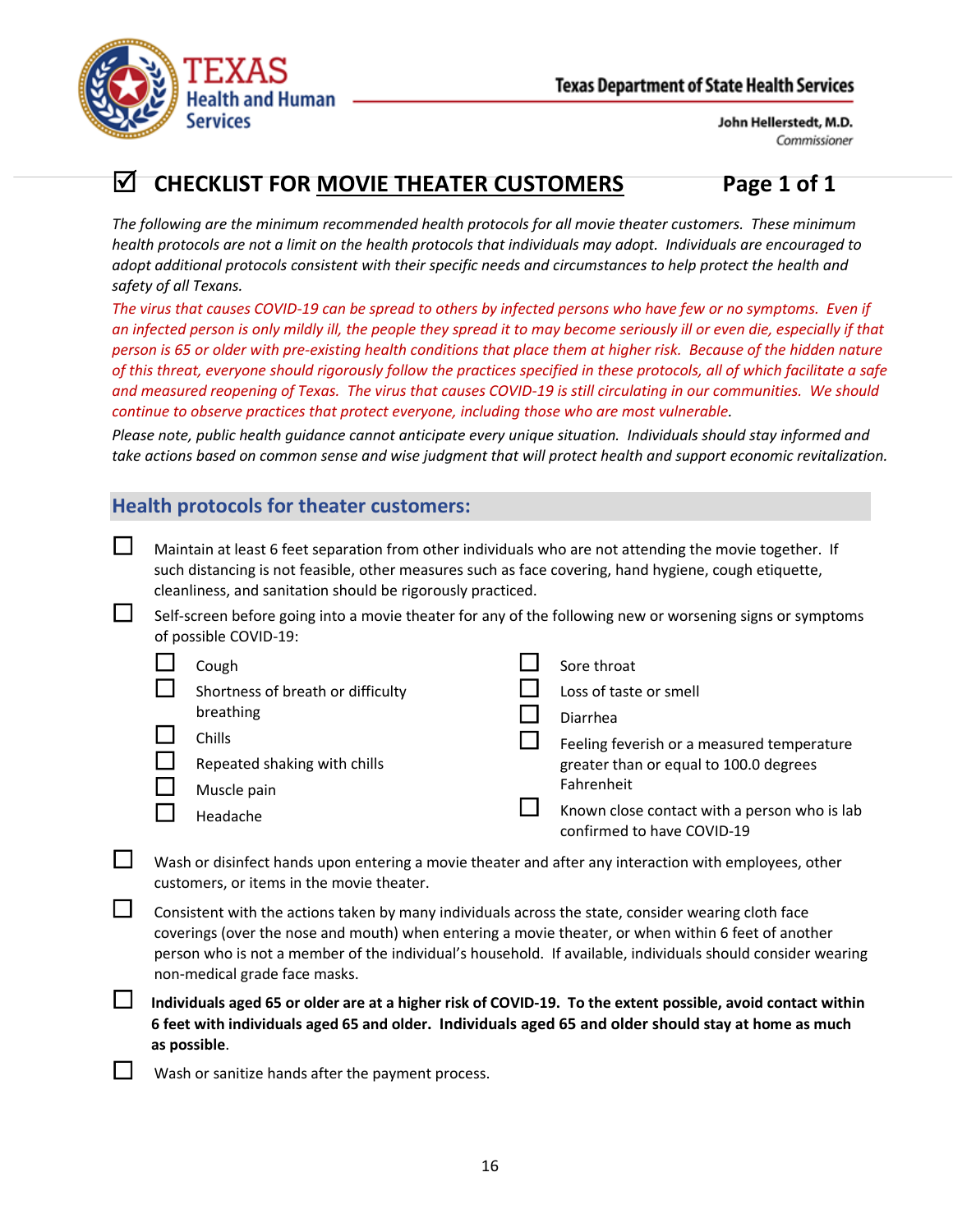Texas Health and Human Services

Texas Department of State Health Services

John Hellerstedt, M.D.
*Commissioner*

# ☑ CHECKLIST FOR MOVIE THEATER CUSTOMERS

*The following are the minimum recommended health protocols for all movie theater customers. These minimum health protocols are not a limit on the health protocols that individuals may adopt. Individuals are encouraged to adopt additional protocols consistent with their specific needs and circumstances to help protect the health and safety of all Texans.*

*The virus that causes COVID-19 can be spread to others by infected persons who have few or no symptoms. Even if an infected person is only mildly ill, the people they spread it to may become seriously ill or even die, especially if that person is 65 or older with pre-existing health conditions that place them at higher risk. Because of the hidden nature of this threat, everyone should rigorously follow the practices specified in these protocols, all of which facilitate a safe and measured reopening of Texas. The virus that causes COVID-19 is still circulating in our communities. We should continue to observe practices that protect everyone, including those who are most vulnerable.*

*Please note, public health guidance cannot anticipate every unique situation. Individuals should stay informed and take actions based on common sense and wise judgment that will protect health and support economic revitalization.*

## Health protocols for theater customers:

- ☐ Maintain at least 6 feet separation from other individuals who are not attending the movie together. If such distancing is not feasible, other measures such as face covering, hand hygiene, cough etiquette, cleanliness, and sanitation should be rigorously practiced.
- ☐ Self-screen before going into a movie theater for any of the following new or worsening signs or symptoms of possible COVID-19:
  - ☐ Cough
  - ☐ Shortness of breath or difficulty breathing
  - ☐ Chills
  - ☐ Repeated shaking with chills
  - ☐ Muscle pain
  - ☐ Headache
  - ☐ Sore throat
  - ☐ Loss of taste or smell
  - ☐ Diarrhea
  - ☐ Feeling feverish or a measured temperature greater than or equal to 100.0 degrees Fahrenheit
  - ☐ Known close contact with a person who is lab confirmed to have COVID-19
- ☐ Wash or disinfect hands upon entering a movie theater and after any interaction with employees, other customers, or items in the movie theater.
- ☐ Consistent with the actions taken by many individuals across the state, consider wearing cloth face coverings (over the nose and mouth) when entering a movie theater, or when within 6 feet of another person who is not a member of the individual's household. If available, individuals should consider wearing non-medical grade face masks.
- ☐ **Individuals aged 65 or older are at a higher risk of COVID-19. To the extent possible, avoid contact within 6 feet with individuals aged 65 and older. Individuals aged 65 and older should stay at home as much as possible**.
- ☐ Wash or sanitize hands after the payment process.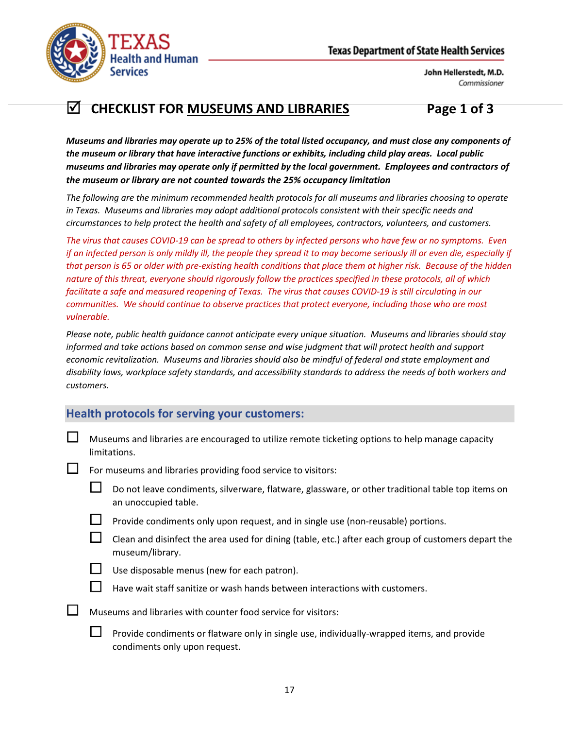# ☑ CHECKLIST FOR MUSEUMS AND LIBRARIES — Page 1 of 3

***Museums and libraries may operate up to 25% of the total listed occupancy, and must close any components of the museum or library that have interactive functions or exhibits, including child play areas. Local public museums and libraries may operate only if permitted by the local government. Employees and contractors of the museum or library are not counted towards the 25% occupancy limitation***

*The following are the minimum recommended health protocols for all museums and libraries choosing to operate in Texas. Museums and libraries may adopt additional protocols consistent with their specific needs and circumstances to help protect the health and safety of all employees, contractors, volunteers, and customers.*

*The virus that causes COVID-19 can be spread to others by infected persons who have few or no symptoms. Even if an infected person is only mildly ill, the people they spread it to may become seriously ill or even die, especially if that person is 65 or older with pre-existing health conditions that place them at higher risk. Because of the hidden nature of this threat, everyone should rigorously follow the practices specified in these protocols, all of which facilitate a safe and measured reopening of Texas. The virus that causes COVID-19 is still circulating in our communities. We should continue to observe practices that protect everyone, including those who are most vulnerable.*

*Please note, public health guidance cannot anticipate every unique situation. Museums and libraries should stay informed and take actions based on common sense and wise judgment that will protect health and support economic revitalization. Museums and libraries should also be mindful of federal and state employment and disability laws, workplace safety standards, and accessibility standards to address the needs of both workers and customers.*

## Health protocols for serving your customers:

- ☐ Museums and libraries are encouraged to utilize remote ticketing options to help manage capacity limitations.
- ☐ For museums and libraries providing food service to visitors:
  - ☐ Do not leave condiments, silverware, flatware, glassware, or other traditional table top items on an unoccupied table.
  - ☐ Provide condiments only upon request, and in single use (non-reusable) portions.
  - ☐ Clean and disinfect the area used for dining (table, etc.) after each group of customers depart the museum/library.
  - ☐ Use disposable menus (new for each patron).
  - ☐ Have wait staff sanitize or wash hands between interactions with customers.
- ☐ Museums and libraries with counter food service for visitors:
  - ☐ Provide condiments or flatware only in single use, individually-wrapped items, and provide condiments only upon request.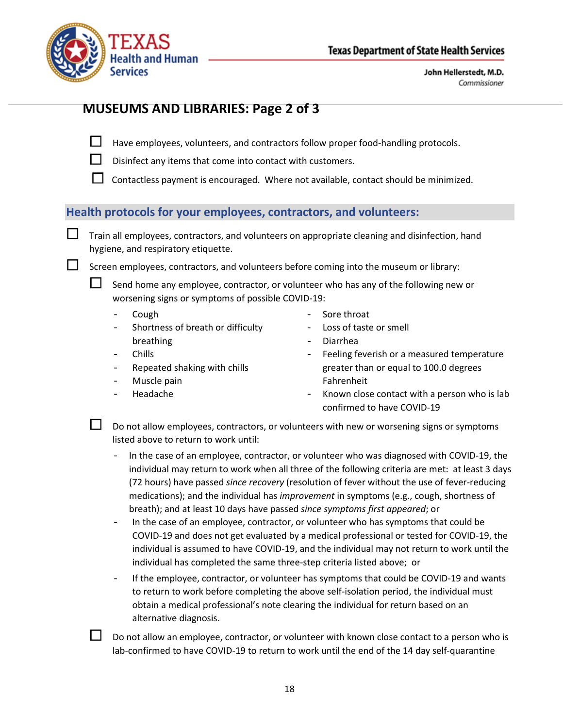## MUSEUMS AND LIBRARIES: Page 2 of 3

- ☐ Have employees, volunteers, and contractors follow proper food-handling protocols.
- ☐ Disinfect any items that come into contact with customers.
- ☐ Contactless payment is encouraged. Where not available, contact should be minimized.

### Health protocols for your employees, contractors, and volunteers:

- ☐ Train all employees, contractors, and volunteers on appropriate cleaning and disinfection, hand hygiene, and respiratory etiquette.
- ☐ Screen employees, contractors, and volunteers before coming into the museum or library:
  - ☐ Send home any employee, contractor, or volunteer who has any of the following new or worsening signs or symptoms of possible COVID-19:
    - Cough
    - Shortness of breath or difficulty breathing
    - Chills
    - Repeated shaking with chills
    - Muscle pain
    - Headache
    - Sore throat
    - Loss of taste or smell
    - Diarrhea
    - Feeling feverish or a measured temperature greater than or equal to 100.0 degrees Fahrenheit
    - Known close contact with a person who is lab confirmed to have COVID-19
  - ☐ Do not allow employees, contractors, or volunteers with new or worsening signs or symptoms listed above to return to work until:
    - In the case of an employee, contractor, or volunteer who was diagnosed with COVID-19, the individual may return to work when all three of the following criteria are met: at least 3 days (72 hours) have passed *since recovery* (resolution of fever without the use of fever-reducing medications); and the individual has *improvement* in symptoms (e.g., cough, shortness of breath); and at least 10 days have passed *since symptoms first appeared*; or
    - In the case of an employee, contractor, or volunteer who has symptoms that could be COVID-19 and does not get evaluated by a medical professional or tested for COVID-19, the individual is assumed to have COVID-19, and the individual may not return to work until the individual has completed the same three-step criteria listed above; or
    - If the employee, contractor, or volunteer has symptoms that could be COVID-19 and wants to return to work before completing the above self-isolation period, the individual must obtain a medical professional's note clearing the individual for return based on an alternative diagnosis.
  - ☐ Do not allow an employee, contractor, or volunteer with known close contact to a person who is lab-confirmed to have COVID-19 to return to work until the end of the 14 day self-quarantine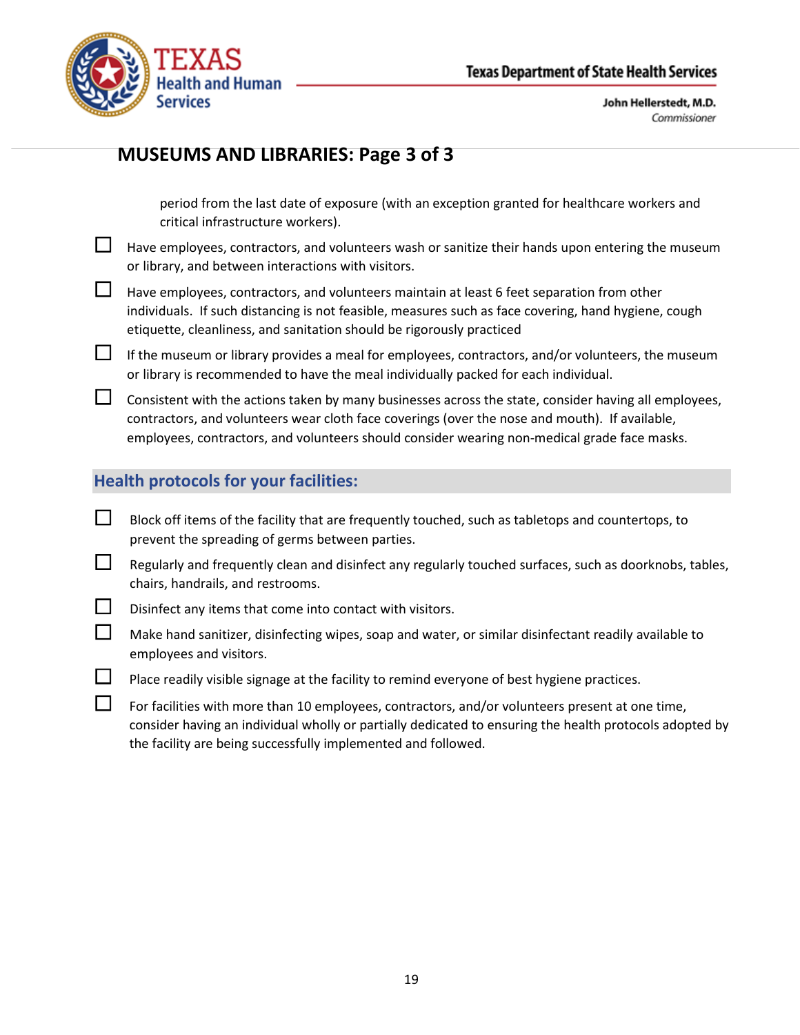## MUSEUMS AND LIBRARIES: Page 3 of 3

period from the last date of exposure (with an exception granted for healthcare workers and critical infrastructure workers).

- ☐ Have employees, contractors, and volunteers wash or sanitize their hands upon entering the museum or library, and between interactions with visitors.
- ☐ Have employees, contractors, and volunteers maintain at least 6 feet separation from other individuals. If such distancing is not feasible, measures such as face covering, hand hygiene, cough etiquette, cleanliness, and sanitation should be rigorously practiced
- ☐ If the museum or library provides a meal for employees, contractors, and/or volunteers, the museum or library is recommended to have the meal individually packed for each individual.
- ☐ Consistent with the actions taken by many businesses across the state, consider having all employees, contractors, and volunteers wear cloth face coverings (over the nose and mouth). If available, employees, contractors, and volunteers should consider wearing non-medical grade face masks.

### Health protocols for your facilities:

- ☐ Block off items of the facility that are frequently touched, such as tabletops and countertops, to prevent the spreading of germs between parties.
- ☐ Regularly and frequently clean and disinfect any regularly touched surfaces, such as doorknobs, tables, chairs, handrails, and restrooms.
- ☐ Disinfect any items that come into contact with visitors.
- ☐ Make hand sanitizer, disinfecting wipes, soap and water, or similar disinfectant readily available to employees and visitors.
- ☐ Place readily visible signage at the facility to remind everyone of best hygiene practices.
- ☐ For facilities with more than 10 employees, contractors, and/or volunteers present at one time, consider having an individual wholly or partially dedicated to ensuring the health protocols adopted by the facility are being successfully implemented and followed.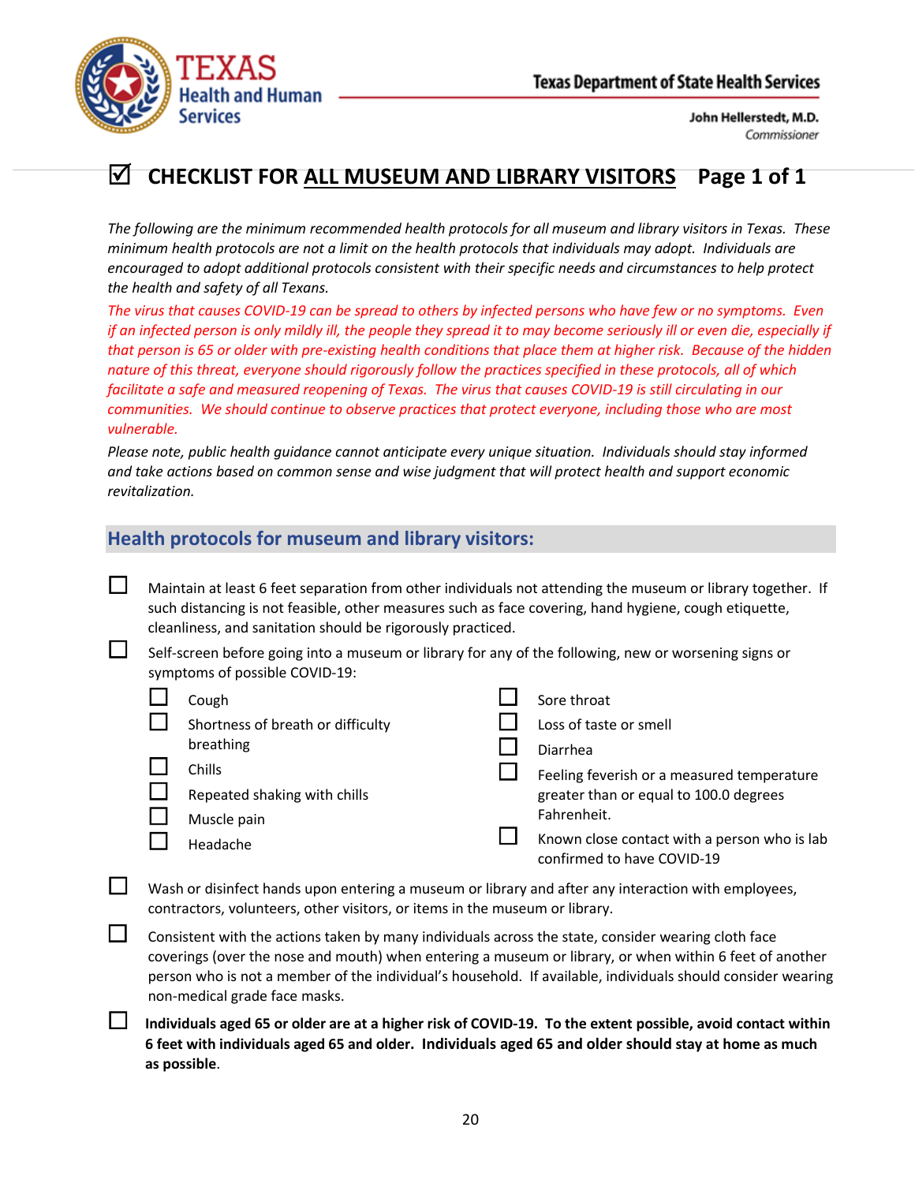Texas Health and Human Services

Texas Department of State Health Services

John Hellerstedt, M.D.
*Commissioner*

# ☑ CHECKLIST FOR ALL MUSEUM AND LIBRARY VISITORS Page 1 of 1

*The following are the minimum recommended health protocols for all museum and library visitors in Texas. These minimum health protocols are not a limit on the health protocols that individuals may adopt. Individuals are encouraged to adopt additional protocols consistent with their specific needs and circumstances to help protect the health and safety of all Texans.*

*The virus that causes COVID-19 can be spread to others by infected persons who have few or no symptoms. Even if an infected person is only mildly ill, the people they spread it to may become seriously ill or even die, especially if that person is 65 or older with pre-existing health conditions that place them at higher risk. Because of the hidden nature of this threat, everyone should rigorously follow the practices specified in these protocols, all of which facilitate a safe and measured reopening of Texas. The virus that causes COVID-19 is still circulating in our communities. We should continue to observe practices that protect everyone, including those who are most vulnerable.*

*Please note, public health guidance cannot anticipate every unique situation. Individuals should stay informed and take actions based on common sense and wise judgment that will protect health and support economic revitalization.*

## Health protocols for museum and library visitors:

- ☐ Maintain at least 6 feet separation from other individuals not attending the museum or library together. If such distancing is not feasible, other measures such as face covering, hand hygiene, cough etiquette, cleanliness, and sanitation should be rigorously practiced.
- ☐ Self-screen before going into a museum or library for any of the following, new or worsening signs or symptoms of possible COVID-19:
  - ☐ Cough
  - ☐ Shortness of breath or difficulty breathing
  - ☐ Chills
  - ☐ Repeated shaking with chills
  - ☐ Muscle pain
  - ☐ Headache
  - ☐ Sore throat
  - ☐ Loss of taste or smell
  - ☐ Diarrhea
  - ☐ Feeling feverish or a measured temperature greater than or equal to 100.0 degrees Fahrenheit.
  - ☐ Known close contact with a person who is lab confirmed to have COVID-19
- ☐ Wash or disinfect hands upon entering a museum or library and after any interaction with employees, contractors, volunteers, other visitors, or items in the museum or library.
- ☐ Consistent with the actions taken by many individuals across the state, consider wearing cloth face coverings (over the nose and mouth) when entering a museum or library, or when within 6 feet of another person who is not a member of the individual's household. If available, individuals should consider wearing non-medical grade face masks.
- ☐ **Individuals aged 65 or older are at a higher risk of COVID-19. To the extent possible, avoid contact within 6 feet with individuals aged 65 and older. Individuals aged 65 and older should stay at home as much as possible**.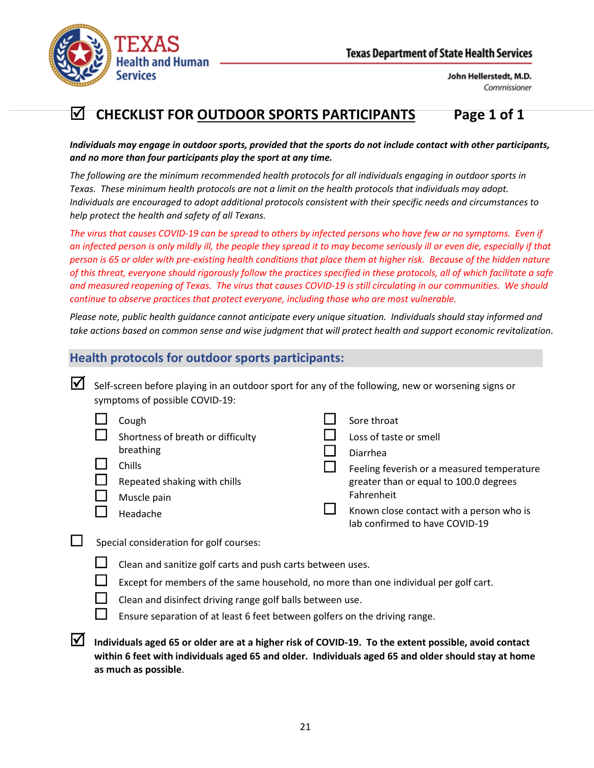Texas Health and Human Services

Texas Department of State Health Services

John Hellerstedt, M.D.
*Commissioner*

# ☑ CHECKLIST FOR OUTDOOR SPORTS PARTICIPANTS — Page 1 of 1

***Individuals may engage in outdoor sports, provided that the sports do not include contact with other participants, and no more than four participants play the sport at any time.***

*The following are the minimum recommended health protocols for all individuals engaging in outdoor sports in Texas. These minimum health protocols are not a limit on the health protocols that individuals may adopt. Individuals are encouraged to adopt additional protocols consistent with their specific needs and circumstances to help protect the health and safety of all Texans.*

*The virus that causes COVID-19 can be spread to others by infected persons who have few or no symptoms. Even if an infected person is only mildly ill, the people they spread it to may become seriously ill or even die, especially if that person is 65 or older with pre-existing health conditions that place them at higher risk. Because of the hidden nature of this threat, everyone should rigorously follow the practices specified in these protocols, all of which facilitate a safe and measured reopening of Texas. The virus that causes COVID-19 is still circulating in our communities. We should continue to observe practices that protect everyone, including those who are most vulnerable.*

*Please note, public health guidance cannot anticipate every unique situation. Individuals should stay informed and take actions based on common sense and wise judgment that will protect health and support economic revitalization.*

## Health protocols for outdoor sports participants:

- ☑ Self-screen before playing in an outdoor sport for any of the following, new or worsening signs or symptoms of possible COVID-19:
  - ☐ Cough
  - ☐ Shortness of breath or difficulty breathing
  - ☐ Chills
  - ☐ Repeated shaking with chills
  - ☐ Muscle pain
  - ☐ Headache
  - ☐ Sore throat
  - ☐ Loss of taste or smell
  - ☐ Diarrhea
  - ☐ Feeling feverish or a measured temperature greater than or equal to 100.0 degrees Fahrenheit
  - ☐ Known close contact with a person who is lab confirmed to have COVID-19
- ☐ Special consideration for golf courses:
  - ☐ Clean and sanitize golf carts and push carts between uses.
  - ☐ Except for members of the same household, no more than one individual per golf cart.
  - ☐ Clean and disinfect driving range golf balls between use.
  - ☐ Ensure separation of at least 6 feet between golfers on the driving range.
- ☑ **Individuals aged 65 or older are at a higher risk of COVID-19. To the extent possible, avoid contact within 6 feet with individuals aged 65 and older. Individuals aged 65 and older should stay at home as much as possible**.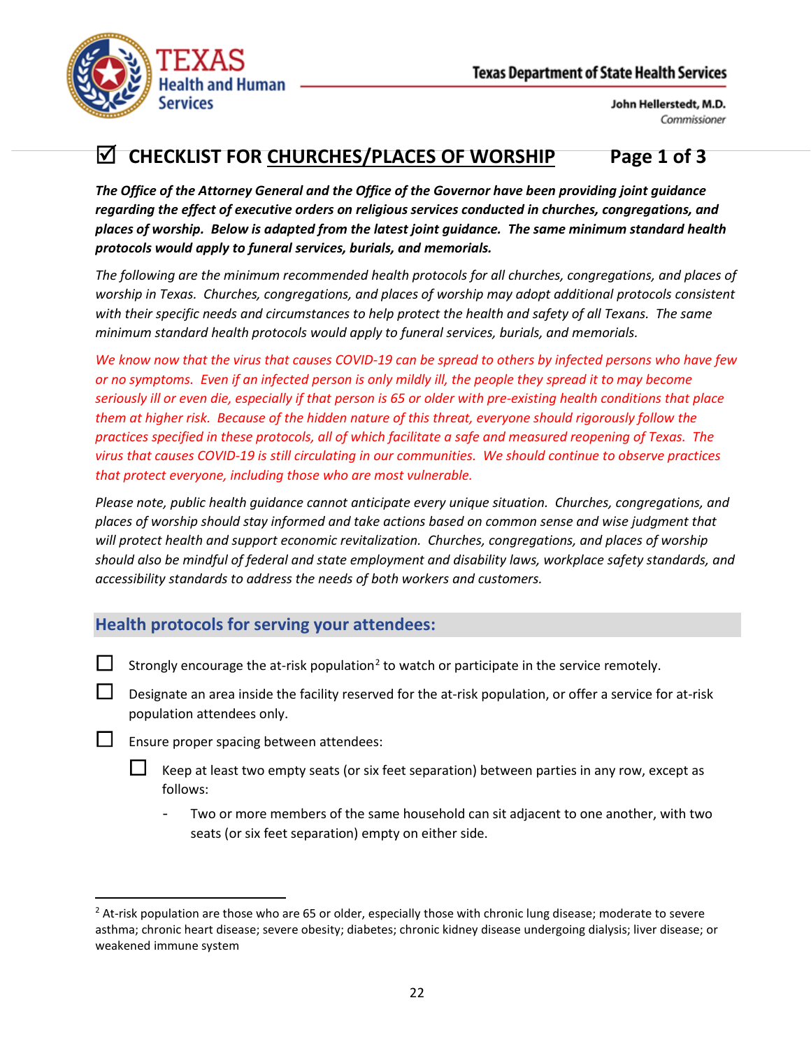# ☑ CHECKLIST FOR CHURCHES/PLACES OF WORSHIP

***The Office of the Attorney General and the Office of the Governor have been providing joint guidance regarding the effect of executive orders on religious services conducted in churches, congregations, and places of worship. Below is adapted from the latest joint guidance. The same minimum standard health protocols would apply to funeral services, burials, and memorials.***

*The following are the minimum recommended health protocols for all churches, congregations, and places of worship in Texas. Churches, congregations, and places of worship may adopt additional protocols consistent with their specific needs and circumstances to help protect the health and safety of all Texans. The same minimum standard health protocols would apply to funeral services, burials, and memorials.*

*We know now that the virus that causes COVID-19 can be spread to others by infected persons who have few or no symptoms. Even if an infected person is only mildly ill, the people they spread it to may become seriously ill or even die, especially if that person is 65 or older with pre-existing health conditions that place them at higher risk. Because of the hidden nature of this threat, everyone should rigorously follow the practices specified in these protocols, all of which facilitate a safe and measured reopening of Texas. The virus that causes COVID-19 is still circulating in our communities. We should continue to observe practices that protect everyone, including those who are most vulnerable.*

*Please note, public health guidance cannot anticipate every unique situation. Churches, congregations, and places of worship should stay informed and take actions based on common sense and wise judgment that will protect health and support economic revitalization. Churches, congregations, and places of worship should also be mindful of federal and state employment and disability laws, workplace safety standards, and accessibility standards to address the needs of both workers and customers.*

## Health protocols for serving your attendees:

- ☐ Strongly encourage the at-risk population[2] to watch or participate in the service remotely.
- ☐ Designate an area inside the facility reserved for the at-risk population, or offer a service for at-risk population attendees only.
- ☐ Ensure proper spacing between attendees:
  - ☐ Keep at least two empty seats (or six feet separation) between parties in any row, except as follows:
    - Two or more members of the same household can sit adjacent to one another, with two seats (or six feet separation) empty on either side.

---

[2] At-risk population are those who are 65 or older, especially those with chronic lung disease; moderate to severe asthma; chronic heart disease; severe obesity; diabetes; chronic kidney disease undergoing dialysis; liver disease; or weakened immune system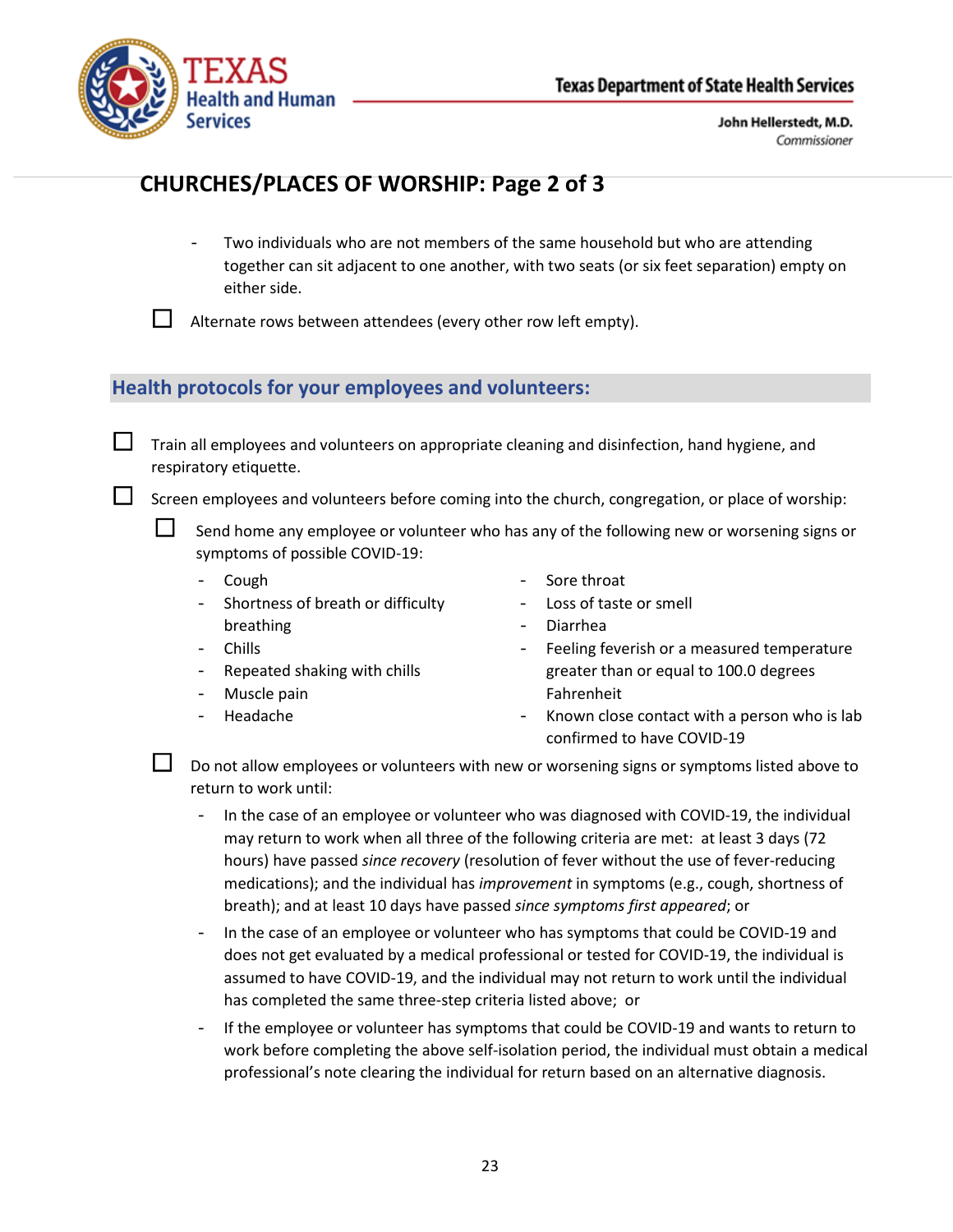## CHURCHES/PLACES OF WORSHIP: Page 2 of 3

- Two individuals who are not members of the same household but who are attending together can sit adjacent to one another, with two seats (or six feet separation) empty on either side.

☐ Alternate rows between attendees (every other row left empty).

### Health protocols for your employees and volunteers:

☐ Train all employees and volunteers on appropriate cleaning and disinfection, hand hygiene, and respiratory etiquette.

☐ Screen employees and volunteers before coming into the church, congregation, or place of worship:

☐ Send home any employee or volunteer who has any of the following new or worsening signs or symptoms of possible COVID-19:

- Cough
- Shortness of breath or difficulty breathing
- Chills
- Repeated shaking with chills
- Muscle pain
- Headache
- Sore throat
- Loss of taste or smell
- Diarrhea
- Feeling feverish or a measured temperature greater than or equal to 100.0 degrees Fahrenheit
- Known close contact with a person who is lab confirmed to have COVID-19

☐ Do not allow employees or volunteers with new or worsening signs or symptoms listed above to return to work until:

- In the case of an employee or volunteer who was diagnosed with COVID-19, the individual may return to work when all three of the following criteria are met: at least 3 days (72 hours) have passed *since recovery* (resolution of fever without the use of fever-reducing medications); and the individual has *improvement* in symptoms (e.g., cough, shortness of breath); and at least 10 days have passed *since symptoms first appeared*; or
- In the case of an employee or volunteer who has symptoms that could be COVID-19 and does not get evaluated by a medical professional or tested for COVID-19, the individual is assumed to have COVID-19, and the individual may not return to work until the individual has completed the same three-step criteria listed above; or
- If the employee or volunteer has symptoms that could be COVID-19 and wants to return to work before completing the above self-isolation period, the individual must obtain a medical professional's note clearing the individual for return based on an alternative diagnosis.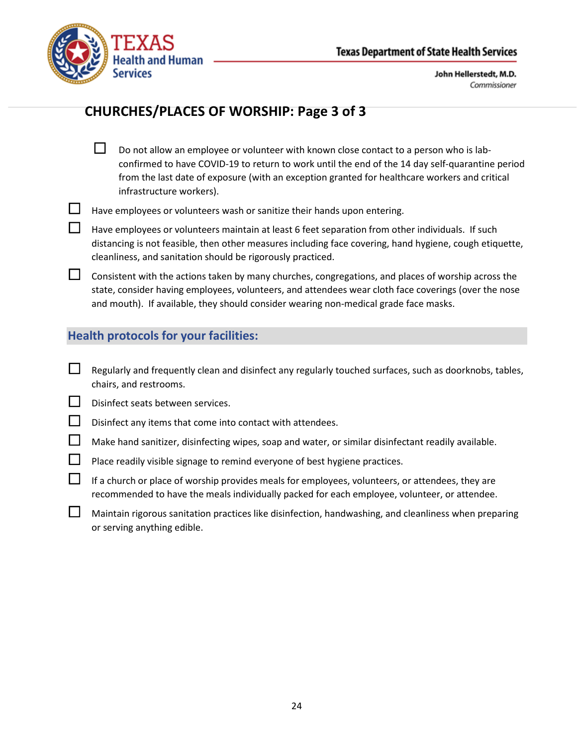## CHURCHES/PLACES OF WORSHIP: Page 3 of 3

- ☐ Do not allow an employee or volunteer with known close contact to a person who is lab-confirmed to have COVID-19 to return to work until the end of the 14 day self-quarantine period from the last date of exposure (with an exception granted for healthcare workers and critical infrastructure workers).

- ☐ Have employees or volunteers wash or sanitize their hands upon entering.
- ☐ Have employees or volunteers maintain at least 6 feet separation from other individuals. If such distancing is not feasible, then other measures including face covering, hand hygiene, cough etiquette, cleanliness, and sanitation should be rigorously practiced.
- ☐ Consistent with the actions taken by many churches, congregations, and places of worship across the state, consider having employees, volunteers, and attendees wear cloth face coverings (over the nose and mouth). If available, they should consider wearing non-medical grade face masks.

### Health protocols for your facilities:

- ☐ Regularly and frequently clean and disinfect any regularly touched surfaces, such as doorknobs, tables, chairs, and restrooms.
- ☐ Disinfect seats between services.
- ☐ Disinfect any items that come into contact with attendees.
- ☐ Make hand sanitizer, disinfecting wipes, soap and water, or similar disinfectant readily available.
- ☐ Place readily visible signage to remind everyone of best hygiene practices.
- ☐ If a church or place of worship provides meals for employees, volunteers, or attendees, they are recommended to have the meals individually packed for each employee, volunteer, or attendee.
- ☐ Maintain rigorous sanitation practices like disinfection, handwashing, and cleanliness when preparing or serving anything edible.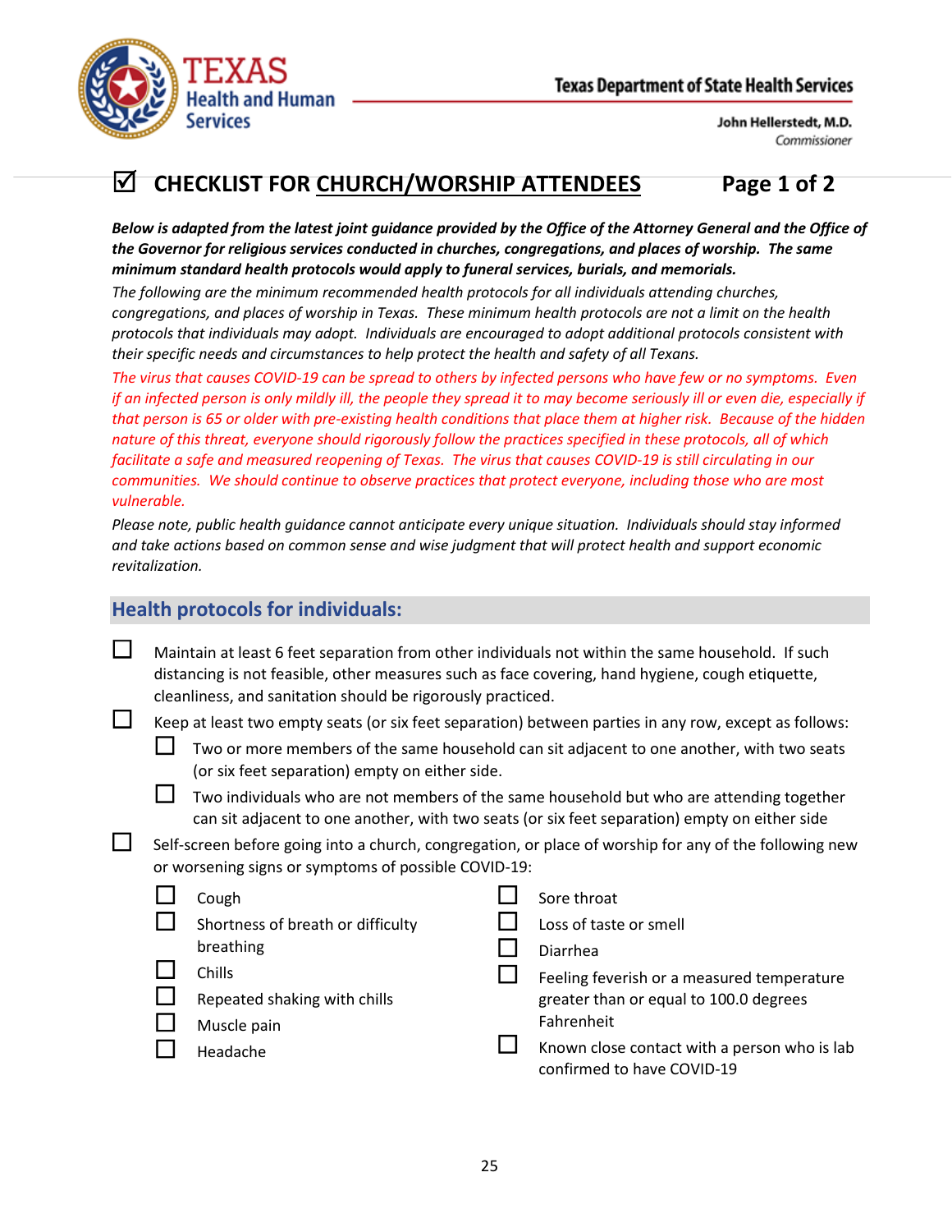Texas Health and Human Services

Texas Department of State Health Services

John Hellerstedt, M.D.
*Commissioner*

# ☑ CHECKLIST FOR CHURCH/WORSHIP ATTENDEES

**Page 1 of 2**

***Below is adapted from the latest joint guidance provided by the Office of the Attorney General and the Office of the Governor for religious services conducted in churches, congregations, and places of worship. The same minimum standard health protocols would apply to funeral services, burials, and memorials.***

*The following are the minimum recommended health protocols for all individuals attending churches, congregations, and places of worship in Texas. These minimum health protocols are not a limit on the health protocols that individuals may adopt. Individuals are encouraged to adopt additional protocols consistent with their specific needs and circumstances to help protect the health and safety of all Texans.*

*The virus that causes COVID-19 can be spread to others by infected persons who have few or no symptoms. Even if an infected person is only mildly ill, the people they spread it to may become seriously ill or even die, especially if that person is 65 or older with pre-existing health conditions that place them at higher risk. Because of the hidden nature of this threat, everyone should rigorously follow the practices specified in these protocols, all of which facilitate a safe and measured reopening of Texas. The virus that causes COVID-19 is still circulating in our communities. We should continue to observe practices that protect everyone, including those who are most vulnerable.*

*Please note, public health guidance cannot anticipate every unique situation. Individuals should stay informed and take actions based on common sense and wise judgment that will protect health and support economic revitalization.*

## Health protocols for individuals:

- ☐ Maintain at least 6 feet separation from other individuals not within the same household. If such distancing is not feasible, other measures such as face covering, hand hygiene, cough etiquette, cleanliness, and sanitation should be rigorously practiced.
- ☐ Keep at least two empty seats (or six feet separation) between parties in any row, except as follows:
  - ☐ Two or more members of the same household can sit adjacent to one another, with two seats (or six feet separation) empty on either side.
  - ☐ Two individuals who are not members of the same household but who are attending together can sit adjacent to one another, with two seats (or six feet separation) empty on either side
- ☐ Self-screen before going into a church, congregation, or place of worship for any of the following new or worsening signs or symptoms of possible COVID-19:
  - ☐ Cough
  - ☐ Shortness of breath or difficulty breathing
  - ☐ Chills
  - ☐ Repeated shaking with chills
  - ☐ Muscle pain
  - ☐ Headache
  - ☐ Sore throat
  - ☐ Loss of taste or smell
  - ☐ Diarrhea
  - ☐ Feeling feverish or a measured temperature greater than or equal to 100.0 degrees Fahrenheit
  - ☐ Known close contact with a person who is lab confirmed to have COVID-19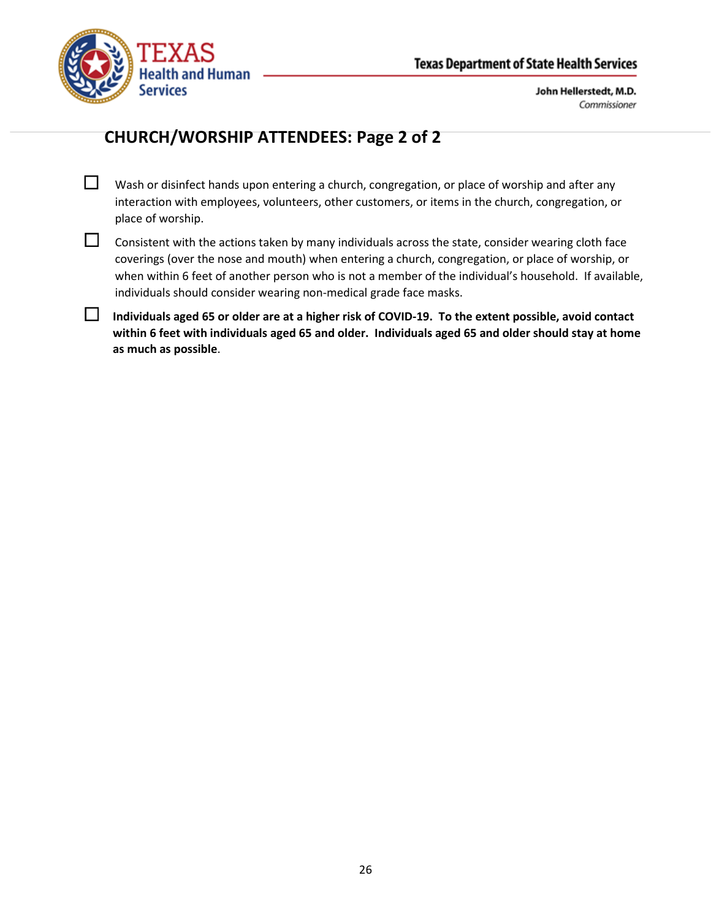## CHURCH/WORSHIP ATTENDEES: Page 2 of 2

- ☐ Wash or disinfect hands upon entering a church, congregation, or place of worship and after any interaction with employees, volunteers, other customers, or items in the church, congregation, or place of worship.
- ☐ Consistent with the actions taken by many individuals across the state, consider wearing cloth face coverings (over the nose and mouth) when entering a church, congregation, or place of worship, or when within 6 feet of another person who is not a member of the individual's household. If available, individuals should consider wearing non-medical grade face masks.
- ☐ **Individuals aged 65 or older are at a higher risk of COVID-19. To the extent possible, avoid contact within 6 feet with individuals aged 65 and older. Individuals aged 65 and older should stay at home as much as possible**.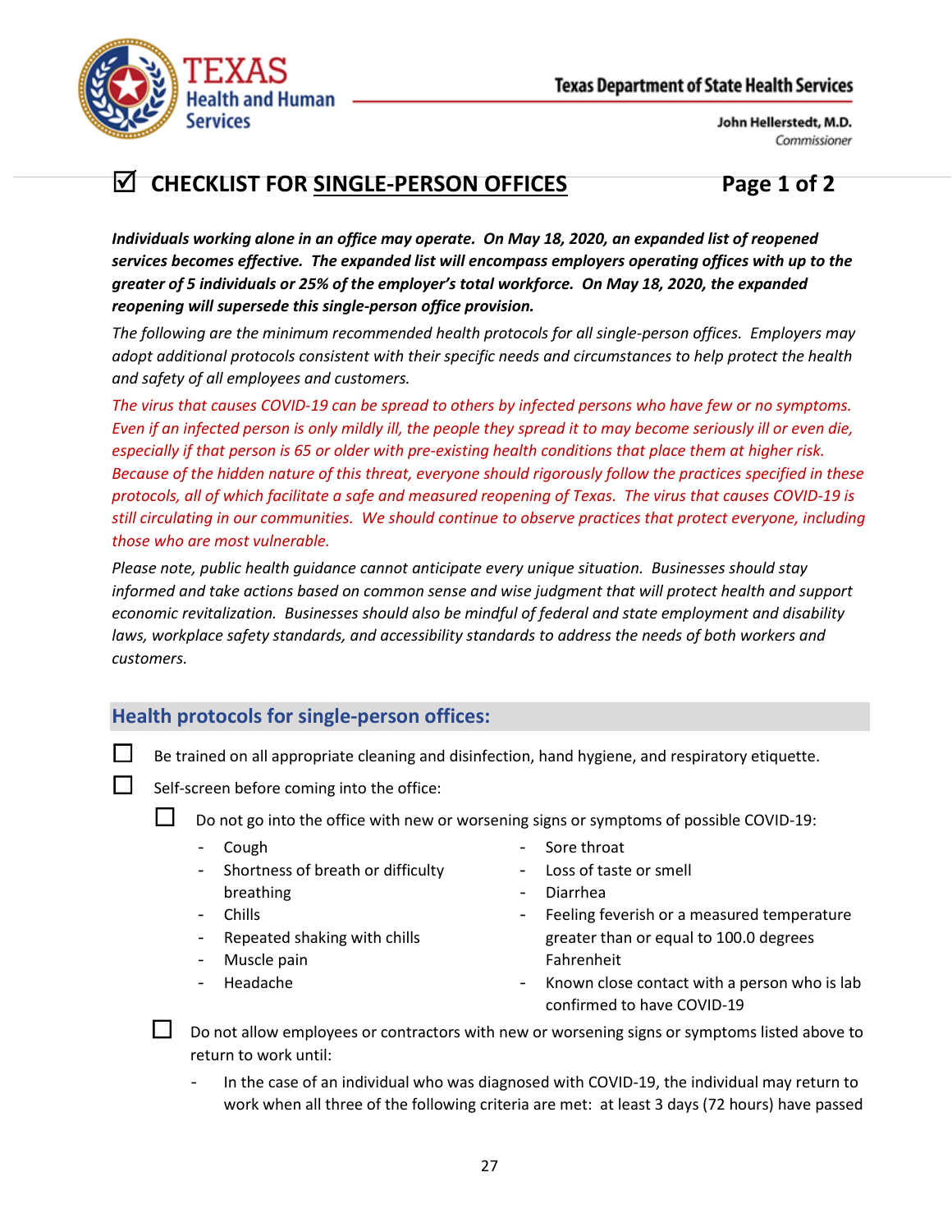# ☑ CHECKLIST FOR SINGLE-PERSON OFFICES

***Individuals working alone in an office may operate. On May 18, 2020, an expanded list of reopened services becomes effective. The expanded list will encompass employers operating offices with up to the greater of 5 individuals or 25% of the employer's total workforce. On May 18, 2020, the expanded reopening will supersede this single-person office provision.***

*The following are the minimum recommended health protocols for all single-person offices. Employers may adopt additional protocols consistent with their specific needs and circumstances to help protect the health and safety of all employees and customers.*

*The virus that causes COVID-19 can be spread to others by infected persons who have few or no symptoms. Even if an infected person is only mildly ill, the people they spread it to may become seriously ill or even die, especially if that person is 65 or older with pre-existing health conditions that place them at higher risk. Because of the hidden nature of this threat, everyone should rigorously follow the practices specified in these protocols, all of which facilitate a safe and measured reopening of Texas. The virus that causes COVID-19 is still circulating in our communities. We should continue to observe practices that protect everyone, including those who are most vulnerable.*

*Please note, public health guidance cannot anticipate every unique situation. Businesses should stay informed and take actions based on common sense and wise judgment that will protect health and support economic revitalization. Businesses should also be mindful of federal and state employment and disability laws, workplace safety standards, and accessibility standards to address the needs of both workers and customers.*

## Health protocols for single-person offices:

- ☐ Be trained on all appropriate cleaning and disinfection, hand hygiene, and respiratory etiquette.
- ☐ Self-screen before coming into the office:
  - ☐ Do not go into the office with new or worsening signs or symptoms of possible COVID-19:
    - Cough
    - Shortness of breath or difficulty breathing
    - Chills
    - Repeated shaking with chills
    - Muscle pain
    - Headache
    - Sore throat
    - Loss of taste or smell
    - Diarrhea
    - Feeling feverish or a measured temperature greater than or equal to 100.0 degrees Fahrenheit
    - Known close contact with a person who is lab confirmed to have COVID-19
  - ☐ Do not allow employees or contractors with new or worsening signs or symptoms listed above to return to work until:
    - In the case of an individual who was diagnosed with COVID-19, the individual may return to work when all three of the following criteria are met: at least 3 days (72 hours) have passed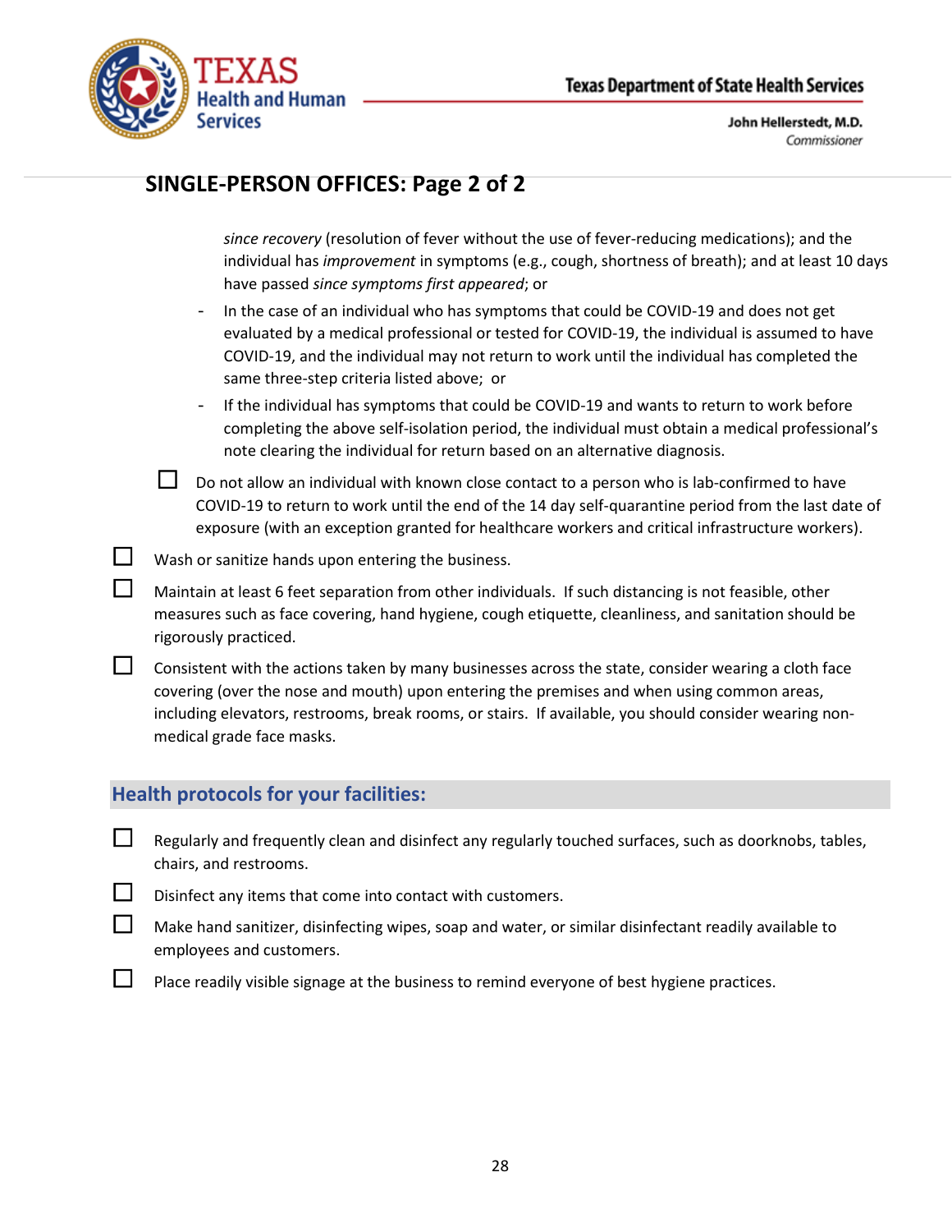## SINGLE-PERSON OFFICES: Page 2 of 2

*since recovery* (resolution of fever without the use of fever-reducing medications); and the individual has *improvement* in symptoms (e.g., cough, shortness of breath); and at least 10 days have passed *since symptoms first appeared*; or

- In the case of an individual who has symptoms that could be COVID-19 and does not get evaluated by a medical professional or tested for COVID-19, the individual is assumed to have COVID-19, and the individual may not return to work until the individual has completed the same three-step criteria listed above; or
- If the individual has symptoms that could be COVID-19 and wants to return to work before completing the above self-isolation period, the individual must obtain a medical professional's note clearing the individual for return based on an alternative diagnosis.

☐ Do not allow an individual with known close contact to a person who is lab-confirmed to have COVID-19 to return to work until the end of the 14 day self-quarantine period from the last date of exposure (with an exception granted for healthcare workers and critical infrastructure workers).

☐ Wash or sanitize hands upon entering the business.

☐ Maintain at least 6 feet separation from other individuals. If such distancing is not feasible, other measures such as face covering, hand hygiene, cough etiquette, cleanliness, and sanitation should be rigorously practiced.

☐ Consistent with the actions taken by many businesses across the state, consider wearing a cloth face covering (over the nose and mouth) upon entering the premises and when using common areas, including elevators, restrooms, break rooms, or stairs. If available, you should consider wearing non-medical grade face masks.

### Health protocols for your facilities:

☐ Regularly and frequently clean and disinfect any regularly touched surfaces, such as doorknobs, tables, chairs, and restrooms.

☐ Disinfect any items that come into contact with customers.

☐ Make hand sanitizer, disinfecting wipes, soap and water, or similar disinfectant readily available to employees and customers.

☐ Place readily visible signage at the business to remind everyone of best hygiene practices.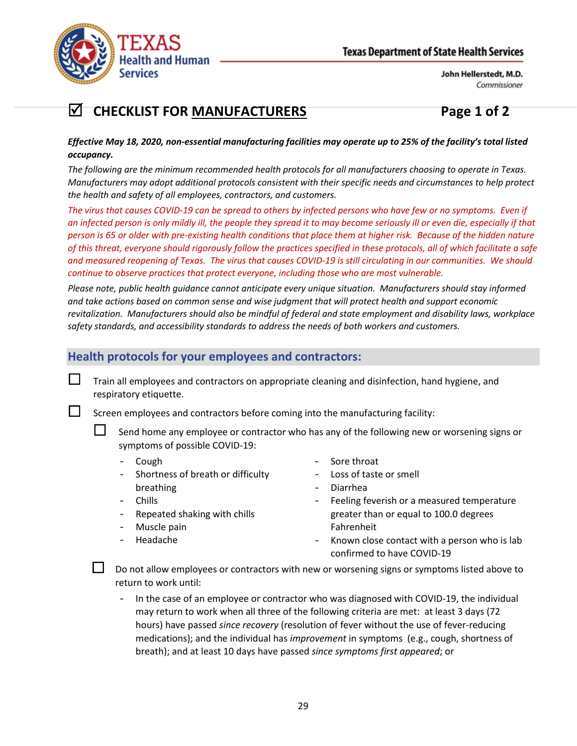Texas Department of State Health Services

John Hellerstedt, M.D.
*Commissioner*

# ☑ CHECKLIST FOR MANUFACTURERS

**Page 1 of 2**

***Effective May 18, 2020, non-essential manufacturing facilities may operate up to 25% of the facility's total listed occupancy.***

*The following are the minimum recommended health protocols for all manufacturers choosing to operate in Texas. Manufacturers may adopt additional protocols consistent with their specific needs and circumstances to help protect the health and safety of all employees, contractors, and customers.*

*The virus that causes COVID-19 can be spread to others by infected persons who have few or no symptoms. Even if an infected person is only mildly ill, the people they spread it to may become seriously ill or even die, especially if that person is 65 or older with pre-existing health conditions that place them at higher risk. Because of the hidden nature of this threat, everyone should rigorously follow the practices specified in these protocols, all of which facilitate a safe and measured reopening of Texas. The virus that causes COVID-19 is still circulating in our communities. We should continue to observe practices that protect everyone, including those who are most vulnerable.*

*Please note, public health guidance cannot anticipate every unique situation. Manufacturers should stay informed and take actions based on common sense and wise judgment that will protect health and support economic revitalization. Manufacturers should also be mindful of federal and state employment and disability laws, workplace safety standards, and accessibility standards to address the needs of both workers and customers.*

## Health protocols for your employees and contractors:

- ☐ Train all employees and contractors on appropriate cleaning and disinfection, hand hygiene, and respiratory etiquette.
- ☐ Screen employees and contractors before coming into the manufacturing facility:
  - ☐ Send home any employee or contractor who has any of the following new or worsening signs or symptoms of possible COVID-19:
    - Cough
    - Shortness of breath or difficulty breathing
    - Chills
    - Repeated shaking with chills
    - Muscle pain
    - Headache
    - Sore throat
    - Loss of taste or smell
    - Diarrhea
    - Feeling feverish or a measured temperature greater than or equal to 100.0 degrees Fahrenheit
    - Known close contact with a person who is lab confirmed to have COVID-19
  - ☐ Do not allow employees or contractors with new or worsening signs or symptoms listed above to return to work until:
    - In the case of an employee or contractor who was diagnosed with COVID-19, the individual may return to work when all three of the following criteria are met: at least 3 days (72 hours) have passed *since recovery* (resolution of fever without the use of fever-reducing medications); and the individual has *improvement* in symptoms (e.g., cough, shortness of breath); and at least 10 days have passed *since symptoms first appeared*; or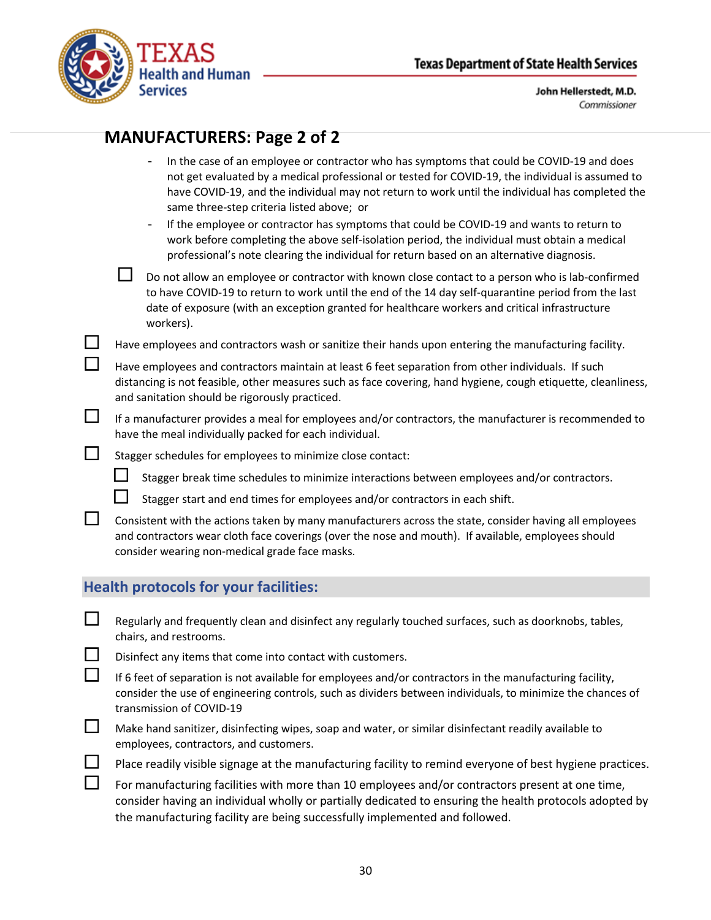## MANUFACTURERS: Page 2 of 2

    - In the case of an employee or contractor who has symptoms that could be COVID-19 and does not get evaluated by a medical professional or tested for COVID-19, the individual is assumed to have COVID-19, and the individual may not return to work until the individual has completed the same three-step criteria listed above; or
    - If the employee or contractor has symptoms that could be COVID-19 and wants to return to work before completing the above self-isolation period, the individual must obtain a medical professional's note clearing the individual for return based on an alternative diagnosis.

  - ☐ Do not allow an employee or contractor with known close contact to a person who is lab-confirmed to have COVID-19 to return to work until the end of the 14 day self-quarantine period from the last date of exposure (with an exception granted for healthcare workers and critical infrastructure workers).

- ☐ Have employees and contractors wash or sanitize their hands upon entering the manufacturing facility.
- ☐ Have employees and contractors maintain at least 6 feet separation from other individuals. If such distancing is not feasible, other measures such as face covering, hand hygiene, cough etiquette, cleanliness, and sanitation should be rigorously practiced.
- ☐ If a manufacturer provides a meal for employees and/or contractors, the manufacturer is recommended to have the meal individually packed for each individual.
- ☐ Stagger schedules for employees to minimize close contact:
  - ☐ Stagger break time schedules to minimize interactions between employees and/or contractors.
  - ☐ Stagger start and end times for employees and/or contractors in each shift.
- ☐ Consistent with the actions taken by many manufacturers across the state, consider having all employees and contractors wear cloth face coverings (over the nose and mouth). If available, employees should consider wearing non-medical grade face masks.

### Health protocols for your facilities:

- ☐ Regularly and frequently clean and disinfect any regularly touched surfaces, such as doorknobs, tables, chairs, and restrooms.
- ☐ Disinfect any items that come into contact with customers.
- ☐ If 6 feet of separation is not available for employees and/or contractors in the manufacturing facility, consider the use of engineering controls, such as dividers between individuals, to minimize the chances of transmission of COVID-19
- ☐ Make hand sanitizer, disinfecting wipes, soap and water, or similar disinfectant readily available to employees, contractors, and customers.
- ☐ Place readily visible signage at the manufacturing facility to remind everyone of best hygiene practices.
- ☐ For manufacturing facilities with more than 10 employees and/or contractors present at one time, consider having an individual wholly or partially dedicated to ensuring the health protocols adopted by the manufacturing facility are being successfully implemented and followed.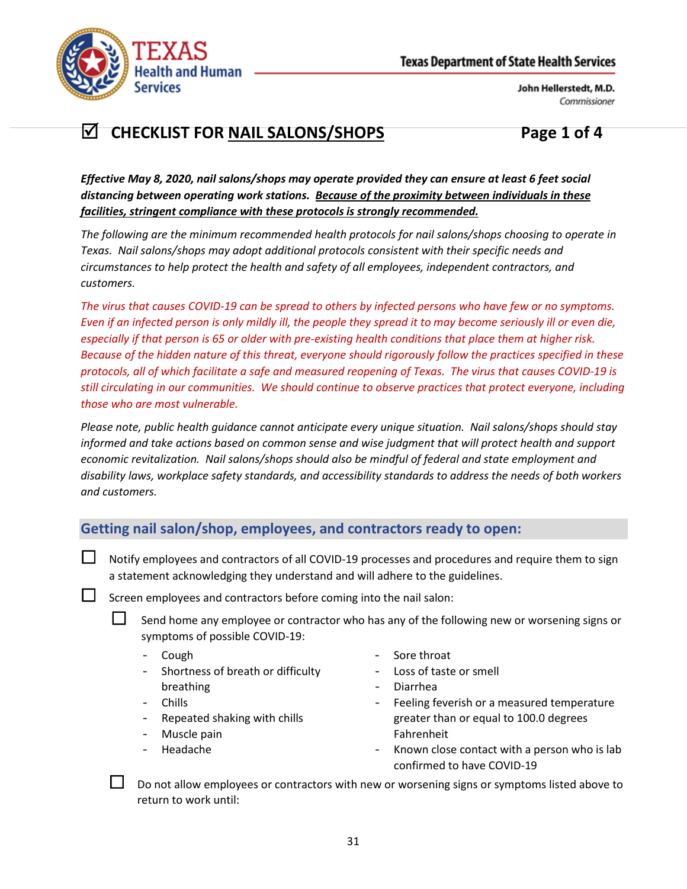# ☑ CHECKLIST FOR NAIL SALONS/SHOPS

***Effective May 8, 2020, nail salons/shops may operate provided they can ensure at least 6 feet social distancing between operating work stations. Because of the proximity between individuals in these facilities, stringent compliance with these protocols is strongly recommended.***

*The following are the minimum recommended health protocols for nail salons/shops choosing to operate in Texas. Nail salons/shops may adopt additional protocols consistent with their specific needs and circumstances to help protect the health and safety of all employees, independent contractors, and customers.*

*The virus that causes COVID-19 can be spread to others by infected persons who have few or no symptoms. Even if an infected person is only mildly ill, the people they spread it to may become seriously ill or even die, especially if that person is 65 or older with pre-existing health conditions that place them at higher risk. Because of the hidden nature of this threat, everyone should rigorously follow the practices specified in these protocols, all of which facilitate a safe and measured reopening of Texas. The virus that causes COVID-19 is still circulating in our communities. We should continue to observe practices that protect everyone, including those who are most vulnerable.*

*Please note, public health guidance cannot anticipate every unique situation. Nail salons/shops should stay informed and take actions based on common sense and wise judgment that will protect health and support economic revitalization. Nail salons/shops should also be mindful of federal and state employment and disability laws, workplace safety standards, and accessibility standards to address the needs of both workers and customers.*

## Getting nail salon/shop, employees, and contractors ready to open:

- ☐ Notify employees and contractors of all COVID-19 processes and procedures and require them to sign a statement acknowledging they understand and will adhere to the guidelines.
- ☐ Screen employees and contractors before coming into the nail salon:
  - ☐ Send home any employee or contractor who has any of the following new or worsening signs or symptoms of possible COVID-19:
    - Cough
    - Shortness of breath or difficulty breathing
    - Chills
    - Repeated shaking with chills
    - Muscle pain
    - Headache
    - Sore throat
    - Loss of taste or smell
    - Diarrhea
    - Feeling feverish or a measured temperature greater than or equal to 100.0 degrees Fahrenheit
    - Known close contact with a person who is lab confirmed to have COVID-19
  - ☐ Do not allow employees or contractors with new or worsening signs or symptoms listed above to return to work until: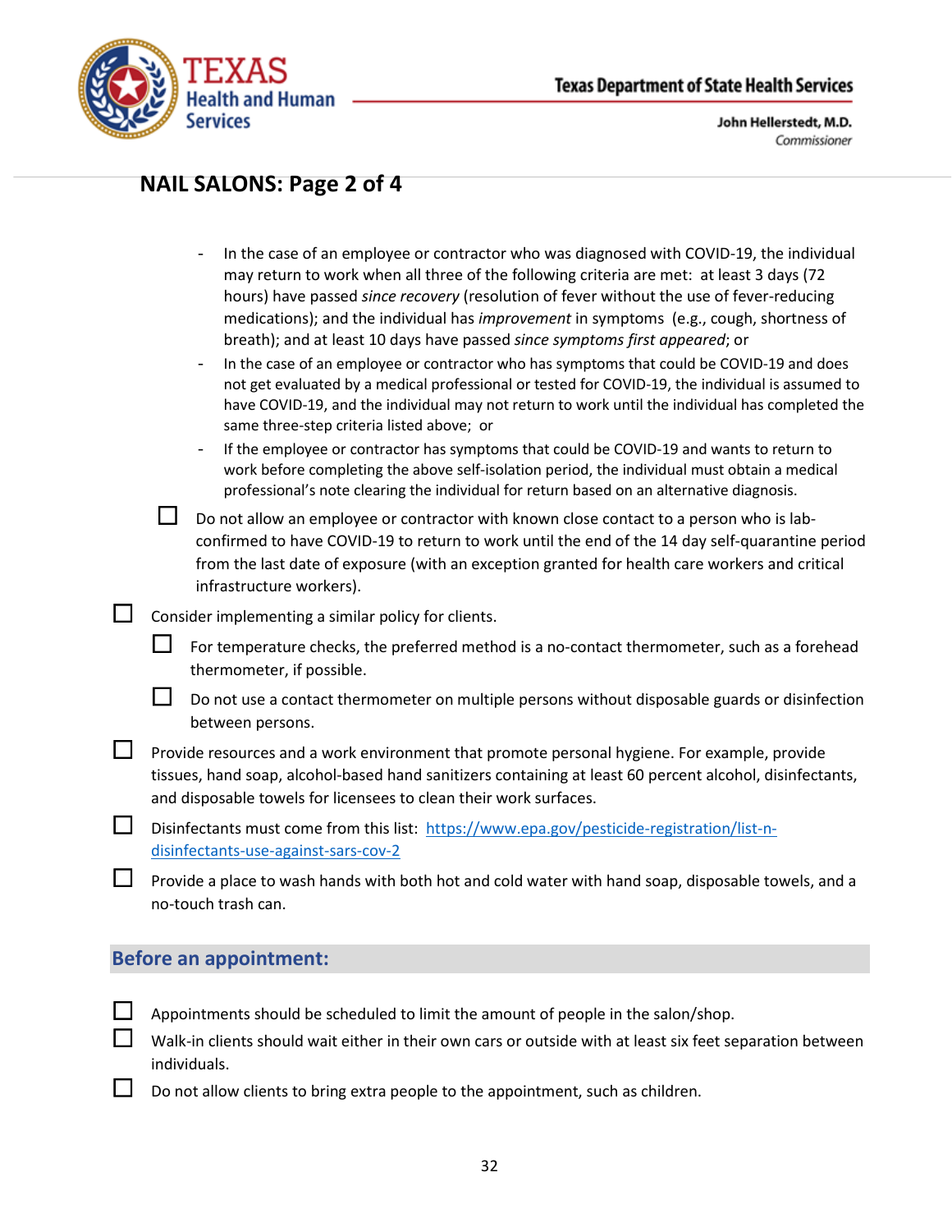## NAIL SALONS: Page 2 of 4

- In the case of an employee or contractor who was diagnosed with COVID-19, the individual may return to work when all three of the following criteria are met: at least 3 days (72 hours) have passed *since recovery* (resolution of fever without the use of fever-reducing medications); and the individual has *improvement* in symptoms (e.g., cough, shortness of breath); and at least 10 days have passed *since symptoms first appeared*; or
- In the case of an employee or contractor who has symptoms that could be COVID-19 and does not get evaluated by a medical professional or tested for COVID-19, the individual is assumed to have COVID-19, and the individual may not return to work until the individual has completed the same three-step criteria listed above; or
- If the employee or contractor has symptoms that could be COVID-19 and wants to return to work before completing the above self-isolation period, the individual must obtain a medical professional's note clearing the individual for return based on an alternative diagnosis.

- ☐ Do not allow an employee or contractor with known close contact to a person who is lab-confirmed to have COVID-19 to return to work until the end of the 14 day self-quarantine period from the last date of exposure (with an exception granted for health care workers and critical infrastructure workers).

- ☐ Consider implementing a similar policy for clients.
  - ☐ For temperature checks, the preferred method is a no-contact thermometer, such as a forehead thermometer, if possible.
  - ☐ Do not use a contact thermometer on multiple persons without disposable guards or disinfection between persons.
- ☐ Provide resources and a work environment that promote personal hygiene. For example, provide tissues, hand soap, alcohol-based hand sanitizers containing at least 60 percent alcohol, disinfectants, and disposable towels for licensees to clean their work surfaces.
- ☐ Disinfectants must come from this list: https://www.epa.gov/pesticide-registration/list-n-disinfectants-use-against-sars-cov-2
- ☐ Provide a place to wash hands with both hot and cold water with hand soap, disposable towels, and a no-touch trash can.

### Before an appointment:

- ☐ Appointments should be scheduled to limit the amount of people in the salon/shop.
- ☐ Walk-in clients should wait either in their own cars or outside with at least six feet separation between individuals.
- ☐ Do not allow clients to bring extra people to the appointment, such as children.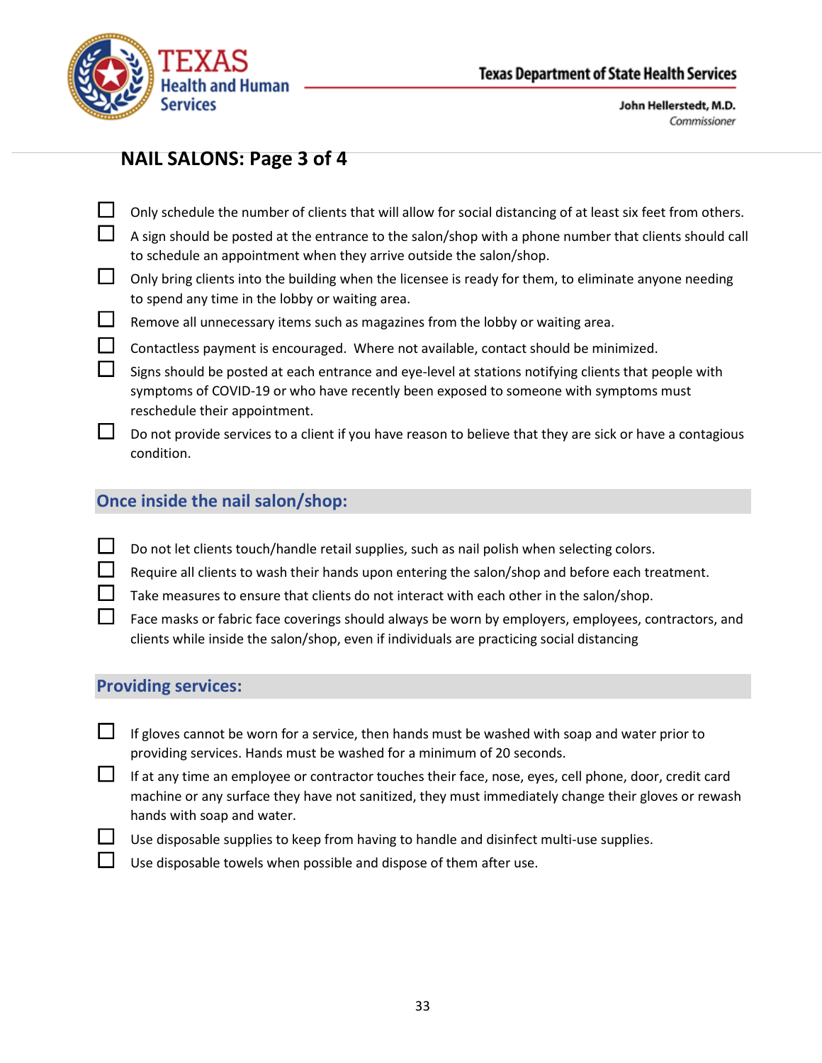## NAIL SALONS: Page 3 of 4

- ☐ Only schedule the number of clients that will allow for social distancing of at least six feet from others.
- ☐ A sign should be posted at the entrance to the salon/shop with a phone number that clients should call to schedule an appointment when they arrive outside the salon/shop.
- ☐ Only bring clients into the building when the licensee is ready for them, to eliminate anyone needing to spend any time in the lobby or waiting area.
- ☐ Remove all unnecessary items such as magazines from the lobby or waiting area.
- ☐ Contactless payment is encouraged. Where not available, contact should be minimized.
- ☐ Signs should be posted at each entrance and eye-level at stations notifying clients that people with symptoms of COVID-19 or who have recently been exposed to someone with symptoms must reschedule their appointment.
- ☐ Do not provide services to a client if you have reason to believe that they are sick or have a contagious condition.

### Once inside the nail salon/shop:

- ☐ Do not let clients touch/handle retail supplies, such as nail polish when selecting colors.
- ☐ Require all clients to wash their hands upon entering the salon/shop and before each treatment.
- ☐ Take measures to ensure that clients do not interact with each other in the salon/shop.
- ☐ Face masks or fabric face coverings should always be worn by employers, employees, contractors, and clients while inside the salon/shop, even if individuals are practicing social distancing

### Providing services:

- ☐ If gloves cannot be worn for a service, then hands must be washed with soap and water prior to providing services. Hands must be washed for a minimum of 20 seconds.
- ☐ If at any time an employee or contractor touches their face, nose, eyes, cell phone, door, credit card machine or any surface they have not sanitized, they must immediately change their gloves or rewash hands with soap and water.
- ☐ Use disposable supplies to keep from having to handle and disinfect multi-use supplies.
- ☐ Use disposable towels when possible and dispose of them after use.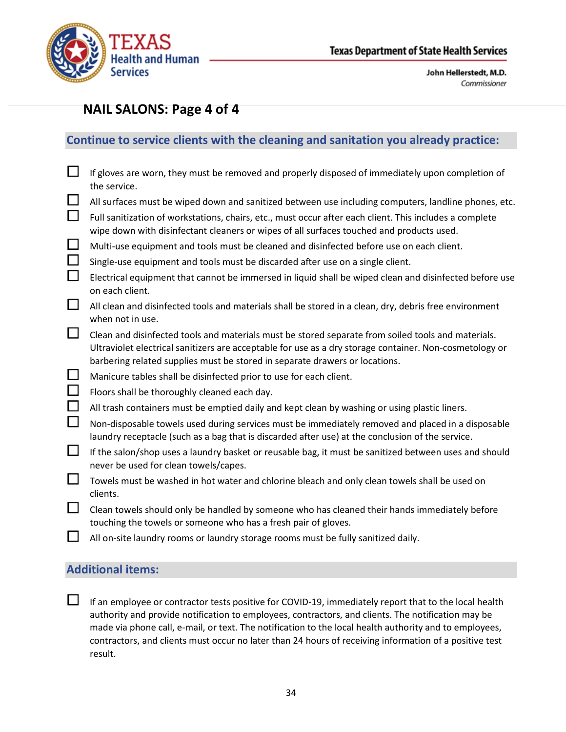## NAIL SALONS: Page 4 of 4

### Continue to service clients with the cleaning and sanitation you already practice:

- ☐ If gloves are worn, they must be removed and properly disposed of immediately upon completion of the service.
- ☐ All surfaces must be wiped down and sanitized between use including computers, landline phones, etc.
- ☐ Full sanitization of workstations, chairs, etc., must occur after each client. This includes a complete wipe down with disinfectant cleaners or wipes of all surfaces touched and products used.
- ☐ Multi-use equipment and tools must be cleaned and disinfected before use on each client.
- ☐ Single-use equipment and tools must be discarded after use on a single client.
- ☐ Electrical equipment that cannot be immersed in liquid shall be wiped clean and disinfected before use on each client.
- ☐ All clean and disinfected tools and materials shall be stored in a clean, dry, debris free environment when not in use.
- ☐ Clean and disinfected tools and materials must be stored separate from soiled tools and materials. Ultraviolet electrical sanitizers are acceptable for use as a dry storage container. Non-cosmetology or barbering related supplies must be stored in separate drawers or locations.
- ☐ Manicure tables shall be disinfected prior to use for each client.
- ☐ Floors shall be thoroughly cleaned each day.
- ☐ All trash containers must be emptied daily and kept clean by washing or using plastic liners.
- ☐ Non-disposable towels used during services must be immediately removed and placed in a disposable laundry receptacle (such as a bag that is discarded after use) at the conclusion of the service.
- ☐ If the salon/shop uses a laundry basket or reusable bag, it must be sanitized between uses and should never be used for clean towels/capes.
- ☐ Towels must be washed in hot water and chlorine bleach and only clean towels shall be used on clients.
- ☐ Clean towels should only be handled by someone who has cleaned their hands immediately before touching the towels or someone who has a fresh pair of gloves.
- ☐ All on-site laundry rooms or laundry storage rooms must be fully sanitized daily.

### Additional items:

- ☐ If an employee or contractor tests positive for COVID-19, immediately report that to the local health authority and provide notification to employees, contractors, and clients. The notification may be made via phone call, e-mail, or text. The notification to the local health authority and to employees, contractors, and clients must occur no later than 24 hours of receiving information of a positive test result.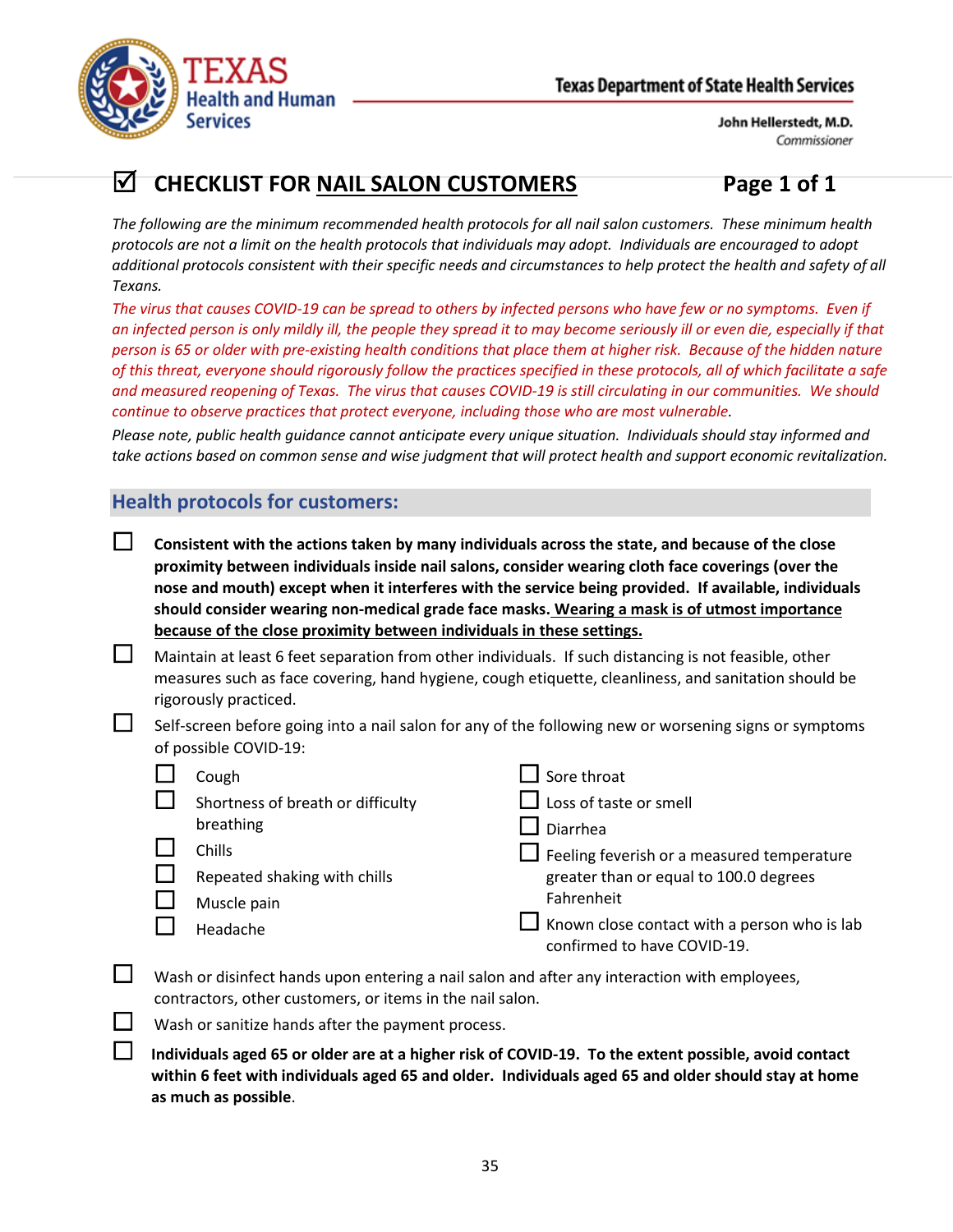Texas Health and Human Services

Texas Department of State Health Services

John Hellerstedt, M.D.
Commissioner

# ☑ CHECKLIST FOR NAIL SALON CUSTOMERS

*The following are the minimum recommended health protocols for all nail salon customers. These minimum health protocols are not a limit on the health protocols that individuals may adopt. Individuals are encouraged to adopt additional protocols consistent with their specific needs and circumstances to help protect the health and safety of all Texans.*

*The virus that causes COVID-19 can be spread to others by infected persons who have few or no symptoms. Even if an infected person is only mildly ill, the people they spread it to may become seriously ill or even die, especially if that person is 65 or older with pre-existing health conditions that place them at higher risk. Because of the hidden nature of this threat, everyone should rigorously follow the practices specified in these protocols, all of which facilitate a safe and measured reopening of Texas. The virus that causes COVID-19 is still circulating in our communities. We should continue to observe practices that protect everyone, including those who are most vulnerable.*

*Please note, public health guidance cannot anticipate every unique situation. Individuals should stay informed and take actions based on common sense and wise judgment that will protect health and support economic revitalization.*

## Health protocols for customers:

- ☐ **Consistent with the actions taken by many individuals across the state, and because of the close proximity between individuals inside nail salons, consider wearing cloth face coverings (over the nose and mouth) except when it interferes with the service being provided. If available, individuals should consider wearing non-medical grade face masks. Wearing a mask is of utmost importance because of the close proximity between individuals in these settings.**
- ☐ Maintain at least 6 feet separation from other individuals. If such distancing is not feasible, other measures such as face covering, hand hygiene, cough etiquette, cleanliness, and sanitation should be rigorously practiced.
- ☐ Self-screen before going into a nail salon for any of the following new or worsening signs or symptoms of possible COVID-19:
  - ☐ Cough
  - ☐ Shortness of breath or difficulty breathing
  - ☐ Chills
  - ☐ Repeated shaking with chills
  - ☐ Muscle pain
  - ☐ Headache
  - ☐ Sore throat
  - ☐ Loss of taste or smell
  - ☐ Diarrhea
  - ☐ Feeling feverish or a measured temperature greater than or equal to 100.0 degrees Fahrenheit
  - ☐ Known close contact with a person who is lab confirmed to have COVID-19.
- ☐ Wash or disinfect hands upon entering a nail salon and after any interaction with employees, contractors, other customers, or items in the nail salon.
- ☐ Wash or sanitize hands after the payment process.
- ☐ **Individuals aged 65 or older are at a higher risk of COVID-19. To the extent possible, avoid contact within 6 feet with individuals aged 65 and older. Individuals aged 65 and older should stay at home as much as possible.**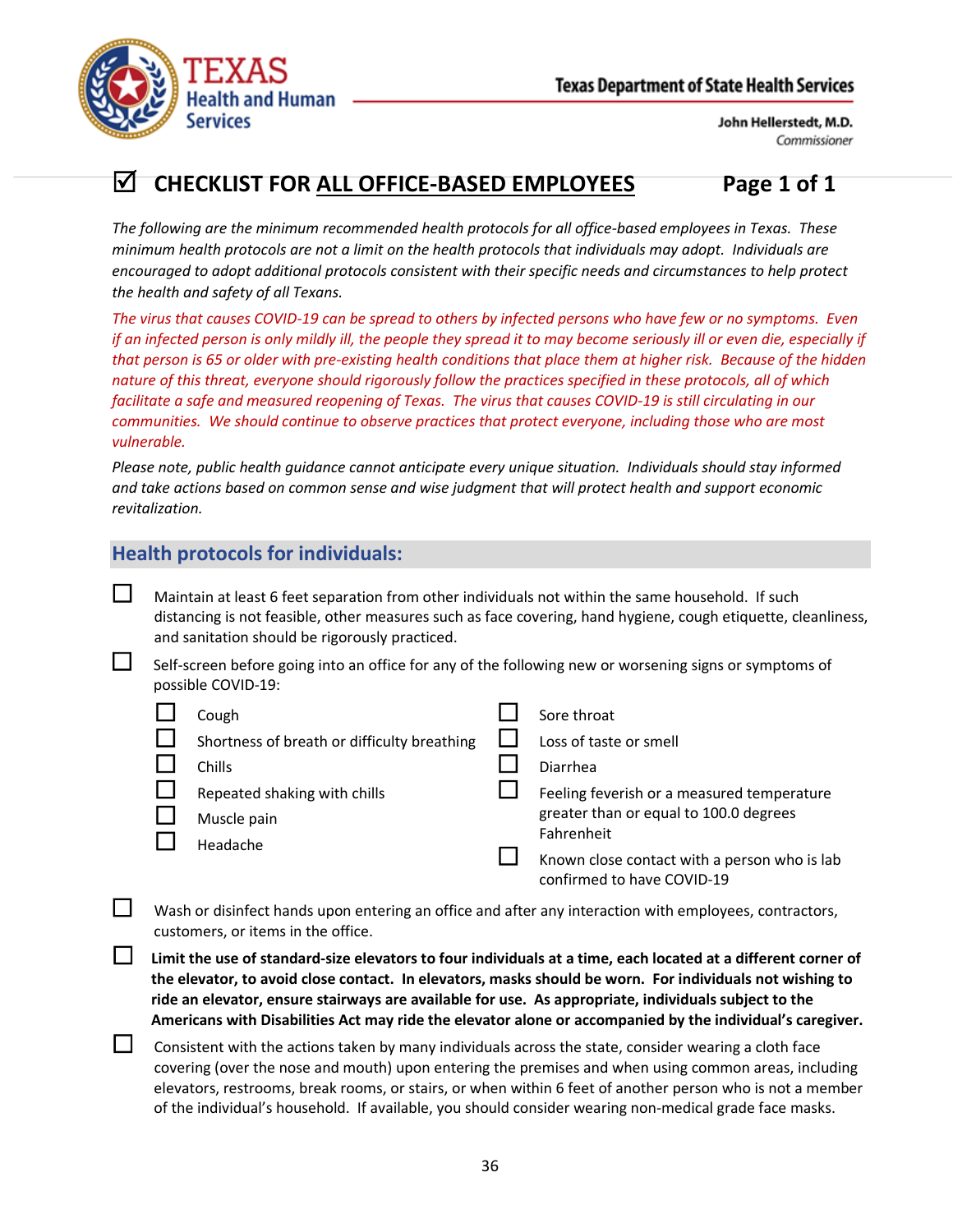Texas Health and Human Services

Texas Department of State Health Services

John Hellerstedt, M.D.
*Commissioner*

# ☑ CHECKLIST FOR ALL OFFICE-BASED EMPLOYEES Page 1 of 1

*The following are the minimum recommended health protocols for all office-based employees in Texas. These minimum health protocols are not a limit on the health protocols that individuals may adopt. Individuals are encouraged to adopt additional protocols consistent with their specific needs and circumstances to help protect the health and safety of all Texans.*

*The virus that causes COVID-19 can be spread to others by infected persons who have few or no symptoms. Even if an infected person is only mildly ill, the people they spread it to may become seriously ill or even die, especially if that person is 65 or older with pre-existing health conditions that place them at higher risk. Because of the hidden nature of this threat, everyone should rigorously follow the practices specified in these protocols, all of which facilitate a safe and measured reopening of Texas. The virus that causes COVID-19 is still circulating in our communities. We should continue to observe practices that protect everyone, including those who are most vulnerable.*

*Please note, public health guidance cannot anticipate every unique situation. Individuals should stay informed and take actions based on common sense and wise judgment that will protect health and support economic revitalization.*

## Health protocols for individuals:

- ☐ Maintain at least 6 feet separation from other individuals not within the same household. If such distancing is not feasible, other measures such as face covering, hand hygiene, cough etiquette, cleanliness, and sanitation should be rigorously practiced.
- ☐ Self-screen before going into an office for any of the following new or worsening signs or symptoms of possible COVID-19:
  - ☐ Cough
  - ☐ Shortness of breath or difficulty breathing
  - ☐ Chills
  - ☐ Repeated shaking with chills
  - ☐ Muscle pain
  - ☐ Headache
  - ☐ Sore throat
  - ☐ Loss of taste or smell
  - ☐ Diarrhea
  - ☐ Feeling feverish or a measured temperature greater than or equal to 100.0 degrees Fahrenheit
  - ☐ Known close contact with a person who is lab confirmed to have COVID-19
- ☐ Wash or disinfect hands upon entering an office and after any interaction with employees, contractors, customers, or items in the office.
- ☐ **Limit the use of standard-size elevators to four individuals at a time, each located at a different corner of the elevator, to avoid close contact. In elevators, masks should be worn. For individuals not wishing to ride an elevator, ensure stairways are available for use. As appropriate, individuals subject to the Americans with Disabilities Act may ride the elevator alone or accompanied by the individual's caregiver.**
- ☐ Consistent with the actions taken by many individuals across the state, consider wearing a cloth face covering (over the nose and mouth) upon entering the premises and when using common areas, including elevators, restrooms, break rooms, or stairs, or when within 6 feet of another person who is not a member of the individual's household. If available, you should consider wearing non-medical grade face masks.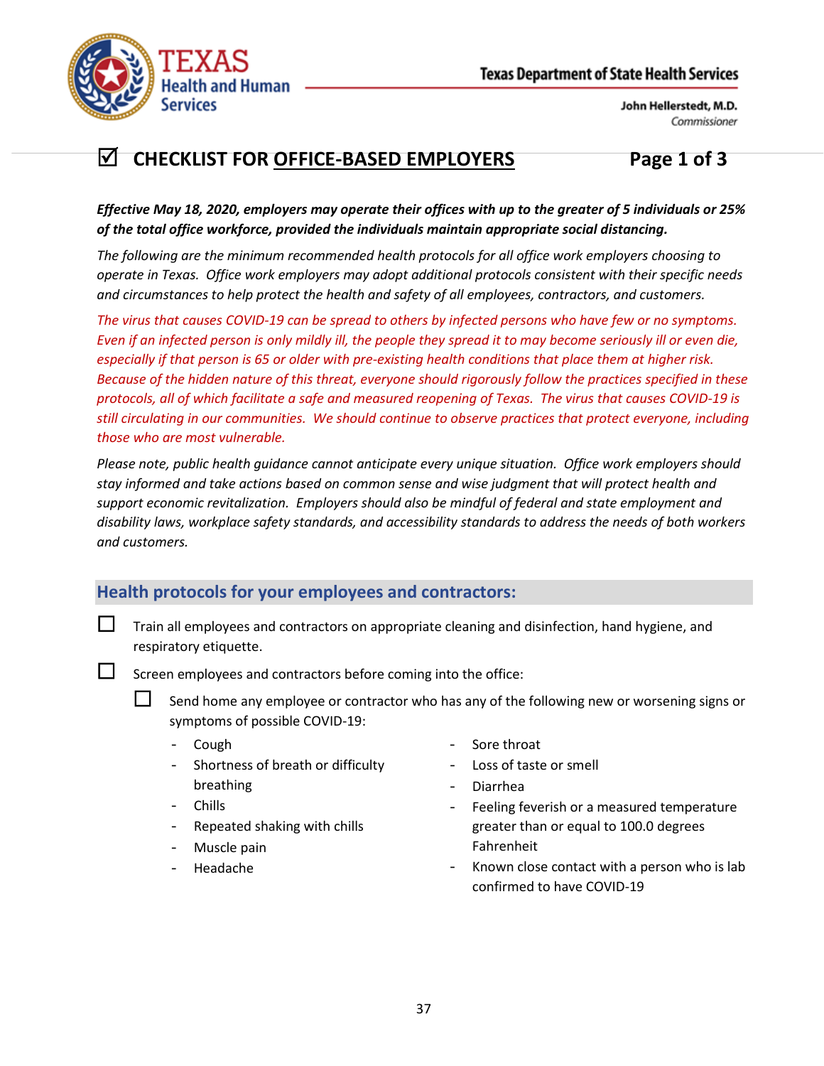Texas Health and Human Services

Texas Department of State Health Services

John Hellerstedt, M.D.
Commissioner

# ☑ CHECKLIST FOR OFFICE-BASED EMPLOYERS — Page 1 of 3

***Effective May 18, 2020, employers may operate their offices with up to the greater of 5 individuals or 25% of the total office workforce, provided the individuals maintain appropriate social distancing.***

*The following are the minimum recommended health protocols for all office work employers choosing to operate in Texas. Office work employers may adopt additional protocols consistent with their specific needs and circumstances to help protect the health and safety of all employees, contractors, and customers.*

*The virus that causes COVID-19 can be spread to others by infected persons who have few or no symptoms. Even if an infected person is only mildly ill, the people they spread it to may become seriously ill or even die, especially if that person is 65 or older with pre-existing health conditions that place them at higher risk. Because of the hidden nature of this threat, everyone should rigorously follow the practices specified in these protocols, all of which facilitate a safe and measured reopening of Texas. The virus that causes COVID-19 is still circulating in our communities. We should continue to observe practices that protect everyone, including those who are most vulnerable.*

*Please note, public health guidance cannot anticipate every unique situation. Office work employers should stay informed and take actions based on common sense and wise judgment that will protect health and support economic revitalization. Employers should also be mindful of federal and state employment and disability laws, workplace safety standards, and accessibility standards to address the needs of both workers and customers.*

## Health protocols for your employees and contractors:

- ☐ Train all employees and contractors on appropriate cleaning and disinfection, hand hygiene, and respiratory etiquette.
- ☐ Screen employees and contractors before coming into the office:
  - ☐ Send home any employee or contractor who has any of the following new or worsening signs or symptoms of possible COVID-19:
    - Cough
    - Shortness of breath or difficulty breathing
    - Chills
    - Repeated shaking with chills
    - Muscle pain
    - Headache
    - Sore throat
    - Loss of taste or smell
    - Diarrhea
    - Feeling feverish or a measured temperature greater than or equal to 100.0 degrees Fahrenheit
    - Known close contact with a person who is lab confirmed to have COVID-19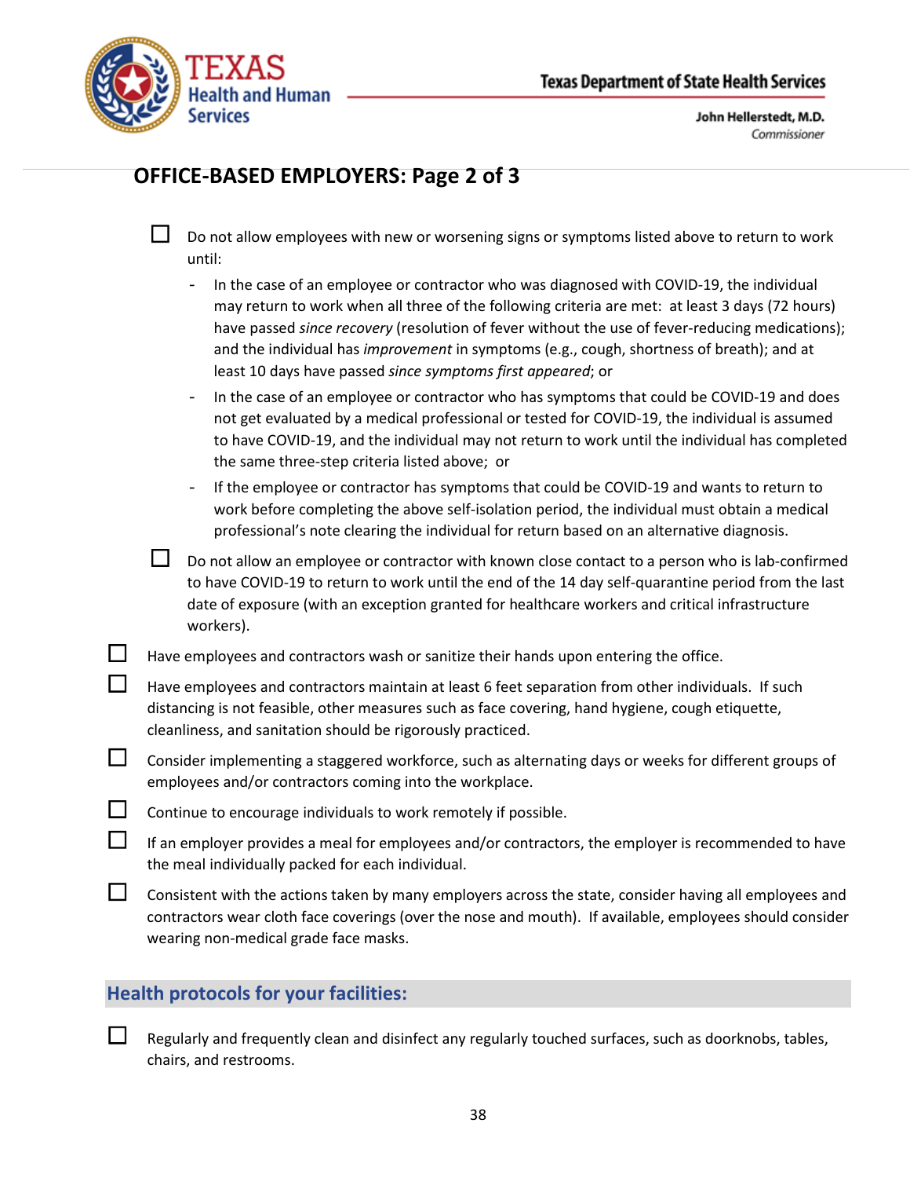## OFFICE-BASED EMPLOYERS: Page 2 of 3

- ☐ Do not allow employees with new or worsening signs or symptoms listed above to return to work until:
  - In the case of an employee or contractor who was diagnosed with COVID-19, the individual may return to work when all three of the following criteria are met: at least 3 days (72 hours) have passed *since recovery* (resolution of fever without the use of fever-reducing medications); and the individual has *improvement* in symptoms (e.g., cough, shortness of breath); and at least 10 days have passed *since symptoms first appeared*; or
  - In the case of an employee or contractor who has symptoms that could be COVID-19 and does not get evaluated by a medical professional or tested for COVID-19, the individual is assumed to have COVID-19, and the individual may not return to work until the individual has completed the same three-step criteria listed above; or
  - If the employee or contractor has symptoms that could be COVID-19 and wants to return to work before completing the above self-isolation period, the individual must obtain a medical professional's note clearing the individual for return based on an alternative diagnosis.
- ☐ Do not allow an employee or contractor with known close contact to a person who is lab-confirmed to have COVID-19 to return to work until the end of the 14 day self-quarantine period from the last date of exposure (with an exception granted for healthcare workers and critical infrastructure workers).

☐ Have employees and contractors wash or sanitize their hands upon entering the office.

☐ Have employees and contractors maintain at least 6 feet separation from other individuals. If such distancing is not feasible, other measures such as face covering, hand hygiene, cough etiquette, cleanliness, and sanitation should be rigorously practiced.

☐ Consider implementing a staggered workforce, such as alternating days or weeks for different groups of employees and/or contractors coming into the workplace.

☐ Continue to encourage individuals to work remotely if possible.

☐ If an employer provides a meal for employees and/or contractors, the employer is recommended to have the meal individually packed for each individual.

☐ Consistent with the actions taken by many employers across the state, consider having all employees and contractors wear cloth face coverings (over the nose and mouth). If available, employees should consider wearing non-medical grade face masks.

### Health protocols for your facilities:

☐ Regularly and frequently clean and disinfect any regularly touched surfaces, such as doorknobs, tables, chairs, and restrooms.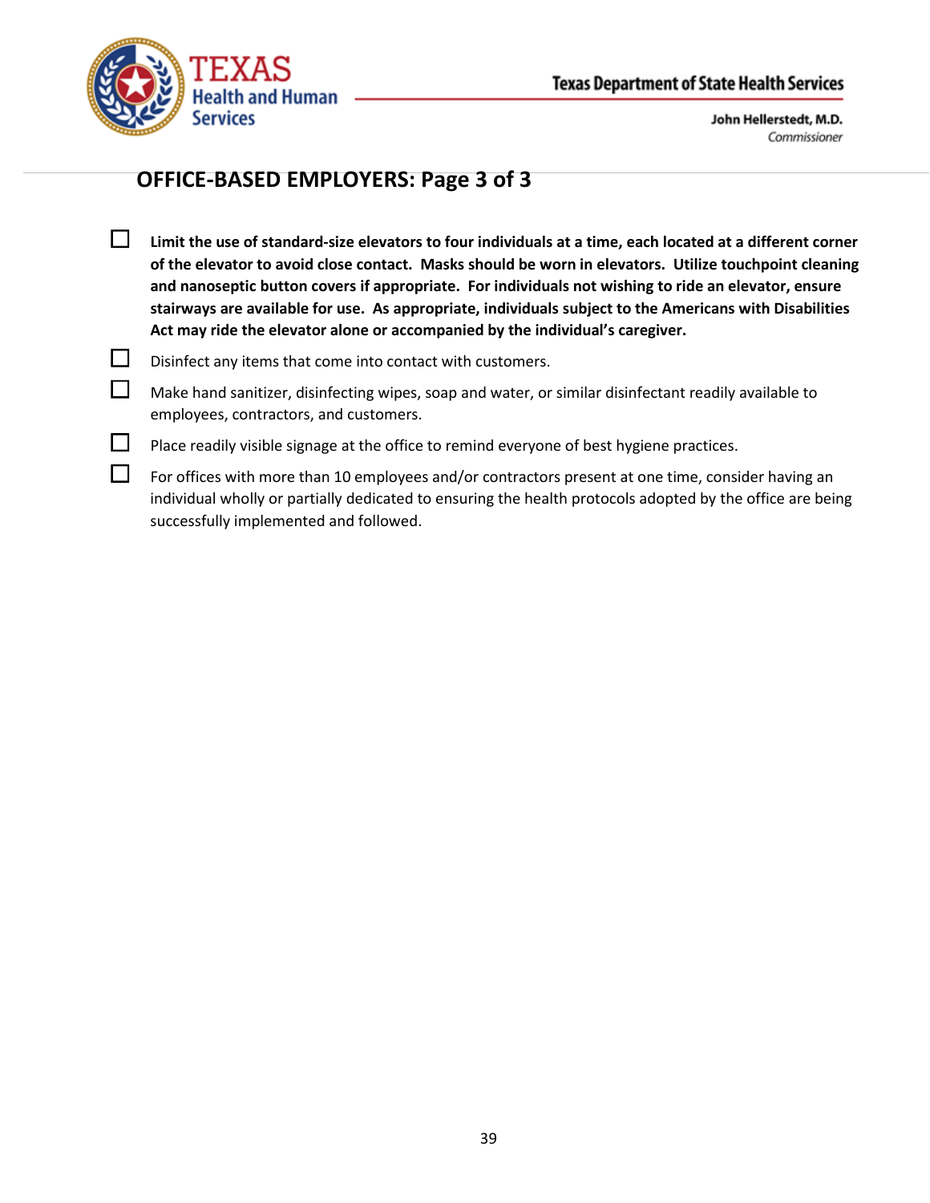## OFFICE-BASED EMPLOYERS: Page 3 of 3

- ☐ **Limit the use of standard-size elevators to four individuals at a time, each located at a different corner of the elevator to avoid close contact. Masks should be worn in elevators. Utilize touchpoint cleaning and nanoseptic button covers if appropriate. For individuals not wishing to ride an elevator, ensure stairways are available for use. As appropriate, individuals subject to the Americans with Disabilities Act may ride the elevator alone or accompanied by the individual's caregiver.**
- ☐ Disinfect any items that come into contact with customers.
- ☐ Make hand sanitizer, disinfecting wipes, soap and water, or similar disinfectant readily available to employees, contractors, and customers.
- ☐ Place readily visible signage at the office to remind everyone of best hygiene practices.
- ☐ For offices with more than 10 employees and/or contractors present at one time, consider having an individual wholly or partially dedicated to ensuring the health protocols adopted by the office are being successfully implemented and followed.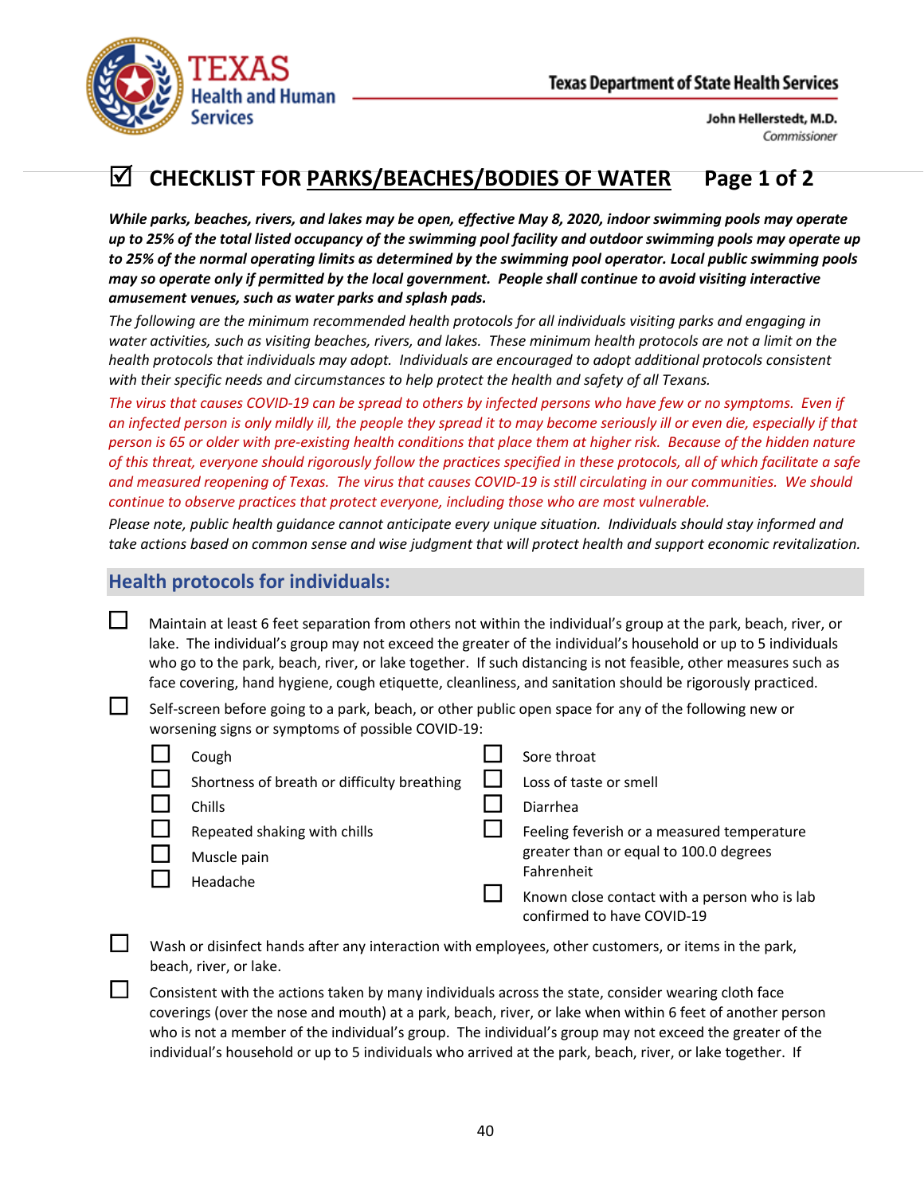# ☑ CHECKLIST FOR PARKS/BEACHES/BODIES OF WATER

***While parks, beaches, rivers, and lakes may be open, effective May 8, 2020, indoor swimming pools may operate up to 25% of the total listed occupancy of the swimming pool facility and outdoor swimming pools may operate up to 25% of the normal operating limits as determined by the swimming pool operator. Local public swimming pools may so operate only if permitted by the local government. People shall continue to avoid visiting interactive amusement venues, such as water parks and splash pads.***

*The following are the minimum recommended health protocols for all individuals visiting parks and engaging in water activities, such as visiting beaches, rivers, and lakes. These minimum health protocols are not a limit on the health protocols that individuals may adopt. Individuals are encouraged to adopt additional protocols consistent with their specific needs and circumstances to help protect the health and safety of all Texans.*

*The virus that causes COVID-19 can be spread to others by infected persons who have few or no symptoms. Even if an infected person is only mildly ill, the people they spread it to may become seriously ill or even die, especially if that person is 65 or older with pre-existing health conditions that place them at higher risk. Because of the hidden nature of this threat, everyone should rigorously follow the practices specified in these protocols, all of which facilitate a safe and measured reopening of Texas. The virus that causes COVID-19 is still circulating in our communities. We should continue to observe practices that protect everyone, including those who are most vulnerable.*

*Please note, public health guidance cannot anticipate every unique situation. Individuals should stay informed and take actions based on common sense and wise judgment that will protect health and support economic revitalization.*

## Health protocols for individuals:

- ☐ Maintain at least 6 feet separation from others not within the individual's group at the park, beach, river, or lake. The individual's group may not exceed the greater of the individual's household or up to 5 individuals who go to the park, beach, river, or lake together. If such distancing is not feasible, other measures such as face covering, hand hygiene, cough etiquette, cleanliness, and sanitation should be rigorously practiced.
- ☐ Self-screen before going to a park, beach, or other public open space for any of the following new or worsening signs or symptoms of possible COVID-19:
  - ☐ Cough
  - ☐ Shortness of breath or difficulty breathing
  - ☐ Chills
  - ☐ Repeated shaking with chills
  - ☐ Muscle pain
  - ☐ Headache
  - ☐ Sore throat
  - ☐ Loss of taste or smell
  - ☐ Diarrhea
  - ☐ Feeling feverish or a measured temperature greater than or equal to 100.0 degrees Fahrenheit
  - ☐ Known close contact with a person who is lab confirmed to have COVID-19
- ☐ Wash or disinfect hands after any interaction with employees, other customers, or items in the park, beach, river, or lake.
- ☐ Consistent with the actions taken by many individuals across the state, consider wearing cloth face coverings (over the nose and mouth) at a park, beach, river, or lake when within 6 feet of another person who is not a member of the individual's group. The individual's group may not exceed the greater of the individual's household or up to 5 individuals who arrived at the park, beach, river, or lake together. If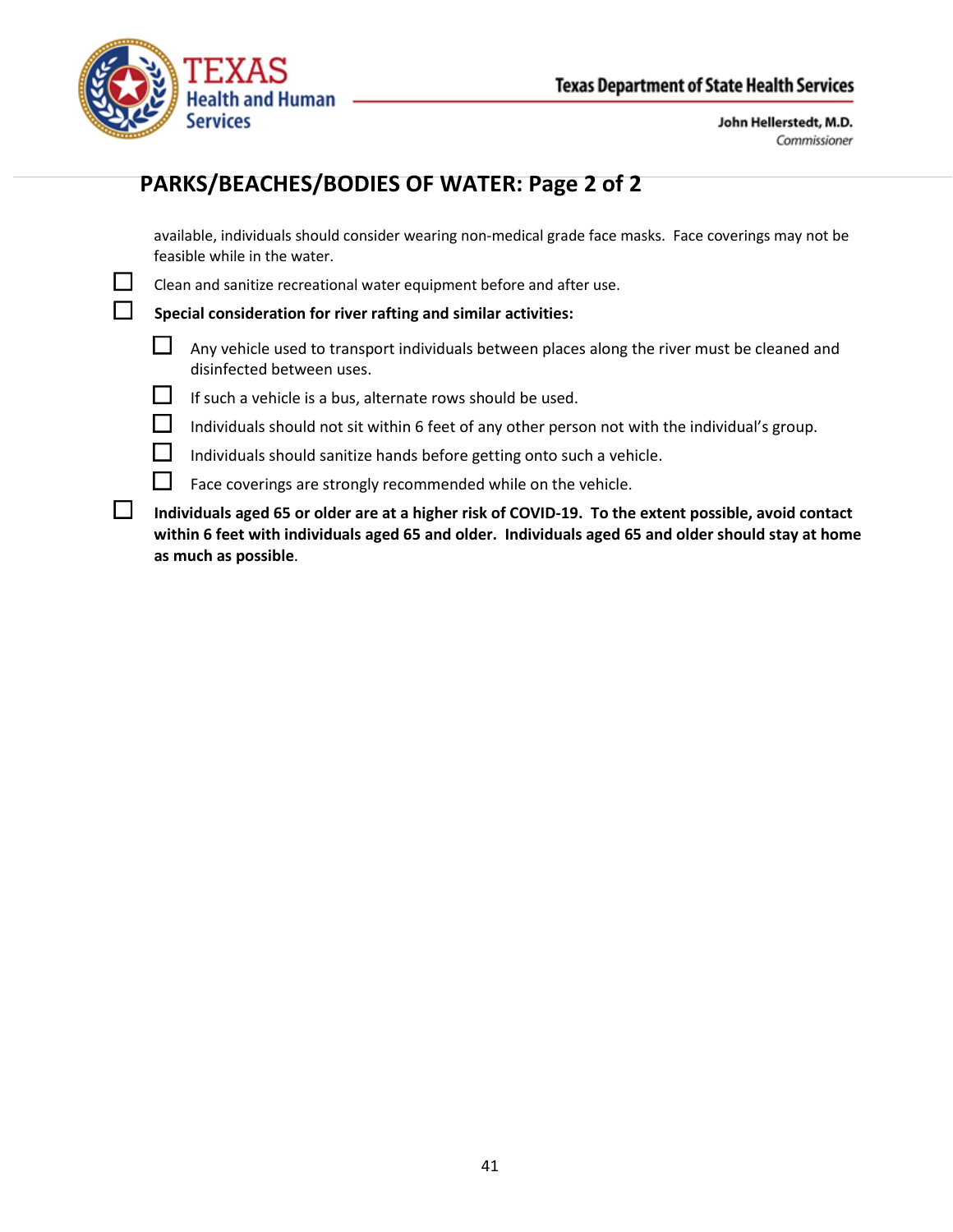## PARKS/BEACHES/BODIES OF WATER: Page 2 of 2

available, individuals should consider wearing non-medical grade face masks. Face coverings may not be feasible while in the water.

- ☐ Clean and sanitize recreational water equipment before and after use.
- ☐ **Special consideration for river rafting and similar activities:**
  - ☐ Any vehicle used to transport individuals between places along the river must be cleaned and disinfected between uses.
  - ☐ If such a vehicle is a bus, alternate rows should be used.
  - ☐ Individuals should not sit within 6 feet of any other person not with the individual's group.
  - ☐ Individuals should sanitize hands before getting onto such a vehicle.
  - ☐ Face coverings are strongly recommended while on the vehicle.
- ☐ **Individuals aged 65 or older are at a higher risk of COVID-19. To the extent possible, avoid contact within 6 feet with individuals aged 65 and older. Individuals aged 65 and older should stay at home as much as possible.**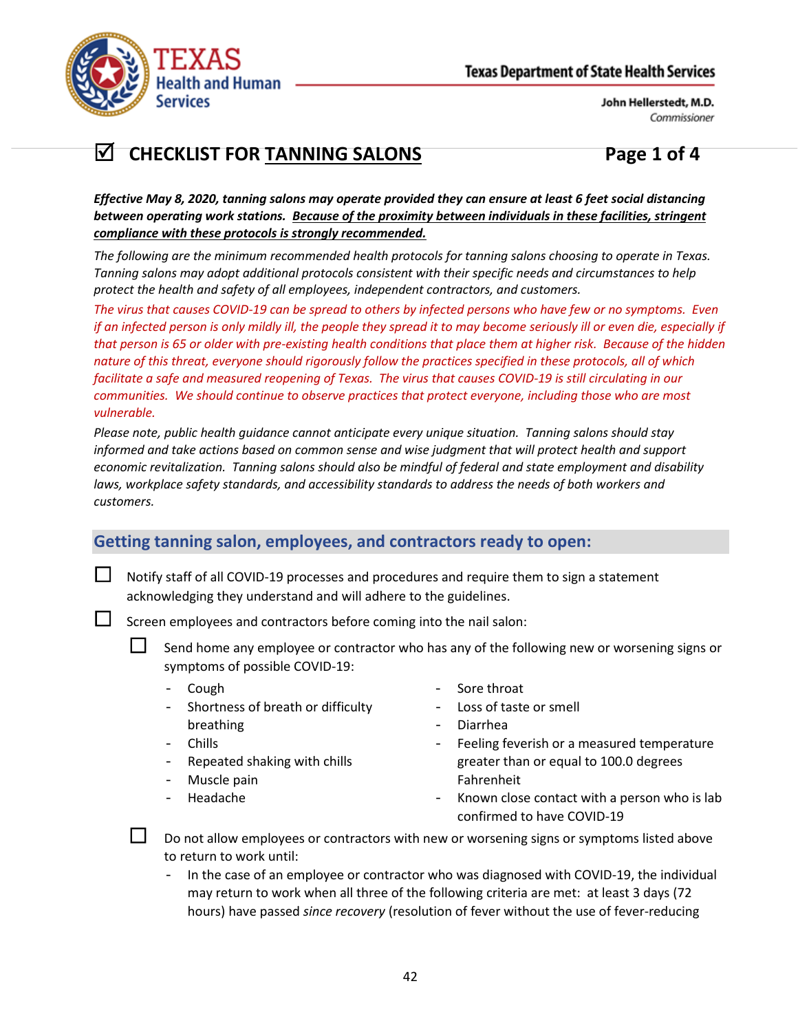# ☑ CHECKLIST FOR TANNING SALONS

***Effective May 8, 2020, tanning salons may operate provided they can ensure at least 6 feet social distancing between operating work stations. Because of the proximity between individuals in these facilities, stringent compliance with these protocols is strongly recommended.***

*The following are the minimum recommended health protocols for tanning salons choosing to operate in Texas. Tanning salons may adopt additional protocols consistent with their specific needs and circumstances to help protect the health and safety of all employees, independent contractors, and customers.*

*The virus that causes COVID-19 can be spread to others by infected persons who have few or no symptoms. Even if an infected person is only mildly ill, the people they spread it to may become seriously ill or even die, especially if that person is 65 or older with pre-existing health conditions that place them at higher risk. Because of the hidden nature of this threat, everyone should rigorously follow the practices specified in these protocols, all of which facilitate a safe and measured reopening of Texas. The virus that causes COVID-19 is still circulating in our communities. We should continue to observe practices that protect everyone, including those who are most vulnerable.*

*Please note, public health guidance cannot anticipate every unique situation. Tanning salons should stay informed and take actions based on common sense and wise judgment that will protect health and support economic revitalization. Tanning salons should also be mindful of federal and state employment and disability laws, workplace safety standards, and accessibility standards to address the needs of both workers and customers.*

## Getting tanning salon, employees, and contractors ready to open:

- ☐ Notify staff of all COVID-19 processes and procedures and require them to sign a statement acknowledging they understand and will adhere to the guidelines.
- ☐ Screen employees and contractors before coming into the nail salon:
  - ☐ Send home any employee or contractor who has any of the following new or worsening signs or symptoms of possible COVID-19:
    - Cough
    - Shortness of breath or difficulty breathing
    - Chills
    - Repeated shaking with chills
    - Muscle pain
    - Headache
    - Sore throat
    - Loss of taste or smell
    - Diarrhea
    - Feeling feverish or a measured temperature greater than or equal to 100.0 degrees Fahrenheit
    - Known close contact with a person who is lab confirmed to have COVID-19
  - ☐ Do not allow employees or contractors with new or worsening signs or symptoms listed above to return to work until:
    - In the case of an employee or contractor who was diagnosed with COVID-19, the individual may return to work when all three of the following criteria are met: at least 3 days (72 hours) have passed *since recovery* (resolution of fever without the use of fever-reducing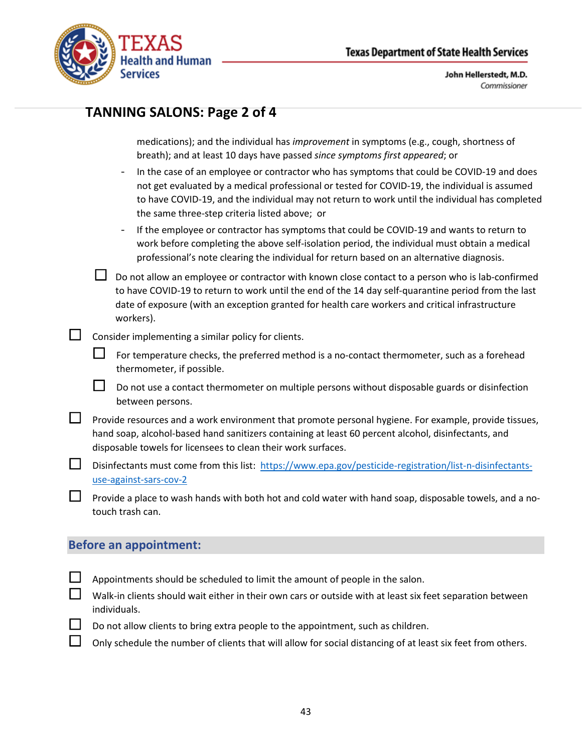## TANNING SALONS: Page 2 of 4

medications); and the individual has *improvement* in symptoms (e.g., cough, shortness of breath); and at least 10 days have passed *since symptoms first appeared*; or

- In the case of an employee or contractor who has symptoms that could be COVID-19 and does not get evaluated by a medical professional or tested for COVID-19, the individual is assumed to have COVID-19, and the individual may not return to work until the individual has completed the same three-step criteria listed above; or
- If the employee or contractor has symptoms that could be COVID-19 and wants to return to work before completing the above self-isolation period, the individual must obtain a medical professional's note clearing the individual for return based on an alternative diagnosis.

  - ☐ Do not allow an employee or contractor with known close contact to a person who is lab-confirmed to have COVID-19 to return to work until the end of the 14 day self-quarantine period from the last date of exposure (with an exception granted for health care workers and critical infrastructure workers).

- ☐ Consider implementing a similar policy for clients.
  - ☐ For temperature checks, the preferred method is a no-contact thermometer, such as a forehead thermometer, if possible.
  - ☐ Do not use a contact thermometer on multiple persons without disposable guards or disinfection between persons.
- ☐ Provide resources and a work environment that promote personal hygiene. For example, provide tissues, hand soap, alcohol-based hand sanitizers containing at least 60 percent alcohol, disinfectants, and disposable towels for licensees to clean their work surfaces.
- ☐ Disinfectants must come from this list: https://www.epa.gov/pesticide-registration/list-n-disinfectants-use-against-sars-cov-2
- ☐ Provide a place to wash hands with both hot and cold water with hand soap, disposable towels, and a no-touch trash can.

### Before an appointment:

- ☐ Appointments should be scheduled to limit the amount of people in the salon.
- ☐ Walk-in clients should wait either in their own cars or outside with at least six feet separation between individuals.
- ☐ Do not allow clients to bring extra people to the appointment, such as children.
- ☐ Only schedule the number of clients that will allow for social distancing of at least six feet from others.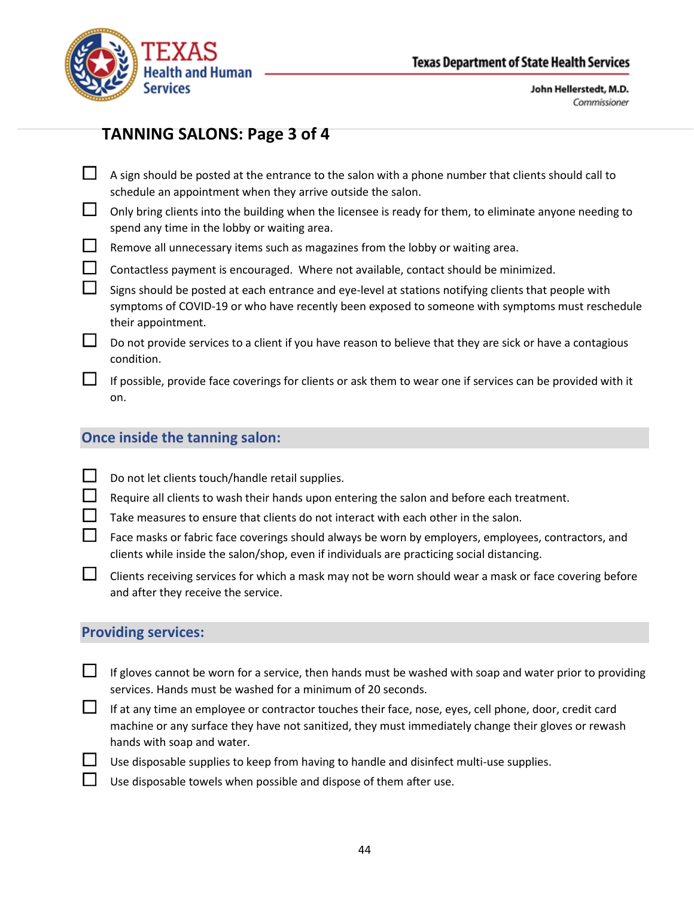## TANNING SALONS: Page 3 of 4

- ☐ A sign should be posted at the entrance to the salon with a phone number that clients should call to schedule an appointment when they arrive outside the salon.
- ☐ Only bring clients into the building when the licensee is ready for them, to eliminate anyone needing to spend any time in the lobby or waiting area.
- ☐ Remove all unnecessary items such as magazines from the lobby or waiting area.
- ☐ Contactless payment is encouraged. Where not available, contact should be minimized.
- ☐ Signs should be posted at each entrance and eye-level at stations notifying clients that people with symptoms of COVID-19 or who have recently been exposed to someone with symptoms must reschedule their appointment.
- ☐ Do not provide services to a client if you have reason to believe that they are sick or have a contagious condition.
- ☐ If possible, provide face coverings for clients or ask them to wear one if services can be provided with it on.

### Once inside the tanning salon:

- ☐ Do not let clients touch/handle retail supplies.
- ☐ Require all clients to wash their hands upon entering the salon and before each treatment.
- ☐ Take measures to ensure that clients do not interact with each other in the salon.
- ☐ Face masks or fabric face coverings should always be worn by employers, employees, contractors, and clients while inside the salon/shop, even if individuals are practicing social distancing.
- ☐ Clients receiving services for which a mask may not be worn should wear a mask or face covering before and after they receive the service.

### Providing services:

- ☐ If gloves cannot be worn for a service, then hands must be washed with soap and water prior to providing services. Hands must be washed for a minimum of 20 seconds.
- ☐ If at any time an employee or contractor touches their face, nose, eyes, cell phone, door, credit card machine or any surface they have not sanitized, they must immediately change their gloves or rewash hands with soap and water.
- ☐ Use disposable supplies to keep from having to handle and disinfect multi-use supplies.
- ☐ Use disposable towels when possible and dispose of them after use.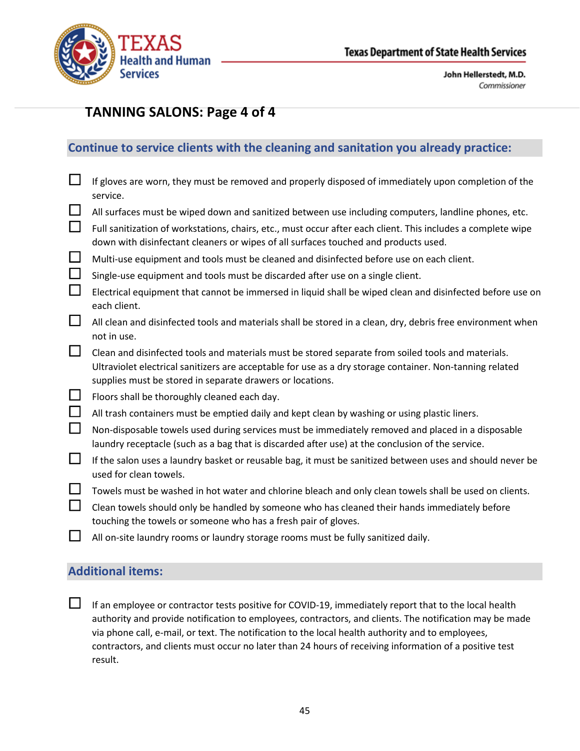## TANNING SALONS: Page 4 of 4

### Continue to service clients with the cleaning and sanitation you already practice:

- ☐ If gloves are worn, they must be removed and properly disposed of immediately upon completion of the service.
- ☐ All surfaces must be wiped down and sanitized between use including computers, landline phones, etc.
- ☐ Full sanitization of workstations, chairs, etc., must occur after each client. This includes a complete wipe down with disinfectant cleaners or wipes of all surfaces touched and products used.
- ☐ Multi-use equipment and tools must be cleaned and disinfected before use on each client.
- ☐ Single-use equipment and tools must be discarded after use on a single client.
- ☐ Electrical equipment that cannot be immersed in liquid shall be wiped clean and disinfected before use on each client.
- ☐ All clean and disinfected tools and materials shall be stored in a clean, dry, debris free environment when not in use.
- ☐ Clean and disinfected tools and materials must be stored separate from soiled tools and materials. Ultraviolet electrical sanitizers are acceptable for use as a dry storage container. Non-tanning related supplies must be stored in separate drawers or locations.
- ☐ Floors shall be thoroughly cleaned each day.
- ☐ All trash containers must be emptied daily and kept clean by washing or using plastic liners.
- ☐ Non-disposable towels used during services must be immediately removed and placed in a disposable laundry receptacle (such as a bag that is discarded after use) at the conclusion of the service.
- ☐ If the salon uses a laundry basket or reusable bag, it must be sanitized between uses and should never be used for clean towels.
- ☐ Towels must be washed in hot water and chlorine bleach and only clean towels shall be used on clients.
- ☐ Clean towels should only be handled by someone who has cleaned their hands immediately before touching the towels or someone who has a fresh pair of gloves.
- ☐ All on-site laundry rooms or laundry storage rooms must be fully sanitized daily.

### Additional items:

- ☐ If an employee or contractor tests positive for COVID-19, immediately report that to the local health authority and provide notification to employees, contractors, and clients. The notification may be made via phone call, e-mail, or text. The notification to the local health authority and to employees, contractors, and clients must occur no later than 24 hours of receiving information of a positive test result.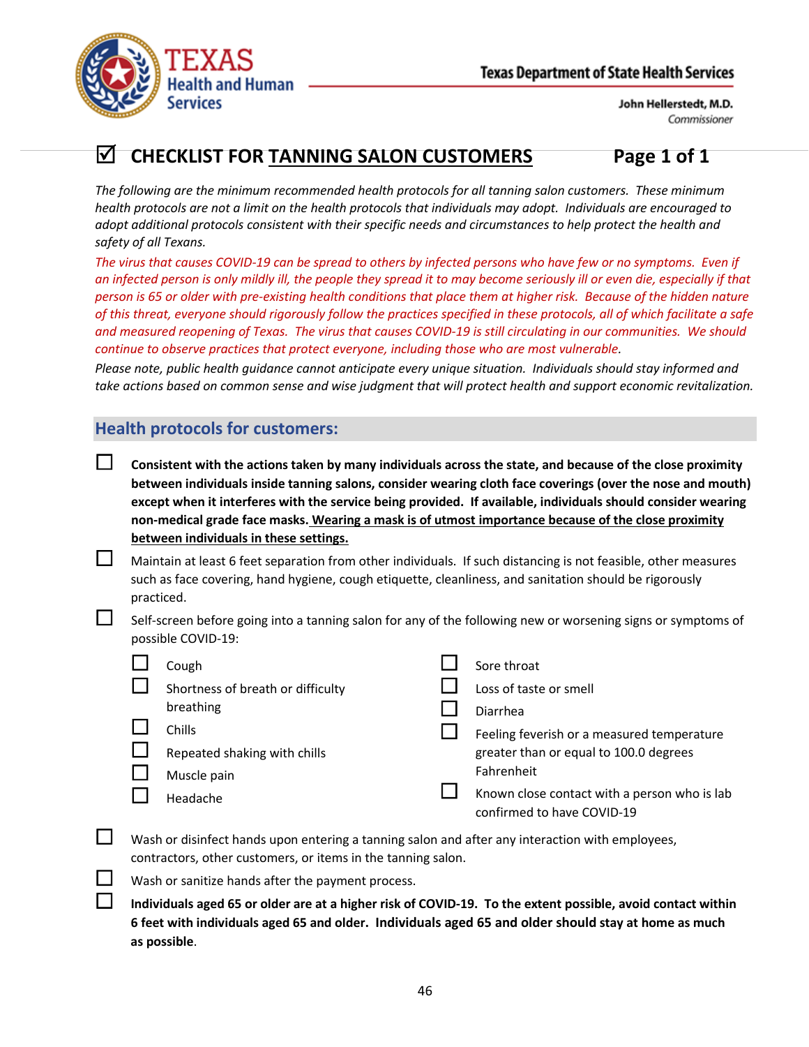# ☑ CHECKLIST FOR TANNING SALON CUSTOMERS

*The following are the minimum recommended health protocols for all tanning salon customers. These minimum health protocols are not a limit on the health protocols that individuals may adopt. Individuals are encouraged to adopt additional protocols consistent with their specific needs and circumstances to help protect the health and safety of all Texans.*

*The virus that causes COVID-19 can be spread to others by infected persons who have few or no symptoms. Even if an infected person is only mildly ill, the people they spread it to may become seriously ill or even die, especially if that person is 65 or older with pre-existing health conditions that place them at higher risk. Because of the hidden nature of this threat, everyone should rigorously follow the practices specified in these protocols, all of which facilitate a safe and measured reopening of Texas. The virus that causes COVID-19 is still circulating in our communities. We should continue to observe practices that protect everyone, including those who are most vulnerable.*

*Please note, public health guidance cannot anticipate every unique situation. Individuals should stay informed and take actions based on common sense and wise judgment that will protect health and support economic revitalization.*

## Health protocols for customers:

- ☐ **Consistent with the actions taken by many individuals across the state, and because of the close proximity between individuals inside tanning salons, consider wearing cloth face coverings (over the nose and mouth) except when it interferes with the service being provided. If available, individuals should consider wearing non-medical grade face masks. Wearing a mask is of utmost importance because of the close proximity between individuals in these settings.**
- ☐ Maintain at least 6 feet separation from other individuals. If such distancing is not feasible, other measures such as face covering, hand hygiene, cough etiquette, cleanliness, and sanitation should be rigorously practiced.
- ☐ Self-screen before going into a tanning salon for any of the following new or worsening signs or symptoms of possible COVID-19:
  - ☐ Cough
  - ☐ Shortness of breath or difficulty breathing
  - ☐ Chills
  - ☐ Repeated shaking with chills
  - ☐ Muscle pain
  - ☐ Headache
  - ☐ Sore throat
  - ☐ Loss of taste or smell
  - ☐ Diarrhea
  - ☐ Feeling feverish or a measured temperature greater than or equal to 100.0 degrees Fahrenheit
  - ☐ Known close contact with a person who is lab confirmed to have COVID-19
- ☐ Wash or disinfect hands upon entering a tanning salon and after any interaction with employees, contractors, other customers, or items in the tanning salon.
- ☐ Wash or sanitize hands after the payment process.
- ☐ **Individuals aged 65 or older are at a higher risk of COVID-19. To the extent possible, avoid contact within 6 feet with individuals aged 65 and older. Individuals aged 65 and older should stay at home as much as possible**.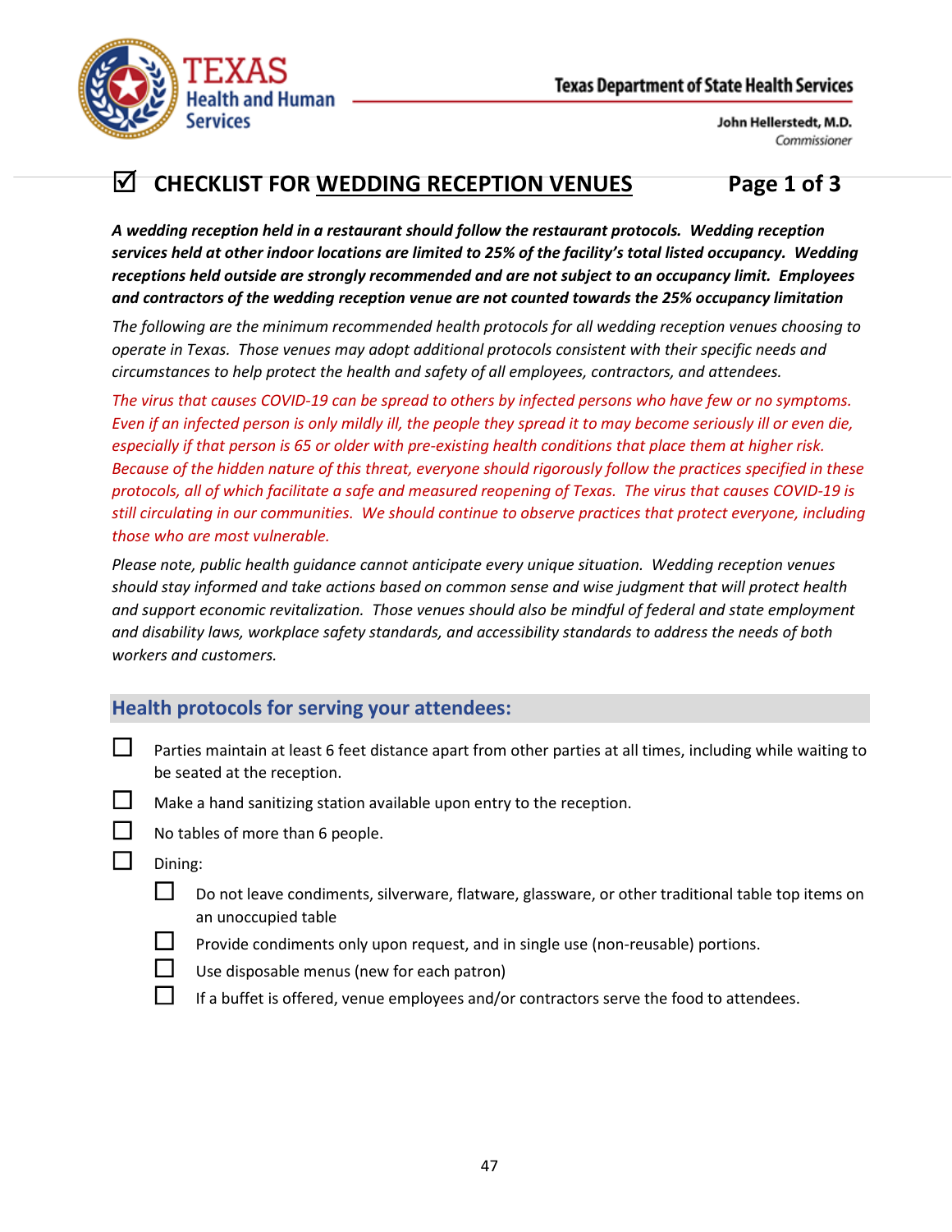# ☑ CHECKLIST FOR WEDDING RECEPTION VENUES

**Page 1 of 3**

***A wedding reception held in a restaurant should follow the restaurant protocols. Wedding reception services held at other indoor locations are limited to 25% of the facility's total listed occupancy. Wedding receptions held outside are strongly recommended and are not subject to an occupancy limit. Employees and contractors of the wedding reception venue are not counted towards the 25% occupancy limitation***

*The following are the minimum recommended health protocols for all wedding reception venues choosing to operate in Texas. Those venues may adopt additional protocols consistent with their specific needs and circumstances to help protect the health and safety of all employees, contractors, and attendees.*

*The virus that causes COVID-19 can be spread to others by infected persons who have few or no symptoms. Even if an infected person is only mildly ill, the people they spread it to may become seriously ill or even die, especially if that person is 65 or older with pre-existing health conditions that place them at higher risk. Because of the hidden nature of this threat, everyone should rigorously follow the practices specified in these protocols, all of which facilitate a safe and measured reopening of Texas. The virus that causes COVID-19 is still circulating in our communities. We should continue to observe practices that protect everyone, including those who are most vulnerable.*

*Please note, public health guidance cannot anticipate every unique situation. Wedding reception venues should stay informed and take actions based on common sense and wise judgment that will protect health and support economic revitalization. Those venues should also be mindful of federal and state employment and disability laws, workplace safety standards, and accessibility standards to address the needs of both workers and customers.*

## Health protocols for serving your attendees:

- ☐ Parties maintain at least 6 feet distance apart from other parties at all times, including while waiting to be seated at the reception.
- ☐ Make a hand sanitizing station available upon entry to the reception.
- ☐ No tables of more than 6 people.
- ☐ Dining:
  - ☐ Do not leave condiments, silverware, flatware, glassware, or other traditional table top items on an unoccupied table
  - ☐ Provide condiments only upon request, and in single use (non-reusable) portions.
  - ☐ Use disposable menus (new for each patron)
  - ☐ If a buffet is offered, venue employees and/or contractors serve the food to attendees.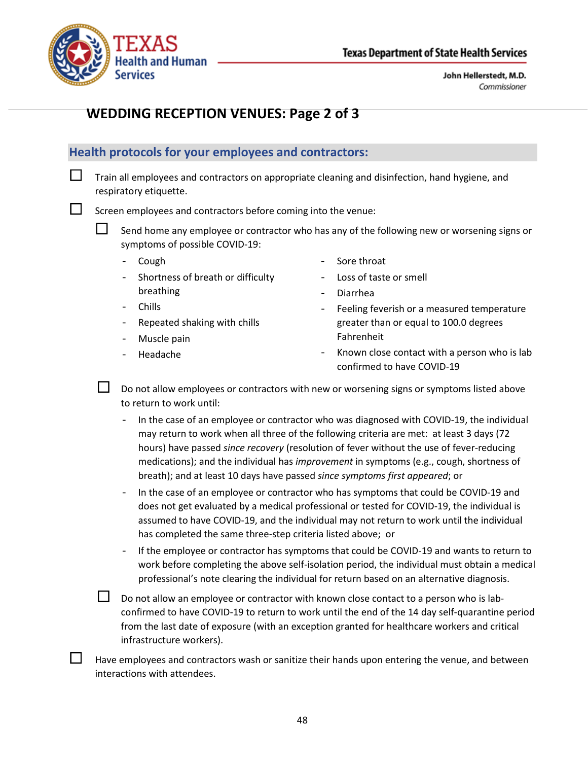## WEDDING RECEPTION VENUES: Page 2 of 3

### Health protocols for your employees and contractors:

- ☐ Train all employees and contractors on appropriate cleaning and disinfection, hand hygiene, and respiratory etiquette.
- ☐ Screen employees and contractors before coming into the venue:
  - ☐ Send home any employee or contractor who has any of the following new or worsening signs or symptoms of possible COVID-19:
    - Cough
    - Shortness of breath or difficulty breathing
    - Chills
    - Repeated shaking with chills
    - Muscle pain
    - Headache
    - Sore throat
    - Loss of taste or smell
    - Diarrhea
    - Feeling feverish or a measured temperature greater than or equal to 100.0 degrees Fahrenheit
    - Known close contact with a person who is lab confirmed to have COVID-19
  - ☐ Do not allow employees or contractors with new or worsening signs or symptoms listed above to return to work until:
    - In the case of an employee or contractor who was diagnosed with COVID-19, the individual may return to work when all three of the following criteria are met: at least 3 days (72 hours) have passed *since recovery* (resolution of fever without the use of fever-reducing medications); and the individual has *improvement* in symptoms (e.g., cough, shortness of breath); and at least 10 days have passed *since symptoms first appeared*; or
    - In the case of an employee or contractor who has symptoms that could be COVID-19 and does not get evaluated by a medical professional or tested for COVID-19, the individual is assumed to have COVID-19, and the individual may not return to work until the individual has completed the same three-step criteria listed above; or
    - If the employee or contractor has symptoms that could be COVID-19 and wants to return to work before completing the above self-isolation period, the individual must obtain a medical professional's note clearing the individual for return based on an alternative diagnosis.
  - ☐ Do not allow an employee or contractor with known close contact to a person who is lab-confirmed to have COVID-19 to return to work until the end of the 14 day self-quarantine period from the last date of exposure (with an exception granted for healthcare workers and critical infrastructure workers).
- ☐ Have employees and contractors wash or sanitize their hands upon entering the venue, and between interactions with attendees.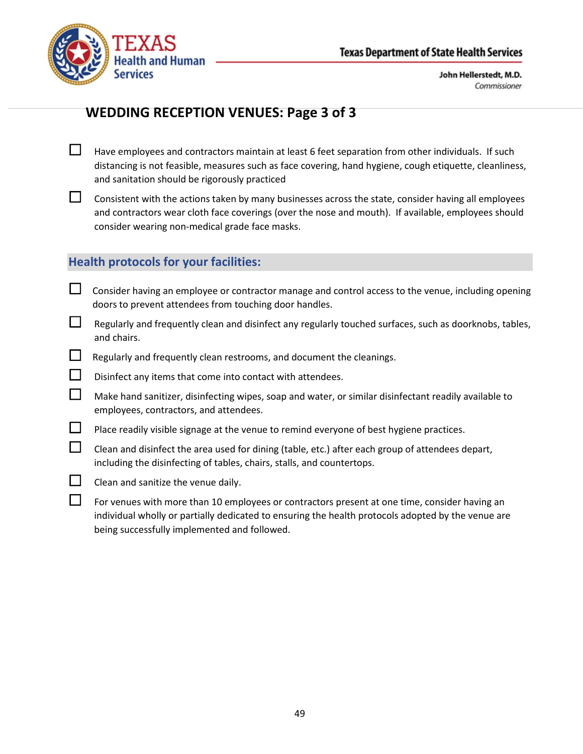## WEDDING RECEPTION VENUES: Page 3 of 3

- ☐ Have employees and contractors maintain at least 6 feet separation from other individuals. If such distancing is not feasible, measures such as face covering, hand hygiene, cough etiquette, cleanliness, and sanitation should be rigorously practiced
- ☐ Consistent with the actions taken by many businesses across the state, consider having all employees and contractors wear cloth face coverings (over the nose and mouth). If available, employees should consider wearing non-medical grade face masks.

### Health protocols for your facilities:

- ☐ Consider having an employee or contractor manage and control access to the venue, including opening doors to prevent attendees from touching door handles.
- ☐ Regularly and frequently clean and disinfect any regularly touched surfaces, such as doorknobs, tables, and chairs.
- ☐ Regularly and frequently clean restrooms, and document the cleanings.
- ☐ Disinfect any items that come into contact with attendees.
- ☐ Make hand sanitizer, disinfecting wipes, soap and water, or similar disinfectant readily available to employees, contractors, and attendees.
- ☐ Place readily visible signage at the venue to remind everyone of best hygiene practices.
- ☐ Clean and disinfect the area used for dining (table, etc.) after each group of attendees depart, including the disinfecting of tables, chairs, stalls, and countertops.
- ☐ Clean and sanitize the venue daily.
- ☐ For venues with more than 10 employees or contractors present at one time, consider having an individual wholly or partially dedicated to ensuring the health protocols adopted by the venue are being successfully implemented and followed.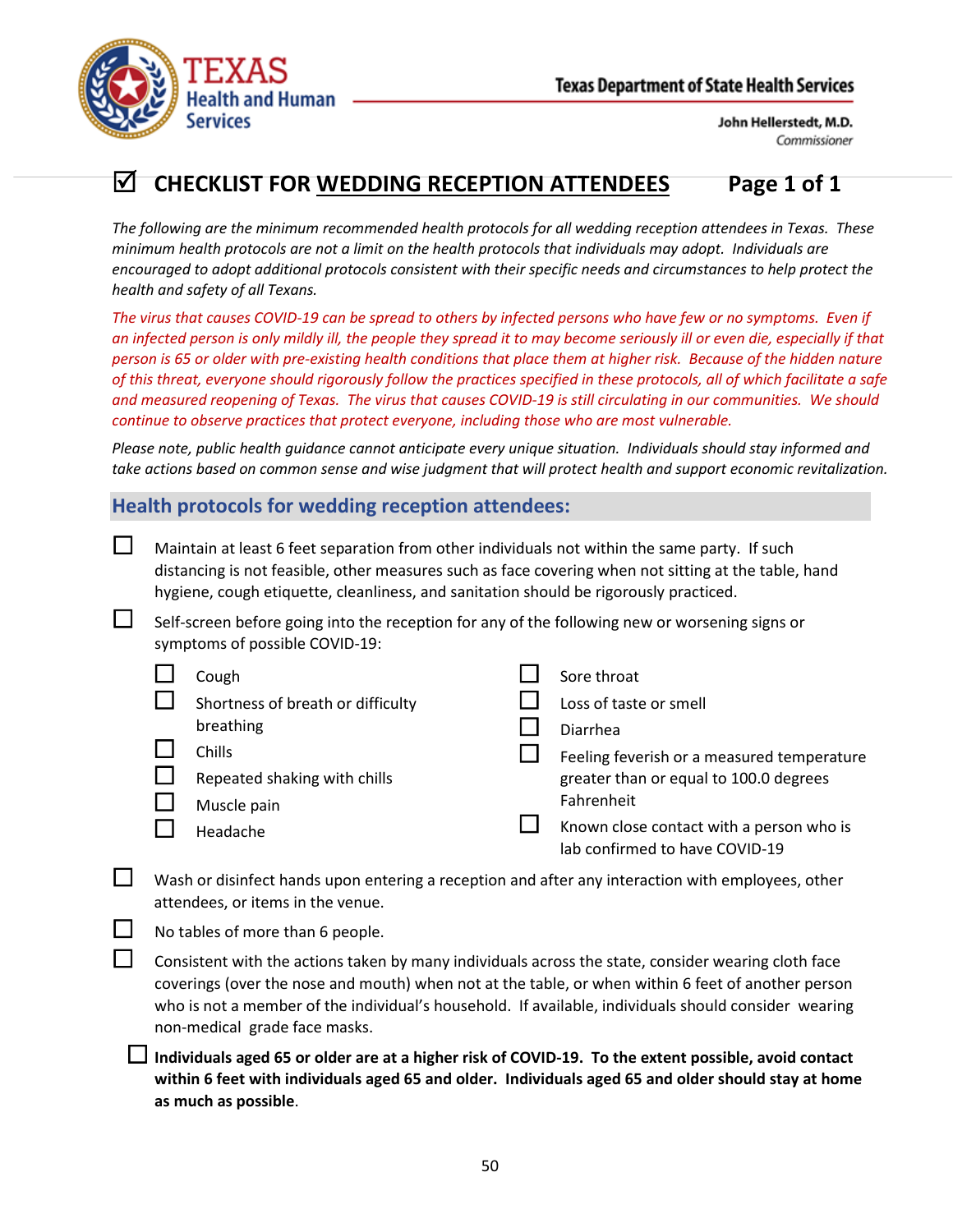Texas Health and Human Services

Texas Department of State Health Services

John Hellerstedt, M.D.
*Commissioner*

# ☑ CHECKLIST FOR WEDDING RECEPTION ATTENDEES Page 1 of 1

*The following are the minimum recommended health protocols for all wedding reception attendees in Texas. These minimum health protocols are not a limit on the health protocols that individuals may adopt. Individuals are encouraged to adopt additional protocols consistent with their specific needs and circumstances to help protect the health and safety of all Texans.*

*The virus that causes COVID-19 can be spread to others by infected persons who have few or no symptoms. Even if an infected person is only mildly ill, the people they spread it to may become seriously ill or even die, especially if that person is 65 or older with pre-existing health conditions that place them at higher risk. Because of the hidden nature of this threat, everyone should rigorously follow the practices specified in these protocols, all of which facilitate a safe and measured reopening of Texas. The virus that causes COVID-19 is still circulating in our communities. We should continue to observe practices that protect everyone, including those who are most vulnerable.*

*Please note, public health guidance cannot anticipate every unique situation. Individuals should stay informed and take actions based on common sense and wise judgment that will protect health and support economic revitalization.*

## Health protocols for wedding reception attendees:

- ☐ Maintain at least 6 feet separation from other individuals not within the same party. If such distancing is not feasible, other measures such as face covering when not sitting at the table, hand hygiene, cough etiquette, cleanliness, and sanitation should be rigorously practiced.
- ☐ Self-screen before going into the reception for any of the following new or worsening signs or symptoms of possible COVID-19:
  - ☐ Cough
  - ☐ Shortness of breath or difficulty breathing
  - ☐ Chills
  - ☐ Repeated shaking with chills
  - ☐ Muscle pain
  - ☐ Headache
  - ☐ Sore throat
  - ☐ Loss of taste or smell
  - ☐ Diarrhea
  - ☐ Feeling feverish or a measured temperature greater than or equal to 100.0 degrees Fahrenheit
  - ☐ Known close contact with a person who is lab confirmed to have COVID-19
- ☐ Wash or disinfect hands upon entering a reception and after any interaction with employees, other attendees, or items in the venue.
- ☐ No tables of more than 6 people.
- ☐ Consistent with the actions taken by many individuals across the state, consider wearing cloth face coverings (over the nose and mouth) when not at the table, or when within 6 feet of another person who is not a member of the individual's household. If available, individuals should consider wearing non-medical grade face masks.
- ☐ **Individuals aged 65 or older are at a higher risk of COVID-19. To the extent possible, avoid contact within 6 feet with individuals aged 65 and older. Individuals aged 65 and older should stay at home as much as possible**.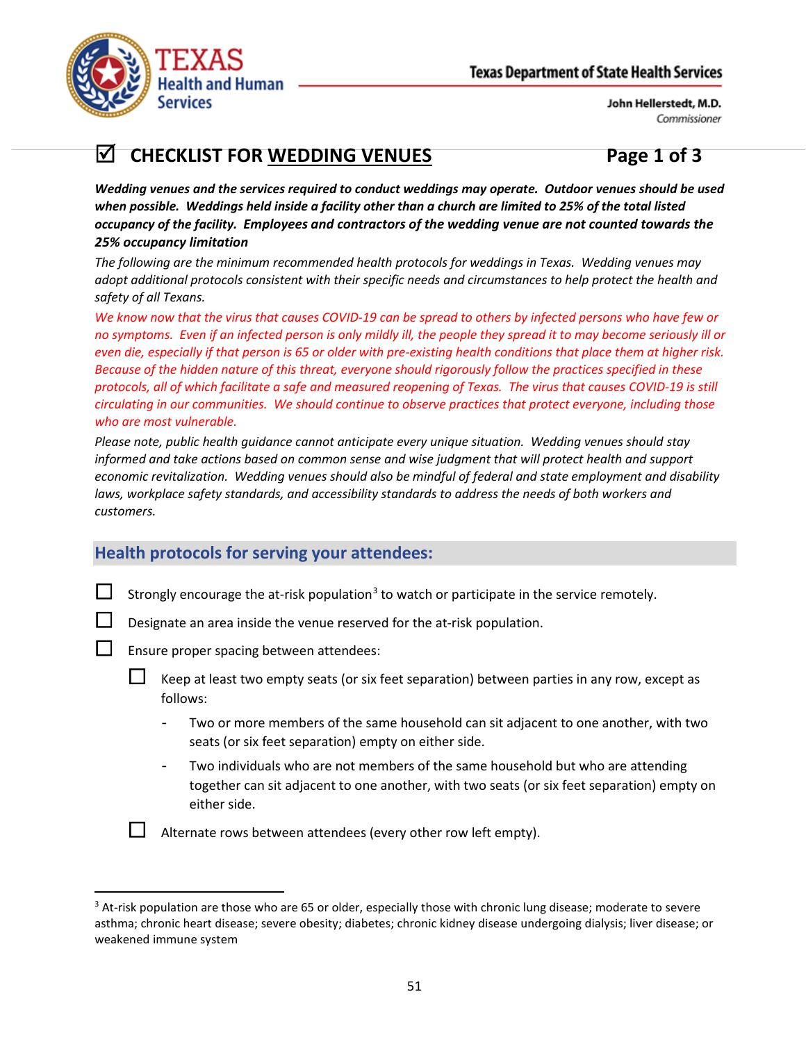Texas Health and Human Services

Texas Department of State Health Services

John Hellerstedt, M.D.
Commissioner

# ☑ CHECKLIST FOR WEDDING VENUES

***Wedding venues and the services required to conduct weddings may operate. Outdoor venues should be used when possible. Weddings held inside a facility other than a church are limited to 25% of the total listed occupancy of the facility. Employees and contractors of the wedding venue are not counted towards the 25% occupancy limitation***

*The following are the minimum recommended health protocols for weddings in Texas. Wedding venues may adopt additional protocols consistent with their specific needs and circumstances to help protect the health and safety of all Texans.*

*We know now that the virus that causes COVID-19 can be spread to others by infected persons who have few or no symptoms. Even if an infected person is only mildly ill, the people they spread it to may become seriously ill or even die, especially if that person is 65 or older with pre-existing health conditions that place them at higher risk. Because of the hidden nature of this threat, everyone should rigorously follow the practices specified in these protocols, all of which facilitate a safe and measured reopening of Texas. The virus that causes COVID-19 is still circulating in our communities. We should continue to observe practices that protect everyone, including those who are most vulnerable.*

*Please note, public health guidance cannot anticipate every unique situation. Wedding venues should stay informed and take actions based on common sense and wise judgment that will protect health and support economic revitalization. Wedding venues should also be mindful of federal and state employment and disability laws, workplace safety standards, and accessibility standards to address the needs of both workers and customers.*

## Health protocols for serving your attendees:

- ☐ Strongly encourage the at-risk population[3] to watch or participate in the service remotely.
- ☐ Designate an area inside the venue reserved for the at-risk population.
- ☐ Ensure proper spacing between attendees:
  - ☐ Keep at least two empty seats (or six feet separation) between parties in any row, except as follows:
    - Two or more members of the same household can sit adjacent to one another, with two seats (or six feet separation) empty on either side.
    - Two individuals who are not members of the same household but who are attending together can sit adjacent to one another, with two seats (or six feet separation) empty on either side.
  - ☐ Alternate rows between attendees (every other row left empty).

[3] At-risk population are those who are 65 or older, especially those with chronic lung disease; moderate to severe asthma; chronic heart disease; severe obesity; diabetes; chronic kidney disease undergoing dialysis; liver disease; or weakened immune system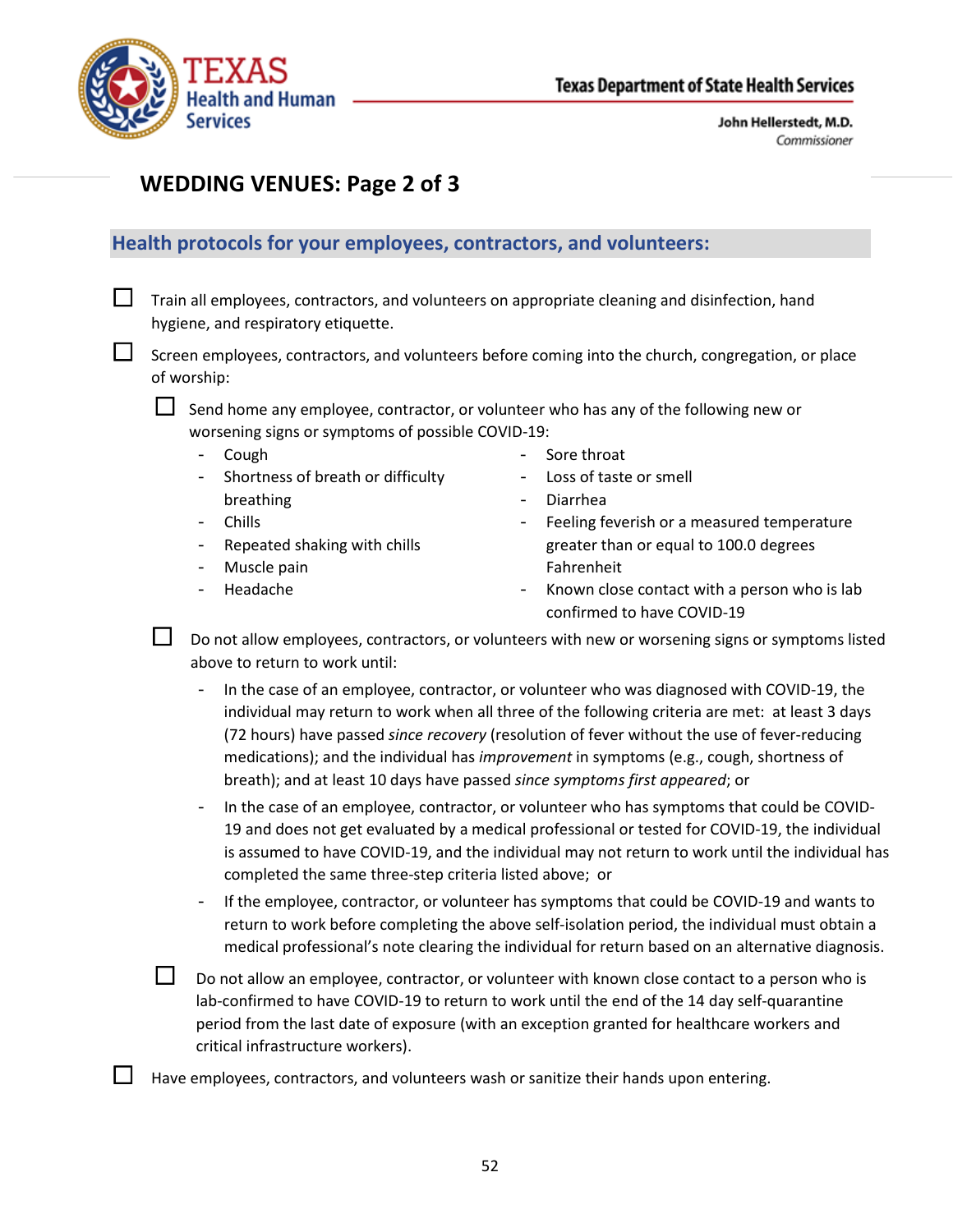## WEDDING VENUES: Page 2 of 3

### Health protocols for your employees, contractors, and volunteers:

- ☐ Train all employees, contractors, and volunteers on appropriate cleaning and disinfection, hand hygiene, and respiratory etiquette.
- ☐ Screen employees, contractors, and volunteers before coming into the church, congregation, or place of worship:
  - ☐ Send home any employee, contractor, or volunteer who has any of the following new or worsening signs or symptoms of possible COVID-19:
    - Cough
    - Shortness of breath or difficulty breathing
    - Chills
    - Repeated shaking with chills
    - Muscle pain
    - Headache
    - Sore throat
    - Loss of taste or smell
    - Diarrhea
    - Feeling feverish or a measured temperature greater than or equal to 100.0 degrees Fahrenheit
    - Known close contact with a person who is lab confirmed to have COVID-19
  - ☐ Do not allow employees, contractors, or volunteers with new or worsening signs or symptoms listed above to return to work until:
    - In the case of an employee, contractor, or volunteer who was diagnosed with COVID-19, the individual may return to work when all three of the following criteria are met: at least 3 days (72 hours) have passed *since recovery* (resolution of fever without the use of fever-reducing medications); and the individual has *improvement* in symptoms (e.g., cough, shortness of breath); and at least 10 days have passed *since symptoms first appeared*; or
    - In the case of an employee, contractor, or volunteer who has symptoms that could be COVID-19 and does not get evaluated by a medical professional or tested for COVID-19, the individual is assumed to have COVID-19, and the individual may not return to work until the individual has completed the same three-step criteria listed above; or
    - If the employee, contractor, or volunteer has symptoms that could be COVID-19 and wants to return to work before completing the above self-isolation period, the individual must obtain a medical professional's note clearing the individual for return based on an alternative diagnosis.
  - ☐ Do not allow an employee, contractor, or volunteer with known close contact to a person who is lab-confirmed to have COVID-19 to return to work until the end of the 14 day self-quarantine period from the last date of exposure (with an exception granted for healthcare workers and critical infrastructure workers).
- ☐ Have employees, contractors, and volunteers wash or sanitize their hands upon entering.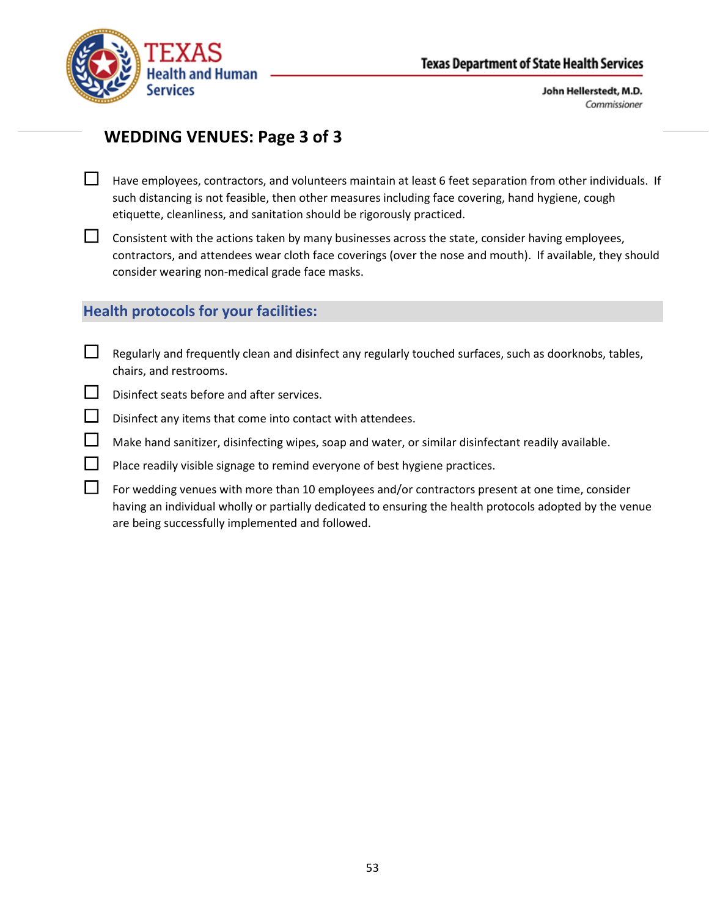## WEDDING VENUES: Page 3 of 3

- ☐ Have employees, contractors, and volunteers maintain at least 6 feet separation from other individuals. If such distancing is not feasible, then other measures including face covering, hand hygiene, cough etiquette, cleanliness, and sanitation should be rigorously practiced.
- ☐ Consistent with the actions taken by many businesses across the state, consider having employees, contractors, and attendees wear cloth face coverings (over the nose and mouth). If available, they should consider wearing non-medical grade face masks.

### Health protocols for your facilities:

- ☐ Regularly and frequently clean and disinfect any regularly touched surfaces, such as doorknobs, tables, chairs, and restrooms.
- ☐ Disinfect seats before and after services.
- ☐ Disinfect any items that come into contact with attendees.
- ☐ Make hand sanitizer, disinfecting wipes, soap and water, or similar disinfectant readily available.
- ☐ Place readily visible signage to remind everyone of best hygiene practices.
- ☐ For wedding venues with more than 10 employees and/or contractors present at one time, consider having an individual wholly or partially dedicated to ensuring the health protocols adopted by the venue are being successfully implemented and followed.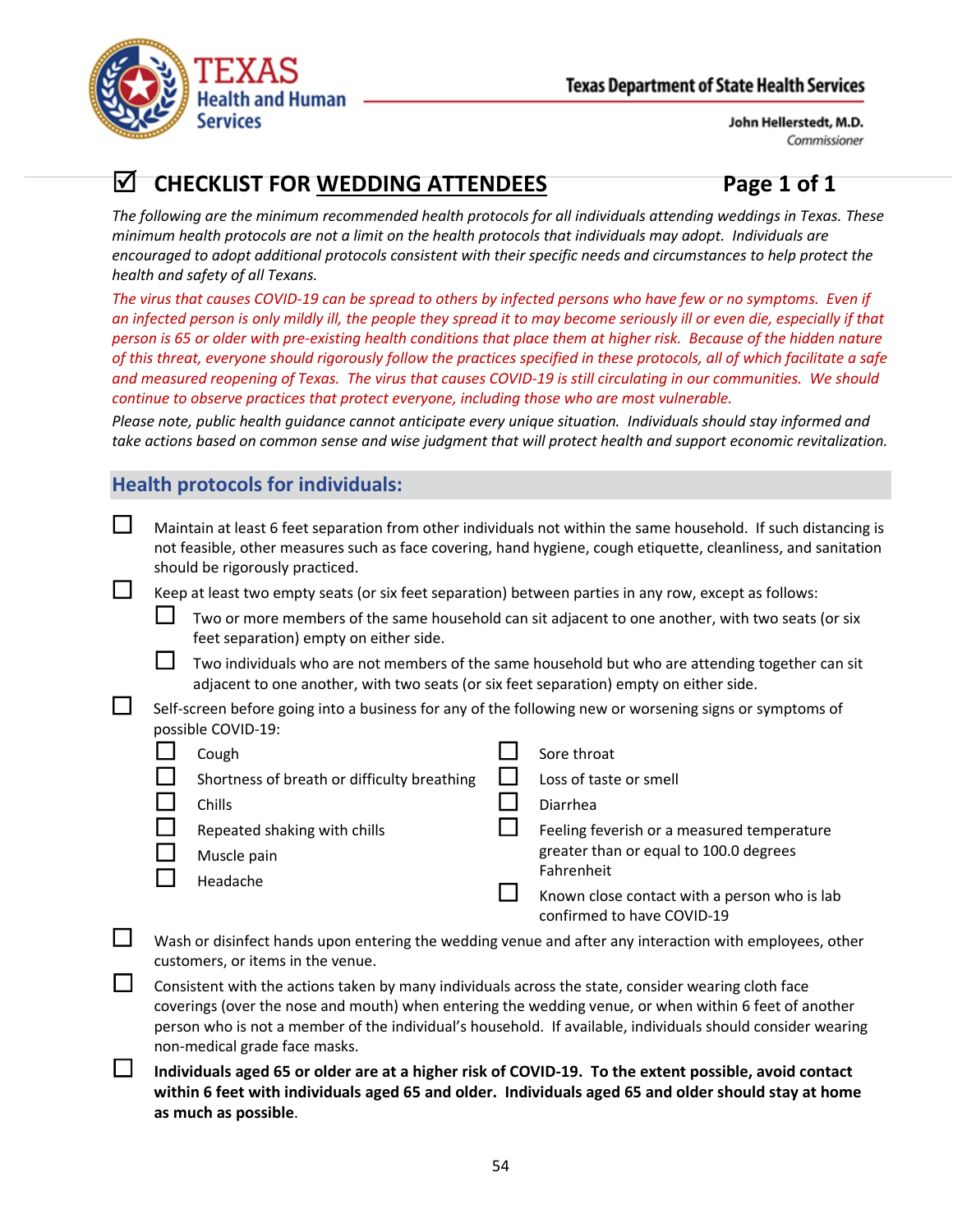Texas Department of State Health Services

John Hellerstedt, M.D.
*Commissioner*

# ☑ CHECKLIST FOR WEDDING ATTENDEES

*The following are the minimum recommended health protocols for all individuals attending weddings in Texas. These minimum health protocols are not a limit on the health protocols that individuals may adopt. Individuals are encouraged to adopt additional protocols consistent with their specific needs and circumstances to help protect the health and safety of all Texans.*

*The virus that causes COVID-19 can be spread to others by infected persons who have few or no symptoms. Even if an infected person is only mildly ill, the people they spread it to may become seriously ill or even die, especially if that person is 65 or older with pre-existing health conditions that place them at higher risk. Because of the hidden nature of this threat, everyone should rigorously follow the practices specified in these protocols, all of which facilitate a safe and measured reopening of Texas. The virus that causes COVID-19 is still circulating in our communities. We should continue to observe practices that protect everyone, including those who are most vulnerable.*

*Please note, public health guidance cannot anticipate every unique situation. Individuals should stay informed and take actions based on common sense and wise judgment that will protect health and support economic revitalization.*

## Health protocols for individuals:

- ☐ Maintain at least 6 feet separation from other individuals not within the same household. If such distancing is not feasible, other measures such as face covering, hand hygiene, cough etiquette, cleanliness, and sanitation should be rigorously practiced.
- ☐ Keep at least two empty seats (or six feet separation) between parties in any row, except as follows:
  - ☐ Two or more members of the same household can sit adjacent to one another, with two seats (or six feet separation) empty on either side.
  - ☐ Two individuals who are not members of the same household but who are attending together can sit adjacent to one another, with two seats (or six feet separation) empty on either side.
- ☐ Self-screen before going into a business for any of the following new or worsening signs or symptoms of possible COVID-19:
  - ☐ Cough
  - ☐ Shortness of breath or difficulty breathing
  - ☐ Chills
  - ☐ Repeated shaking with chills
  - ☐ Muscle pain
  - ☐ Headache
  - ☐ Sore throat
  - ☐ Loss of taste or smell
  - ☐ Diarrhea
  - ☐ Feeling feverish or a measured temperature greater than or equal to 100.0 degrees Fahrenheit
  - ☐ Known close contact with a person who is lab confirmed to have COVID-19
- ☐ Wash or disinfect hands upon entering the wedding venue and after any interaction with employees, other customers, or items in the venue.
- ☐ Consistent with the actions taken by many individuals across the state, consider wearing cloth face coverings (over the nose and mouth) when entering the wedding venue, or when within 6 feet of another person who is not a member of the individual's household. If available, individuals should consider wearing non-medical grade face masks.
- ☐ **Individuals aged 65 or older are at a higher risk of COVID-19. To the extent possible, avoid contact within 6 feet with individuals aged 65 and older. Individuals aged 65 and older should stay at home as much as possible**.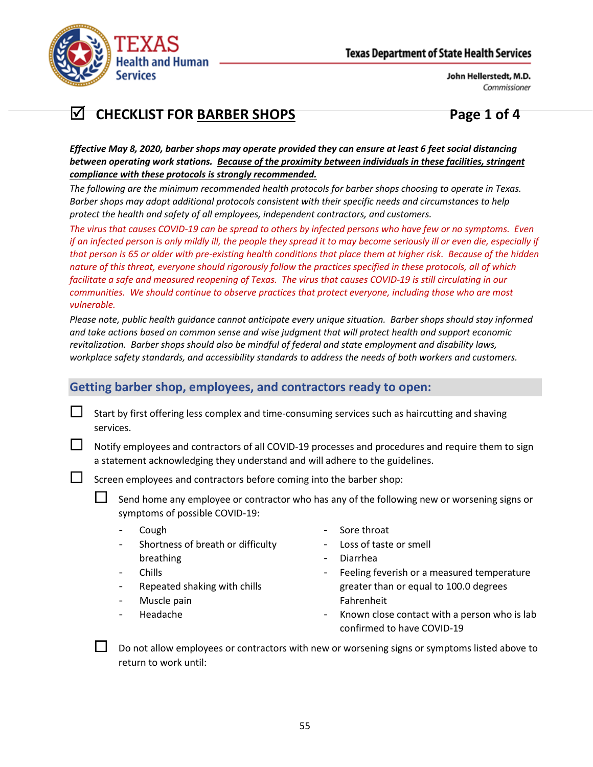Texas Health and Human Services

Texas Department of State Health Services

John Hellerstedt, M.D.
*Commissioner*

# ☑ CHECKLIST FOR BARBER SHOPS

***Effective May 8, 2020, barber shops may operate provided they can ensure at least 6 feet social distancing between operating work stations. Because of the proximity between individuals in these facilities, stringent compliance with these protocols is strongly recommended.***

*The following are the minimum recommended health protocols for barber shops choosing to operate in Texas. Barber shops may adopt additional protocols consistent with their specific needs and circumstances to help protect the health and safety of all employees, independent contractors, and customers.*

*The virus that causes COVID-19 can be spread to others by infected persons who have few or no symptoms. Even if an infected person is only mildly ill, the people they spread it to may become seriously ill or even die, especially if that person is 65 or older with pre-existing health conditions that place them at higher risk. Because of the hidden nature of this threat, everyone should rigorously follow the practices specified in these protocols, all of which facilitate a safe and measured reopening of Texas. The virus that causes COVID-19 is still circulating in our communities. We should continue to observe practices that protect everyone, including those who are most vulnerable.*

*Please note, public health guidance cannot anticipate every unique situation. Barber shops should stay informed and take actions based on common sense and wise judgment that will protect health and support economic revitalization. Barber shops should also be mindful of federal and state employment and disability laws, workplace safety standards, and accessibility standards to address the needs of both workers and customers.*

## Getting barber shop, employees, and contractors ready to open:

- ☐ Start by first offering less complex and time-consuming services such as haircutting and shaving services.
- ☐ Notify employees and contractors of all COVID-19 processes and procedures and require them to sign a statement acknowledging they understand and will adhere to the guidelines.
- ☐ Screen employees and contractors before coming into the barber shop:
  - ☐ Send home any employee or contractor who has any of the following new or worsening signs or symptoms of possible COVID-19:
    - Cough
    - Shortness of breath or difficulty breathing
    - Chills
    - Repeated shaking with chills
    - Muscle pain
    - Headache
    - Sore throat
    - Loss of taste or smell
    - Diarrhea
    - Feeling feverish or a measured temperature greater than or equal to 100.0 degrees Fahrenheit
    - Known close contact with a person who is lab confirmed to have COVID-19
  - ☐ Do not allow employees or contractors with new or worsening signs or symptoms listed above to return to work until: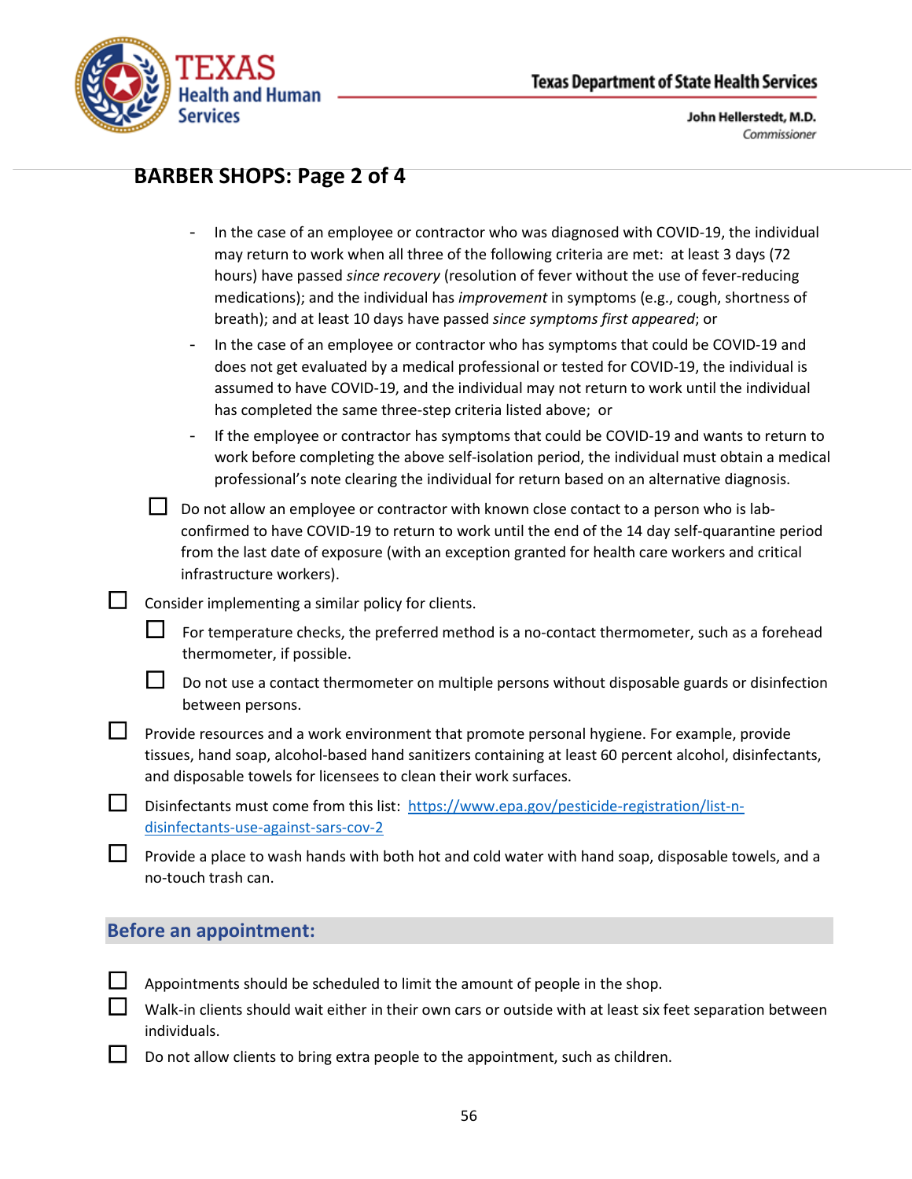## BARBER SHOPS: Page 2 of 4

- In the case of an employee or contractor who was diagnosed with COVID-19, the individual may return to work when all three of the following criteria are met: at least 3 days (72 hours) have passed *since recovery* (resolution of fever without the use of fever-reducing medications); and the individual has *improvement* in symptoms (e.g., cough, shortness of breath); and at least 10 days have passed *since symptoms first appeared*; or
- In the case of an employee or contractor who has symptoms that could be COVID-19 and does not get evaluated by a medical professional or tested for COVID-19, the individual is assumed to have COVID-19, and the individual may not return to work until the individual has completed the same three-step criteria listed above; or
- If the employee or contractor has symptoms that could be COVID-19 and wants to return to work before completing the above self-isolation period, the individual must obtain a medical professional's note clearing the individual for return based on an alternative diagnosis.

  - ☐ Do not allow an employee or contractor with known close contact to a person who is lab-confirmed to have COVID-19 to return to work until the end of the 14 day self-quarantine period from the last date of exposure (with an exception granted for health care workers and critical infrastructure workers).

- ☐ Consider implementing a similar policy for clients.
  - ☐ For temperature checks, the preferred method is a no-contact thermometer, such as a forehead thermometer, if possible.
  - ☐ Do not use a contact thermometer on multiple persons without disposable guards or disinfection between persons.
- ☐ Provide resources and a work environment that promote personal hygiene. For example, provide tissues, hand soap, alcohol-based hand sanitizers containing at least 60 percent alcohol, disinfectants, and disposable towels for licensees to clean their work surfaces.
- ☐ Disinfectants must come from this list: https://www.epa.gov/pesticide-registration/list-n-disinfectants-use-against-sars-cov-2
- ☐ Provide a place to wash hands with both hot and cold water with hand soap, disposable towels, and a no-touch trash can.

### Before an appointment:

- ☐ Appointments should be scheduled to limit the amount of people in the shop.
- ☐ Walk-in clients should wait either in their own cars or outside with at least six feet separation between individuals.
- ☐ Do not allow clients to bring extra people to the appointment, such as children.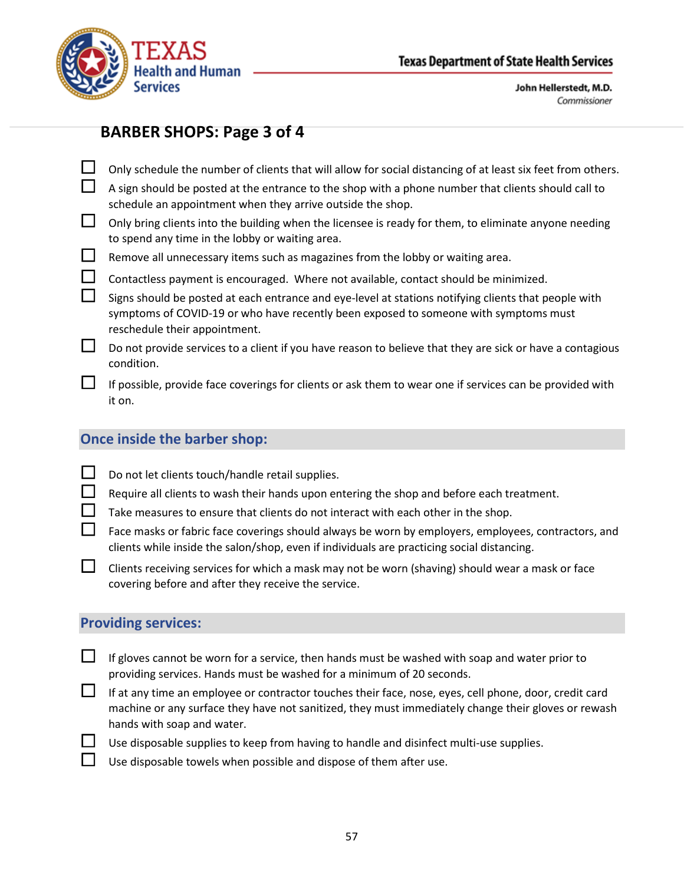## BARBER SHOPS: Page 3 of 4

- ☐ Only schedule the number of clients that will allow for social distancing of at least six feet from others.
- ☐ A sign should be posted at the entrance to the shop with a phone number that clients should call to schedule an appointment when they arrive outside the shop.
- ☐ Only bring clients into the building when the licensee is ready for them, to eliminate anyone needing to spend any time in the lobby or waiting area.
- ☐ Remove all unnecessary items such as magazines from the lobby or waiting area.
- ☐ Contactless payment is encouraged. Where not available, contact should be minimized.
- ☐ Signs should be posted at each entrance and eye-level at stations notifying clients that people with symptoms of COVID-19 or who have recently been exposed to someone with symptoms must reschedule their appointment.
- ☐ Do not provide services to a client if you have reason to believe that they are sick or have a contagious condition.
- ☐ If possible, provide face coverings for clients or ask them to wear one if services can be provided with it on.

### Once inside the barber shop:

- ☐ Do not let clients touch/handle retail supplies.
- ☐ Require all clients to wash their hands upon entering the shop and before each treatment.
- ☐ Take measures to ensure that clients do not interact with each other in the shop.
- ☐ Face masks or fabric face coverings should always be worn by employers, employees, contractors, and clients while inside the salon/shop, even if individuals are practicing social distancing.
- ☐ Clients receiving services for which a mask may not be worn (shaving) should wear a mask or face covering before and after they receive the service.

### Providing services:

- ☐ If gloves cannot be worn for a service, then hands must be washed with soap and water prior to providing services. Hands must be washed for a minimum of 20 seconds.
- ☐ If at any time an employee or contractor touches their face, nose, eyes, cell phone, door, credit card machine or any surface they have not sanitized, they must immediately change their gloves or rewash hands with soap and water.
- ☐ Use disposable supplies to keep from having to handle and disinfect multi-use supplies.
- ☐ Use disposable towels when possible and dispose of them after use.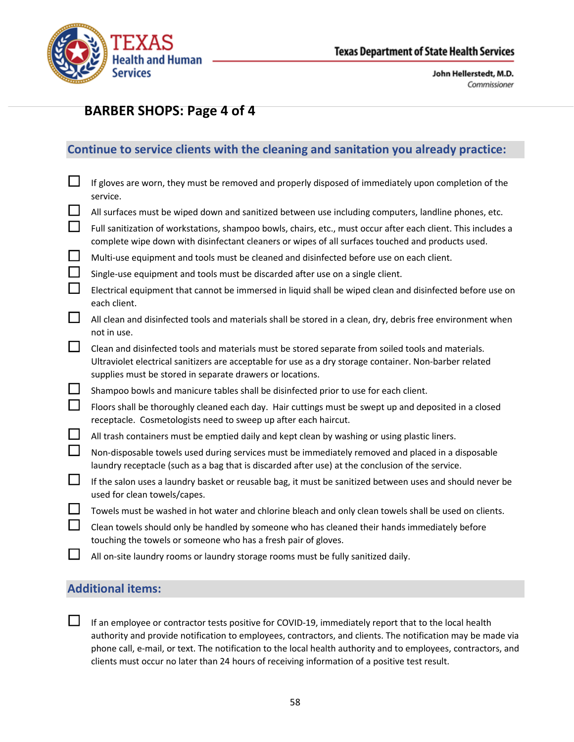## BARBER SHOPS: Page 4 of 4

### Continue to service clients with the cleaning and sanitation you already practice:

- ☐ If gloves are worn, they must be removed and properly disposed of immediately upon completion of the service.
- ☐ All surfaces must be wiped down and sanitized between use including computers, landline phones, etc.
- ☐ Full sanitization of workstations, shampoo bowls, chairs, etc., must occur after each client. This includes a complete wipe down with disinfectant cleaners or wipes of all surfaces touched and products used.
- ☐ Multi-use equipment and tools must be cleaned and disinfected before use on each client.
- ☐ Single-use equipment and tools must be discarded after use on a single client.
- ☐ Electrical equipment that cannot be immersed in liquid shall be wiped clean and disinfected before use on each client.
- ☐ All clean and disinfected tools and materials shall be stored in a clean, dry, debris free environment when not in use.
- ☐ Clean and disinfected tools and materials must be stored separate from soiled tools and materials. Ultraviolet electrical sanitizers are acceptable for use as a dry storage container. Non-barber related supplies must be stored in separate drawers or locations.
- ☐ Shampoo bowls and manicure tables shall be disinfected prior to use for each client.
- ☐ Floors shall be thoroughly cleaned each day. Hair cuttings must be swept up and deposited in a closed receptacle. Cosmetologists need to sweep up after each haircut.
- ☐ All trash containers must be emptied daily and kept clean by washing or using plastic liners.
- ☐ Non-disposable towels used during services must be immediately removed and placed in a disposable laundry receptacle (such as a bag that is discarded after use) at the conclusion of the service.
- ☐ If the salon uses a laundry basket or reusable bag, it must be sanitized between uses and should never be used for clean towels/capes.
- ☐ Towels must be washed in hot water and chlorine bleach and only clean towels shall be used on clients.
- ☐ Clean towels should only be handled by someone who has cleaned their hands immediately before touching the towels or someone who has a fresh pair of gloves.
- ☐ All on-site laundry rooms or laundry storage rooms must be fully sanitized daily.

### Additional items:

- ☐ If an employee or contractor tests positive for COVID-19, immediately report that to the local health authority and provide notification to employees, contractors, and clients. The notification may be made via phone call, e-mail, or text. The notification to the local health authority and to employees, contractors, and clients must occur no later than 24 hours of receiving information of a positive test result.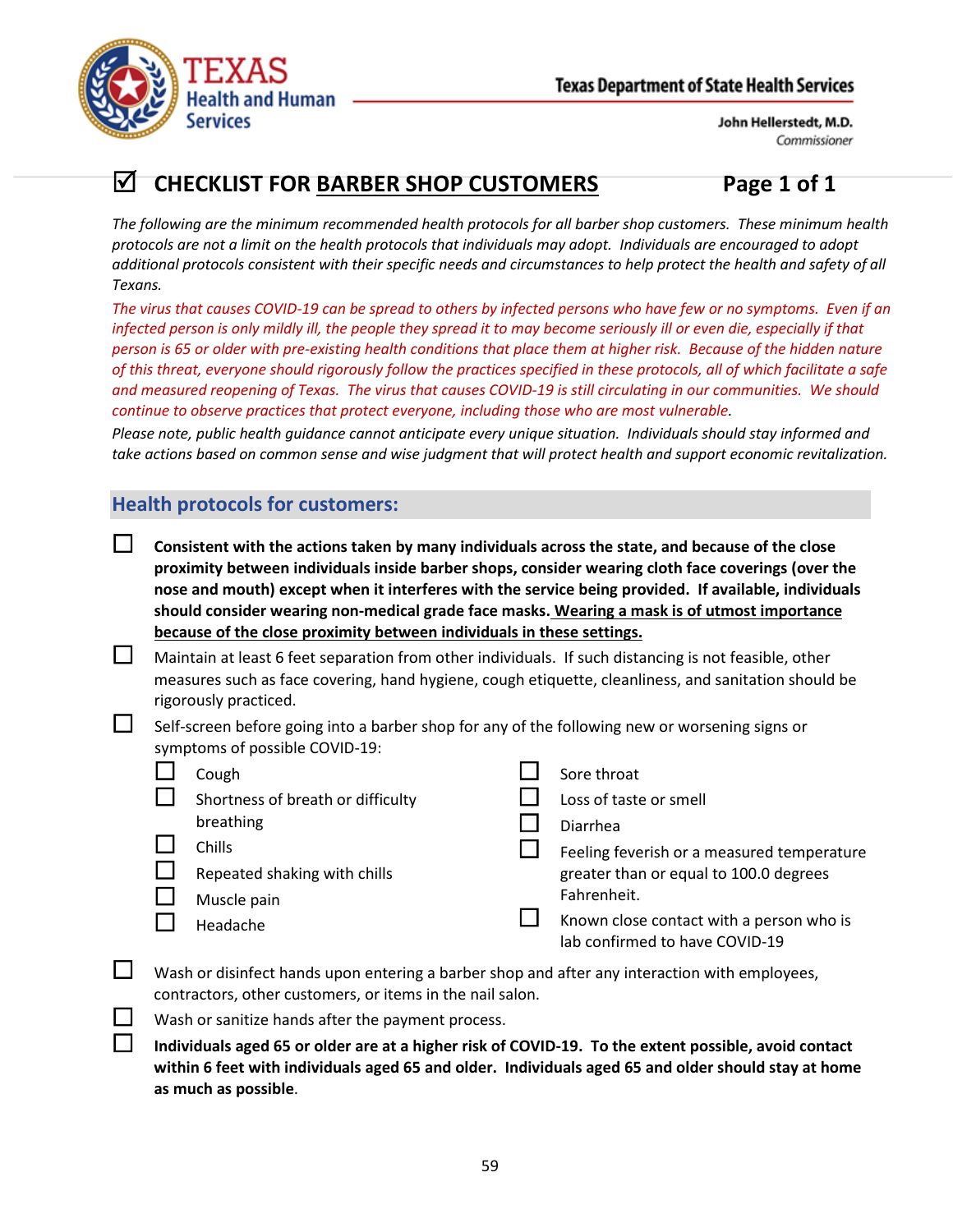# ☑ CHECKLIST FOR BARBER SHOP CUSTOMERS

*The following are the minimum recommended health protocols for all barber shop customers. These minimum health protocols are not a limit on the health protocols that individuals may adopt. Individuals are encouraged to adopt additional protocols consistent with their specific needs and circumstances to help protect the health and safety of all Texans.*

*The virus that causes COVID-19 can be spread to others by infected persons who have few or no symptoms. Even if an infected person is only mildly ill, the people they spread it to may become seriously ill or even die, especially if that person is 65 or older with pre-existing health conditions that place them at higher risk. Because of the hidden nature of this threat, everyone should rigorously follow the practices specified in these protocols, all of which facilitate a safe and measured reopening of Texas. The virus that causes COVID-19 is still circulating in our communities. We should continue to observe practices that protect everyone, including those who are most vulnerable.*

*Please note, public health guidance cannot anticipate every unique situation. Individuals should stay informed and take actions based on common sense and wise judgment that will protect health and support economic revitalization.*

## Health protocols for customers:

- ☐ **Consistent with the actions taken by many individuals across the state, and because of the close proximity between individuals inside barber shops, consider wearing cloth face coverings (over the nose and mouth) except when it interferes with the service being provided. If available, individuals should consider wearing non-medical grade face masks. Wearing a mask is of utmost importance because of the close proximity between individuals in these settings.**
- ☐ Maintain at least 6 feet separation from other individuals. If such distancing is not feasible, other measures such as face covering, hand hygiene, cough etiquette, cleanliness, and sanitation should be rigorously practiced.
- ☐ Self-screen before going into a barber shop for any of the following new or worsening signs or symptoms of possible COVID-19:
  - ☐ Cough
  - ☐ Shortness of breath or difficulty breathing
  - ☐ Chills
  - ☐ Repeated shaking with chills
  - ☐ Muscle pain
  - ☐ Headache
  - ☐ Sore throat
  - ☐ Loss of taste or smell
  - ☐ Diarrhea
  - ☐ Feeling feverish or a measured temperature greater than or equal to 100.0 degrees Fahrenheit.
  - ☐ Known close contact with a person who is lab confirmed to have COVID-19
- ☐ Wash or disinfect hands upon entering a barber shop and after any interaction with employees, contractors, other customers, or items in the nail salon.
- ☐ Wash or sanitize hands after the payment process.
- ☐ **Individuals aged 65 or older are at a higher risk of COVID-19. To the extent possible, avoid contact within 6 feet with individuals aged 65 and older. Individuals aged 65 and older should stay at home as much as possible.**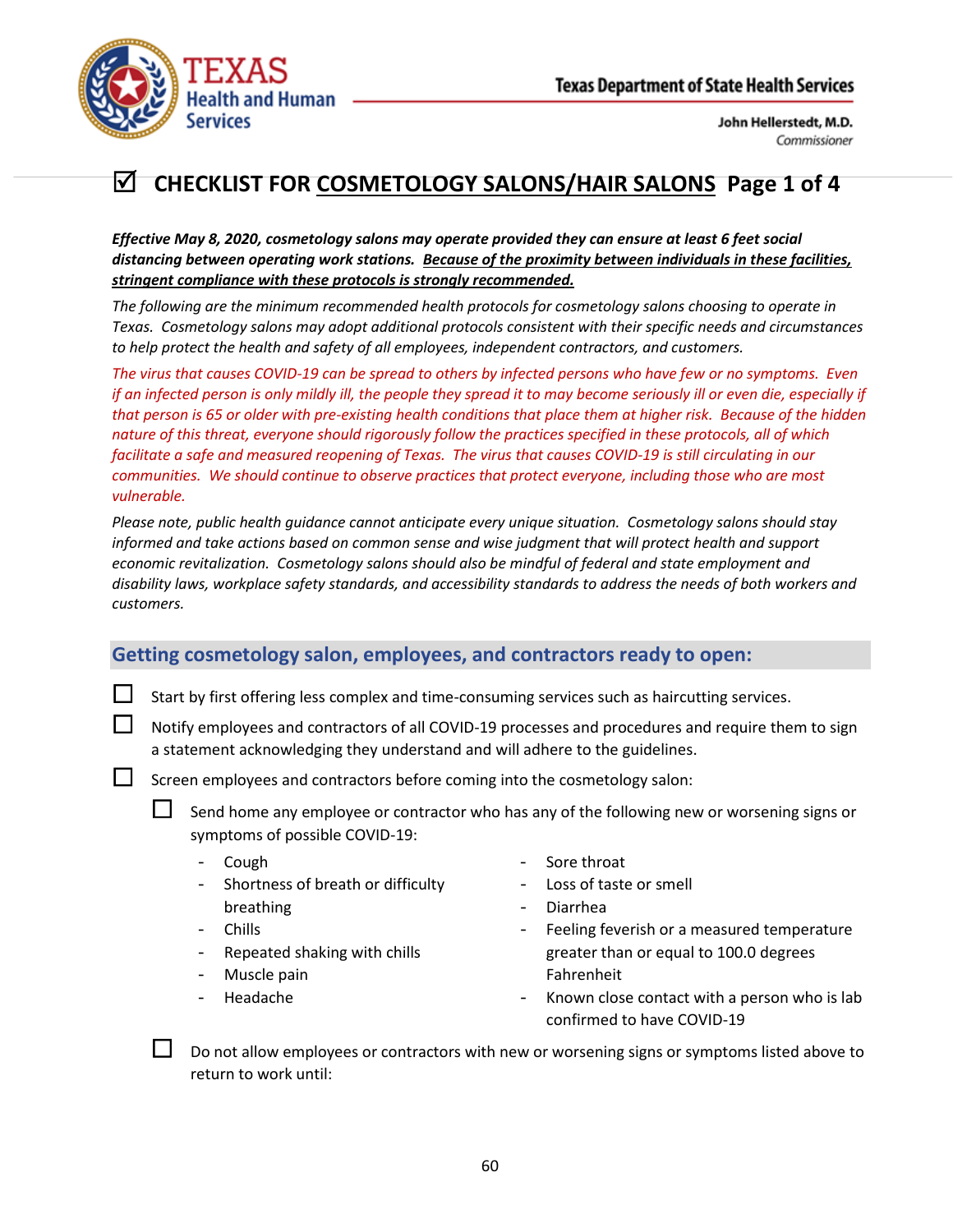Texas Health and Human Services

Texas Department of State Health Services

John Hellerstedt, M.D.
*Commissioner*

# ☑ CHECKLIST FOR COSMETOLOGY SALONS/HAIR SALONS Page 1 of 4

***Effective May 8, 2020, cosmetology salons may operate provided they can ensure at least 6 feet social distancing between operating work stations. Because of the proximity between individuals in these facilities, stringent compliance with these protocols is strongly recommended.***

*The following are the minimum recommended health protocols for cosmetology salons choosing to operate in Texas. Cosmetology salons may adopt additional protocols consistent with their specific needs and circumstances to help protect the health and safety of all employees, independent contractors, and customers.*

*The virus that causes COVID-19 can be spread to others by infected persons who have few or no symptoms. Even if an infected person is only mildly ill, the people they spread it to may become seriously ill or even die, especially if that person is 65 or older with pre-existing health conditions that place them at higher risk. Because of the hidden nature of this threat, everyone should rigorously follow the practices specified in these protocols, all of which facilitate a safe and measured reopening of Texas. The virus that causes COVID-19 is still circulating in our communities. We should continue to observe practices that protect everyone, including those who are most vulnerable.*

*Please note, public health guidance cannot anticipate every unique situation. Cosmetology salons should stay informed and take actions based on common sense and wise judgment that will protect health and support economic revitalization. Cosmetology salons should also be mindful of federal and state employment and disability laws, workplace safety standards, and accessibility standards to address the needs of both workers and customers.*

## Getting cosmetology salon, employees, and contractors ready to open:

- ☐ Start by first offering less complex and time-consuming services such as haircutting services.
- ☐ Notify employees and contractors of all COVID-19 processes and procedures and require them to sign a statement acknowledging they understand and will adhere to the guidelines.
- ☐ Screen employees and contractors before coming into the cosmetology salon:
  - ☐ Send home any employee or contractor who has any of the following new or worsening signs or symptoms of possible COVID-19:
    - Cough
    - Shortness of breath or difficulty breathing
    - Chills
    - Repeated shaking with chills
    - Muscle pain
    - Headache
    - Sore throat
    - Loss of taste or smell
    - Diarrhea
    - Feeling feverish or a measured temperature greater than or equal to 100.0 degrees Fahrenheit
    - Known close contact with a person who is lab confirmed to have COVID-19
  - ☐ Do not allow employees or contractors with new or worsening signs or symptoms listed above to return to work until: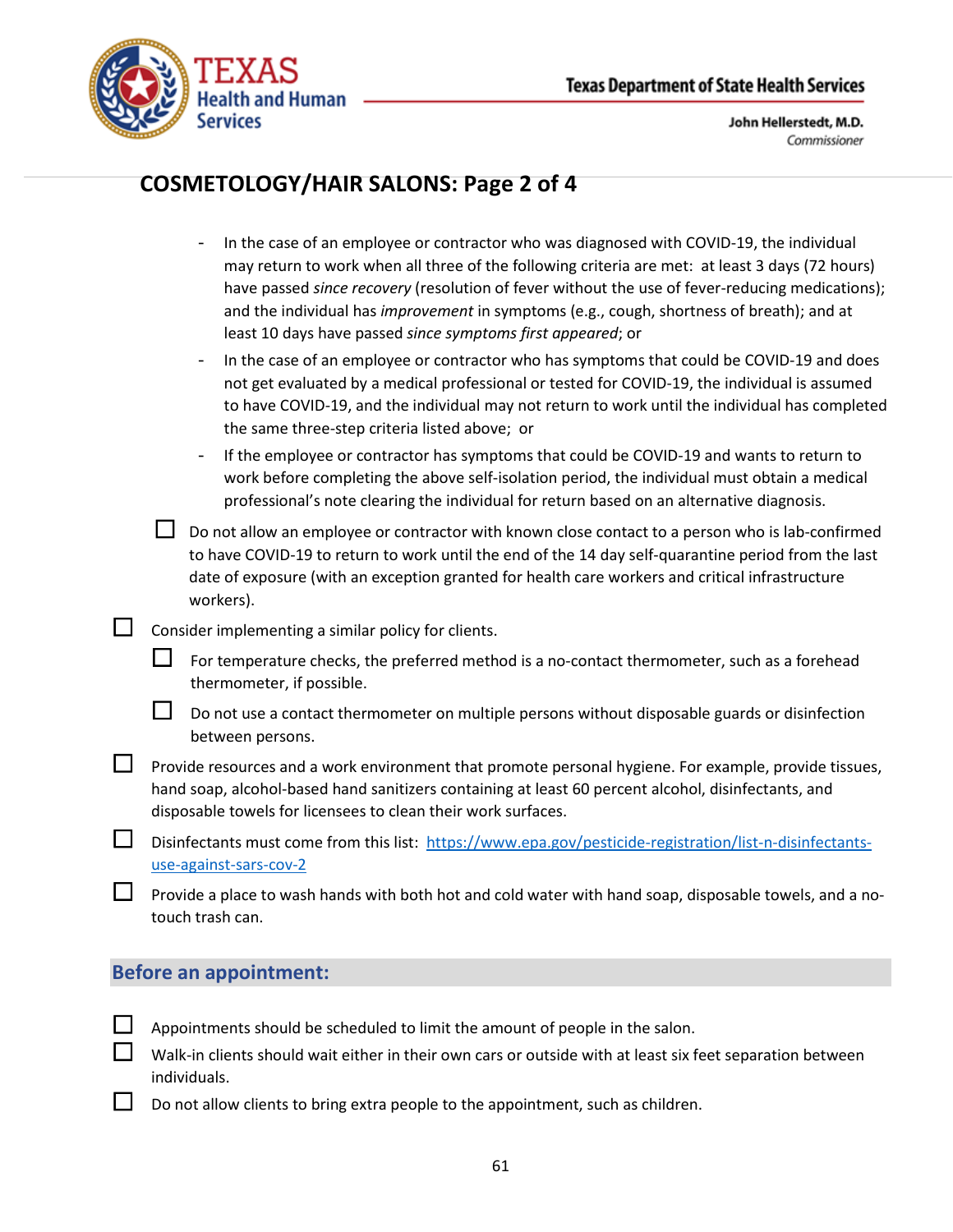## COSMETOLOGY/HAIR SALONS: Page 2 of 4

- In the case of an employee or contractor who was diagnosed with COVID-19, the individual may return to work when all three of the following criteria are met: at least 3 days (72 hours) have passed *since recovery* (resolution of fever without the use of fever-reducing medications); and the individual has *improvement* in symptoms (e.g., cough, shortness of breath); and at least 10 days have passed *since symptoms first appeared*; or
- In the case of an employee or contractor who has symptoms that could be COVID-19 and does not get evaluated by a medical professional or tested for COVID-19, the individual is assumed to have COVID-19, and the individual may not return to work until the individual has completed the same three-step criteria listed above; or
- If the employee or contractor has symptoms that could be COVID-19 and wants to return to work before completing the above self-isolation period, the individual must obtain a medical professional's note clearing the individual for return based on an alternative diagnosis.

- ☐ Do not allow an employee or contractor with known close contact to a person who is lab-confirmed to have COVID-19 to return to work until the end of the 14 day self-quarantine period from the last date of exposure (with an exception granted for health care workers and critical infrastructure workers).

☐ Consider implementing a similar policy for clients.

- ☐ For temperature checks, the preferred method is a no-contact thermometer, such as a forehead thermometer, if possible.
- ☐ Do not use a contact thermometer on multiple persons without disposable guards or disinfection between persons.

☐ Provide resources and a work environment that promote personal hygiene. For example, provide tissues, hand soap, alcohol-based hand sanitizers containing at least 60 percent alcohol, disinfectants, and disposable towels for licensees to clean their work surfaces.

☐ Disinfectants must come from this list: https://www.epa.gov/pesticide-registration/list-n-disinfectants-use-against-sars-cov-2

☐ Provide a place to wash hands with both hot and cold water with hand soap, disposable towels, and a no-touch trash can.

### Before an appointment:

☐ Appointments should be scheduled to limit the amount of people in the salon.

☐ Walk-in clients should wait either in their own cars or outside with at least six feet separation between individuals.

☐ Do not allow clients to bring extra people to the appointment, such as children.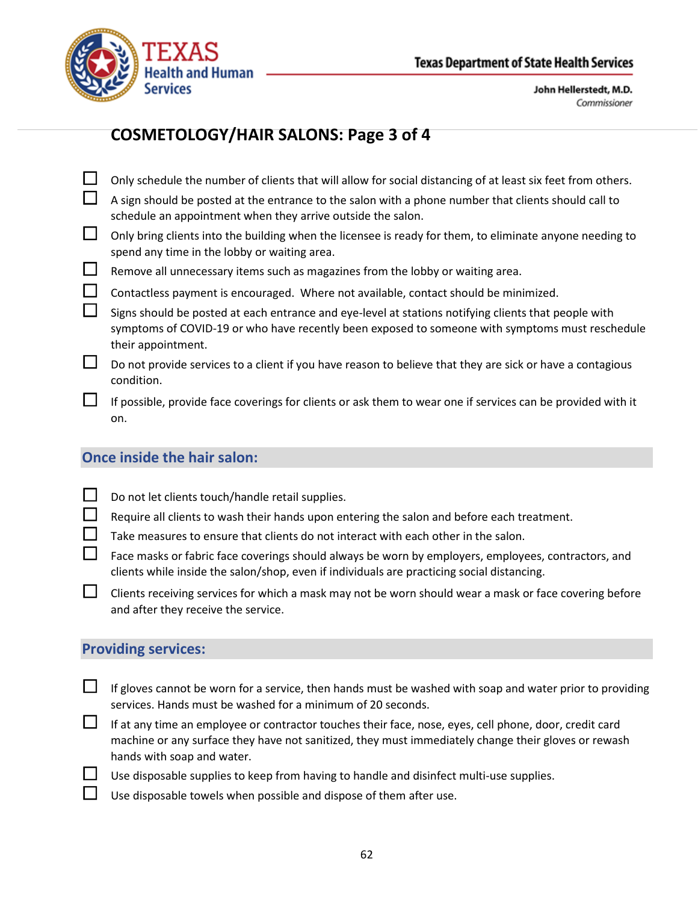## COSMETOLOGY/HAIR SALONS: Page 3 of 4

- ☐ Only schedule the number of clients that will allow for social distancing of at least six feet from others.
- ☐ A sign should be posted at the entrance to the salon with a phone number that clients should call to schedule an appointment when they arrive outside the salon.
- ☐ Only bring clients into the building when the licensee is ready for them, to eliminate anyone needing to spend any time in the lobby or waiting area.
- ☐ Remove all unnecessary items such as magazines from the lobby or waiting area.
- ☐ Contactless payment is encouraged. Where not available, contact should be minimized.
- ☐ Signs should be posted at each entrance and eye-level at stations notifying clients that people with symptoms of COVID-19 or who have recently been exposed to someone with symptoms must reschedule their appointment.
- ☐ Do not provide services to a client if you have reason to believe that they are sick or have a contagious condition.
- ☐ If possible, provide face coverings for clients or ask them to wear one if services can be provided with it on.

### Once inside the hair salon:

- ☐ Do not let clients touch/handle retail supplies.
- ☐ Require all clients to wash their hands upon entering the salon and before each treatment.
- ☐ Take measures to ensure that clients do not interact with each other in the salon.
- ☐ Face masks or fabric face coverings should always be worn by employers, employees, contractors, and clients while inside the salon/shop, even if individuals are practicing social distancing.
- ☐ Clients receiving services for which a mask may not be worn should wear a mask or face covering before and after they receive the service.

### Providing services:

- ☐ If gloves cannot be worn for a service, then hands must be washed with soap and water prior to providing services. Hands must be washed for a minimum of 20 seconds.
- ☐ If at any time an employee or contractor touches their face, nose, eyes, cell phone, door, credit card machine or any surface they have not sanitized, they must immediately change their gloves or rewash hands with soap and water.
- ☐ Use disposable supplies to keep from having to handle and disinfect multi-use supplies.
- ☐ Use disposable towels when possible and dispose of them after use.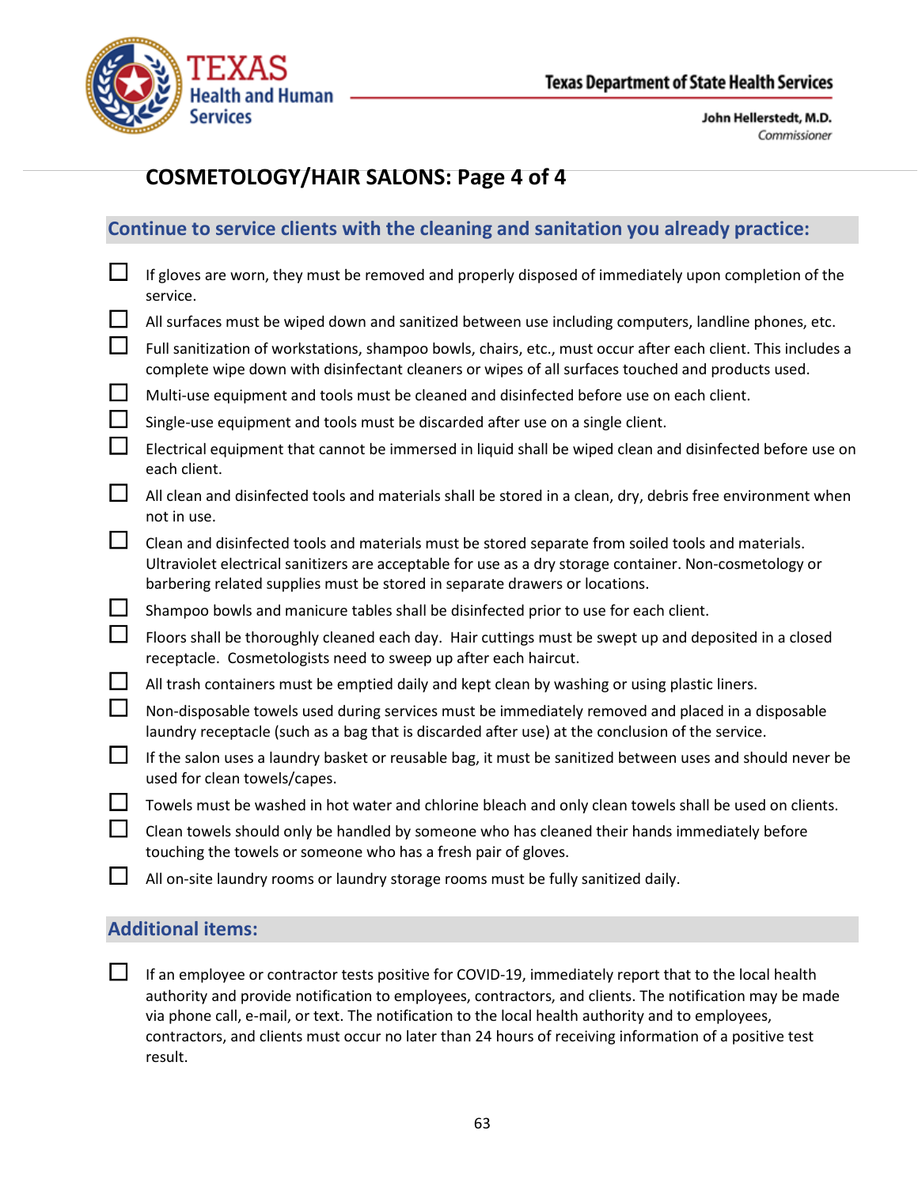## COSMETOLOGY/HAIR SALONS: Page 4 of 4

### Continue to service clients with the cleaning and sanitation you already practice:

- ☐ If gloves are worn, they must be removed and properly disposed of immediately upon completion of the service.
- ☐ All surfaces must be wiped down and sanitized between use including computers, landline phones, etc.
- ☐ Full sanitization of workstations, shampoo bowls, chairs, etc., must occur after each client. This includes a complete wipe down with disinfectant cleaners or wipes of all surfaces touched and products used.
- ☐ Multi-use equipment and tools must be cleaned and disinfected before use on each client.
- ☐ Single-use equipment and tools must be discarded after use on a single client.
- ☐ Electrical equipment that cannot be immersed in liquid shall be wiped clean and disinfected before use on each client.
- ☐ All clean and disinfected tools and materials shall be stored in a clean, dry, debris free environment when not in use.
- ☐ Clean and disinfected tools and materials must be stored separate from soiled tools and materials. Ultraviolet electrical sanitizers are acceptable for use as a dry storage container. Non-cosmetology or barbering related supplies must be stored in separate drawers or locations.
- ☐ Shampoo bowls and manicure tables shall be disinfected prior to use for each client.
- ☐ Floors shall be thoroughly cleaned each day. Hair cuttings must be swept up and deposited in a closed receptacle. Cosmetologists need to sweep up after each haircut.
- ☐ All trash containers must be emptied daily and kept clean by washing or using plastic liners.
- ☐ Non-disposable towels used during services must be immediately removed and placed in a disposable laundry receptacle (such as a bag that is discarded after use) at the conclusion of the service.
- ☐ If the salon uses a laundry basket or reusable bag, it must be sanitized between uses and should never be used for clean towels/capes.
- ☐ Towels must be washed in hot water and chlorine bleach and only clean towels shall be used on clients.
- ☐ Clean towels should only be handled by someone who has cleaned their hands immediately before touching the towels or someone who has a fresh pair of gloves.
- ☐ All on-site laundry rooms or laundry storage rooms must be fully sanitized daily.

### Additional items:

- ☐ If an employee or contractor tests positive for COVID-19, immediately report that to the local health authority and provide notification to employees, contractors, and clients. The notification may be made via phone call, e-mail, or text. The notification to the local health authority and to employees, contractors, and clients must occur no later than 24 hours of receiving information of a positive test result.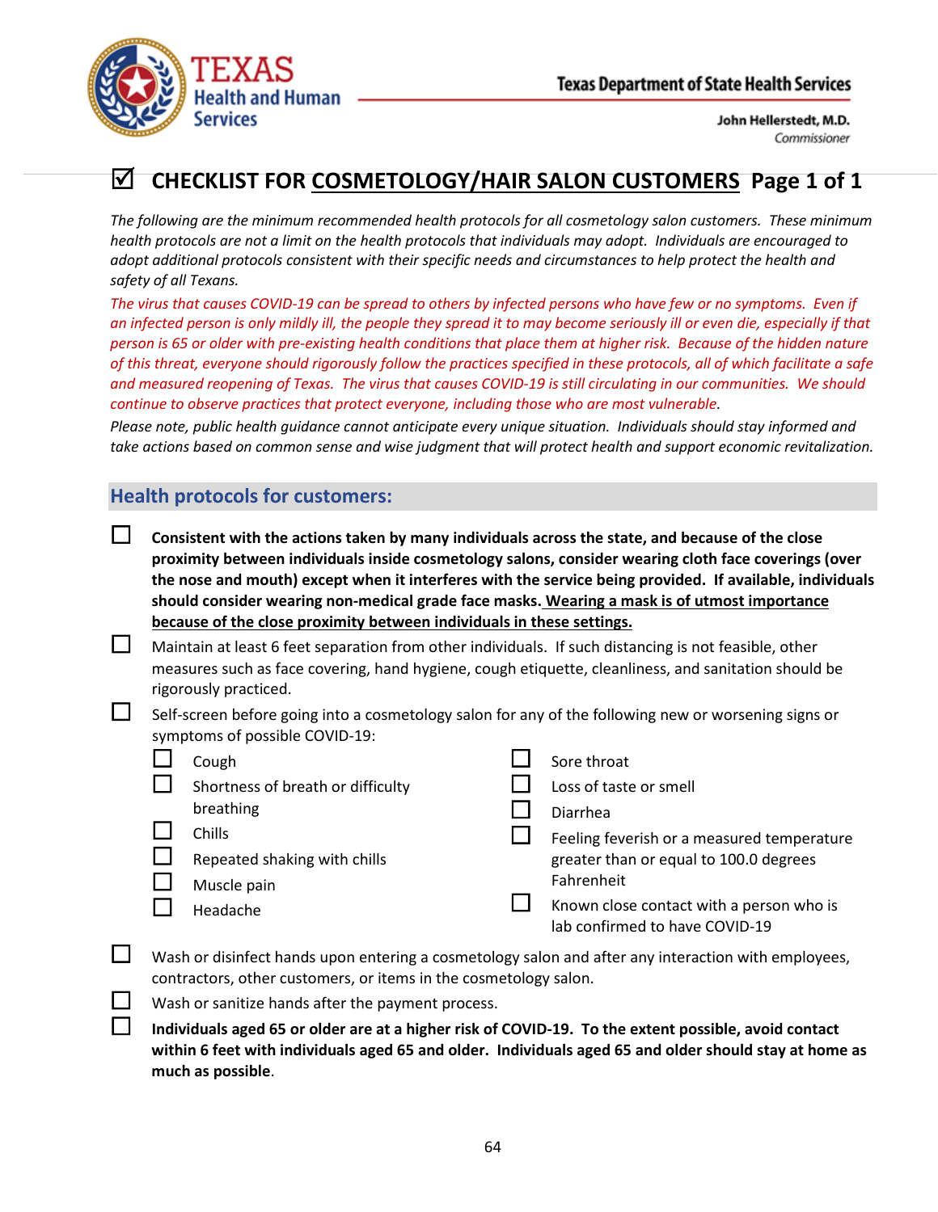Texas Health and Human Services

Texas Department of State Health Services

John Hellerstedt, M.D.
*Commissioner*

# ☑ CHECKLIST FOR COSMETOLOGY/HAIR SALON CUSTOMERS Page 1 of 1

*The following are the minimum recommended health protocols for all cosmetology salon customers. These minimum health protocols are not a limit on the health protocols that individuals may adopt. Individuals are encouraged to adopt additional protocols consistent with their specific needs and circumstances to help protect the health and safety of all Texans.*

*The virus that causes COVID-19 can be spread to others by infected persons who have few or no symptoms. Even if an infected person is only mildly ill, the people they spread it to may become seriously ill or even die, especially if that person is 65 or older with pre-existing health conditions that place them at higher risk. Because of the hidden nature of this threat, everyone should rigorously follow the practices specified in these protocols, all of which facilitate a safe and measured reopening of Texas. The virus that causes COVID-19 is still circulating in our communities. We should continue to observe practices that protect everyone, including those who are most vulnerable.*

*Please note, public health guidance cannot anticipate every unique situation. Individuals should stay informed and take actions based on common sense and wise judgment that will protect health and support economic revitalization.*

## Health protocols for customers:

- ☐ **Consistent with the actions taken by many individuals across the state, and because of the close proximity between individuals inside cosmetology salons, consider wearing cloth face coverings (over the nose and mouth) except when it interferes with the service being provided. If available, individuals should consider wearing non-medical grade face masks. <u>Wearing a mask is of utmost importance because of the close proximity between individuals in these settings.</u>**
- ☐ Maintain at least 6 feet separation from other individuals. If such distancing is not feasible, other measures such as face covering, hand hygiene, cough etiquette, cleanliness, and sanitation should be rigorously practiced.
- ☐ Self-screen before going into a cosmetology salon for any of the following new or worsening signs or symptoms of possible COVID-19:
  - ☐ Cough
  - ☐ Shortness of breath or difficulty breathing
  - ☐ Chills
  - ☐ Repeated shaking with chills
  - ☐ Muscle pain
  - ☐ Headache
  - ☐ Sore throat
  - ☐ Loss of taste or smell
  - ☐ Diarrhea
  - ☐ Feeling feverish or a measured temperature greater than or equal to 100.0 degrees Fahrenheit
  - ☐ Known close contact with a person who is lab confirmed to have COVID-19
- ☐ Wash or disinfect hands upon entering a cosmetology salon and after any interaction with employees, contractors, other customers, or items in the cosmetology salon.
- ☐ Wash or sanitize hands after the payment process.
- ☐ **Individuals aged 65 or older are at a higher risk of COVID-19. To the extent possible, avoid contact within 6 feet with individuals aged 65 and older. Individuals aged 65 and older should stay at home as much as possible**.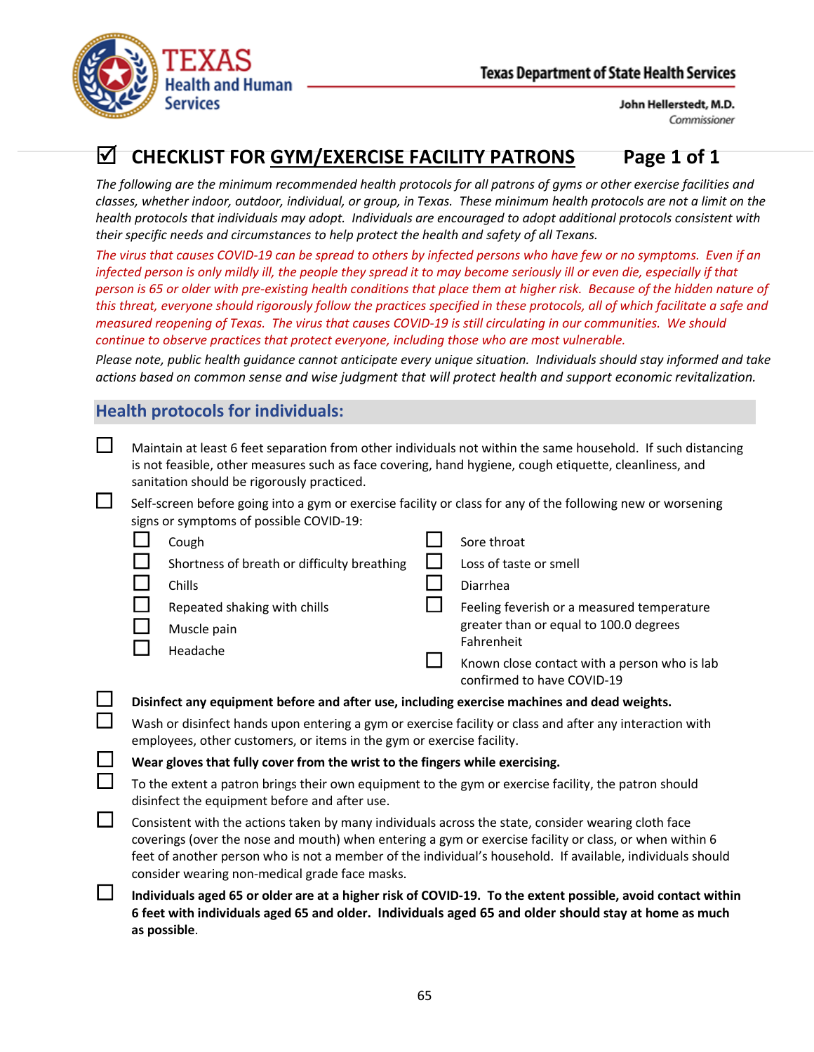Texas Health and Human Services

Texas Department of State Health Services

John Hellerstedt, M.D.
*Commissioner*

# ☑ CHECKLIST FOR GYM/EXERCISE FACILITY PATRONS — Page 1 of 1

*The following are the minimum recommended health protocols for all patrons of gyms or other exercise facilities and classes, whether indoor, outdoor, individual, or group, in Texas. These minimum health protocols are not a limit on the health protocols that individuals may adopt. Individuals are encouraged to adopt additional protocols consistent with their specific needs and circumstances to help protect the health and safety of all Texans.*

*The virus that causes COVID-19 can be spread to others by infected persons who have few or no symptoms. Even if an infected person is only mildly ill, the people they spread it to may become seriously ill or even die, especially if that person is 65 or older with pre-existing health conditions that place them at higher risk. Because of the hidden nature of this threat, everyone should rigorously follow the practices specified in these protocols, all of which facilitate a safe and measured reopening of Texas. The virus that causes COVID-19 is still circulating in our communities. We should continue to observe practices that protect everyone, including those who are most vulnerable.*

*Please note, public health guidance cannot anticipate every unique situation. Individuals should stay informed and take actions based on common sense and wise judgment that will protect health and support economic revitalization.*

## Health protocols for individuals:

- ☐ Maintain at least 6 feet separation from other individuals not within the same household. If such distancing is not feasible, other measures such as face covering, hand hygiene, cough etiquette, cleanliness, and sanitation should be rigorously practiced.
- ☐ Self-screen before going into a gym or exercise facility or class for any of the following new or worsening signs or symptoms of possible COVID-19:
  - ☐ Cough
  - ☐ Shortness of breath or difficulty breathing
  - ☐ Chills
  - ☐ Repeated shaking with chills
  - ☐ Muscle pain
  - ☐ Headache
  - ☐ Sore throat
  - ☐ Loss of taste or smell
  - ☐ Diarrhea
  - ☐ Feeling feverish or a measured temperature greater than or equal to 100.0 degrees Fahrenheit
  - ☐ Known close contact with a person who is lab confirmed to have COVID-19
- ☐ **Disinfect any equipment before and after use, including exercise machines and dead weights.**
- ☐ Wash or disinfect hands upon entering a gym or exercise facility or class and after any interaction with employees, other customers, or items in the gym or exercise facility.
- ☐ **Wear gloves that fully cover from the wrist to the fingers while exercising.**
- ☐ To the extent a patron brings their own equipment to the gym or exercise facility, the patron should disinfect the equipment before and after use.
- ☐ Consistent with the actions taken by many individuals across the state, consider wearing cloth face coverings (over the nose and mouth) when entering a gym or exercise facility or class, or when within 6 feet of another person who is not a member of the individual's household. If available, individuals should consider wearing non-medical grade face masks.
- ☐ **Individuals aged 65 or older are at a higher risk of COVID-19. To the extent possible, avoid contact within 6 feet with individuals aged 65 and older. Individuals aged 65 and older should stay at home as much as possible**.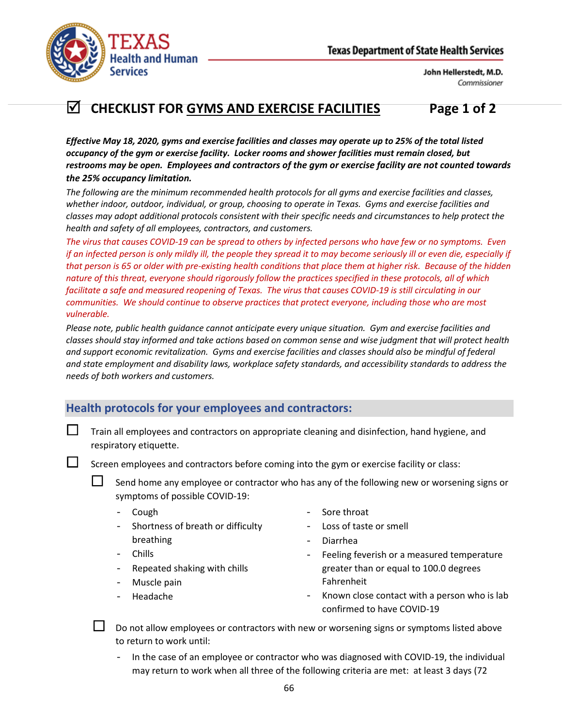Texas Health and Human Services

Texas Department of State Health Services

John Hellerstedt, M.D.
*Commissioner*

# ☑ CHECKLIST FOR GYMS AND EXERCISE FACILITIES Page 1 of 2

***Effective May 18, 2020, gyms and exercise facilities and classes may operate up to 25% of the total listed occupancy of the gym or exercise facility. Locker rooms and shower facilities must remain closed, but restrooms may be open. Employees and contractors of the gym or exercise facility are not counted towards the 25% occupancy limitation.***

*The following are the minimum recommended health protocols for all gyms and exercise facilities and classes, whether indoor, outdoor, individual, or group, choosing to operate in Texas. Gyms and exercise facilities and classes may adopt additional protocols consistent with their specific needs and circumstances to help protect the health and safety of all employees, contractors, and customers.*

*The virus that causes COVID-19 can be spread to others by infected persons who have few or no symptoms. Even if an infected person is only mildly ill, the people they spread it to may become seriously ill or even die, especially if that person is 65 or older with pre-existing health conditions that place them at higher risk. Because of the hidden nature of this threat, everyone should rigorously follow the practices specified in these protocols, all of which facilitate a safe and measured reopening of Texas. The virus that causes COVID-19 is still circulating in our communities. We should continue to observe practices that protect everyone, including those who are most vulnerable.*

*Please note, public health guidance cannot anticipate every unique situation. Gym and exercise facilities and classes should stay informed and take actions based on common sense and wise judgment that will protect health and support economic revitalization. Gyms and exercise facilities and classes should also be mindful of federal and state employment and disability laws, workplace safety standards, and accessibility standards to address the needs of both workers and customers.*

## Health protocols for your employees and contractors:

- ☐ Train all employees and contractors on appropriate cleaning and disinfection, hand hygiene, and respiratory etiquette.
- ☐ Screen employees and contractors before coming into the gym or exercise facility or class:
  - ☐ Send home any employee or contractor who has any of the following new or worsening signs or symptoms of possible COVID-19:
    - Cough
    - Shortness of breath or difficulty breathing
    - Chills
    - Repeated shaking with chills
    - Muscle pain
    - Headache
    - Sore throat
    - Loss of taste or smell
    - Diarrhea
    - Feeling feverish or a measured temperature greater than or equal to 100.0 degrees Fahrenheit
    - Known close contact with a person who is lab confirmed to have COVID-19
  - ☐ Do not allow employees or contractors with new or worsening signs or symptoms listed above to return to work until:
    - In the case of an employee or contractor who was diagnosed with COVID-19, the individual may return to work when all three of the following criteria are met: at least 3 days (72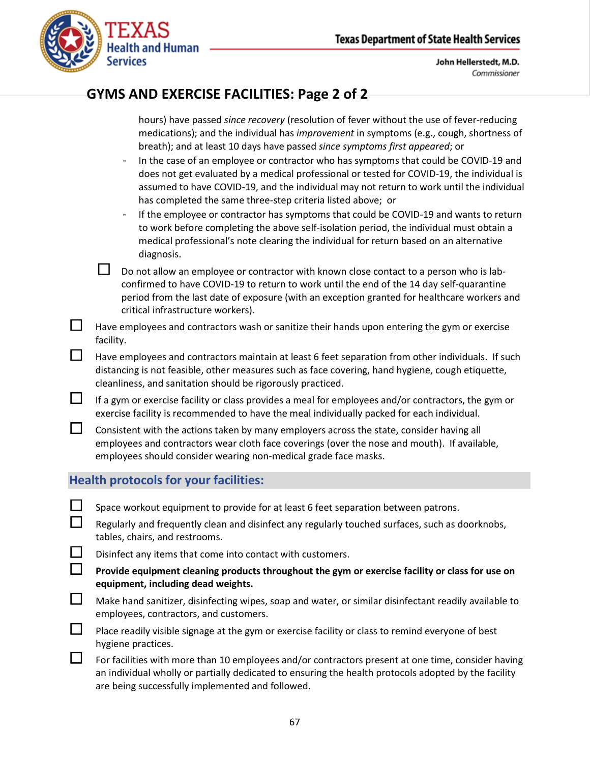## GYMS AND EXERCISE FACILITIES: Page 2 of 2

hours) have passed *since recovery* (resolution of fever without the use of fever-reducing medications); and the individual has *improvement* in symptoms (e.g., cough, shortness of breath); and at least 10 days have passed *since symptoms first appeared*; or

- In the case of an employee or contractor who has symptoms that could be COVID-19 and does not get evaluated by a medical professional or tested for COVID-19, the individual is assumed to have COVID-19, and the individual may not return to work until the individual has completed the same three-step criteria listed above; or
- If the employee or contractor has symptoms that could be COVID-19 and wants to return to work before completing the above self-isolation period, the individual must obtain a medical professional's note clearing the individual for return based on an alternative diagnosis.

☐ Do not allow an employee or contractor with known close contact to a person who is lab-confirmed to have COVID-19 to return to work until the end of the 14 day self-quarantine period from the last date of exposure (with an exception granted for healthcare workers and critical infrastructure workers).

☐ Have employees and contractors wash or sanitize their hands upon entering the gym or exercise facility.

☐ Have employees and contractors maintain at least 6 feet separation from other individuals. If such distancing is not feasible, other measures such as face covering, hand hygiene, cough etiquette, cleanliness, and sanitation should be rigorously practiced.

☐ If a gym or exercise facility or class provides a meal for employees and/or contractors, the gym or exercise facility is recommended to have the meal individually packed for each individual.

☐ Consistent with the actions taken by many employers across the state, consider having all employees and contractors wear cloth face coverings (over the nose and mouth). If available, employees should consider wearing non-medical grade face masks.

### Health protocols for your facilities:

☐ Space workout equipment to provide for at least 6 feet separation between patrons.

☐ Regularly and frequently clean and disinfect any regularly touched surfaces, such as doorknobs, tables, chairs, and restrooms.

☐ Disinfect any items that come into contact with customers.

☐ **Provide equipment cleaning products throughout the gym or exercise facility or class for use on equipment, including dead weights.**

☐ Make hand sanitizer, disinfecting wipes, soap and water, or similar disinfectant readily available to employees, contractors, and customers.

☐ Place readily visible signage at the gym or exercise facility or class to remind everyone of best hygiene practices.

☐ For facilities with more than 10 employees and/or contractors present at one time, consider having an individual wholly or partially dedicated to ensuring the health protocols adopted by the facility are being successfully implemented and followed.